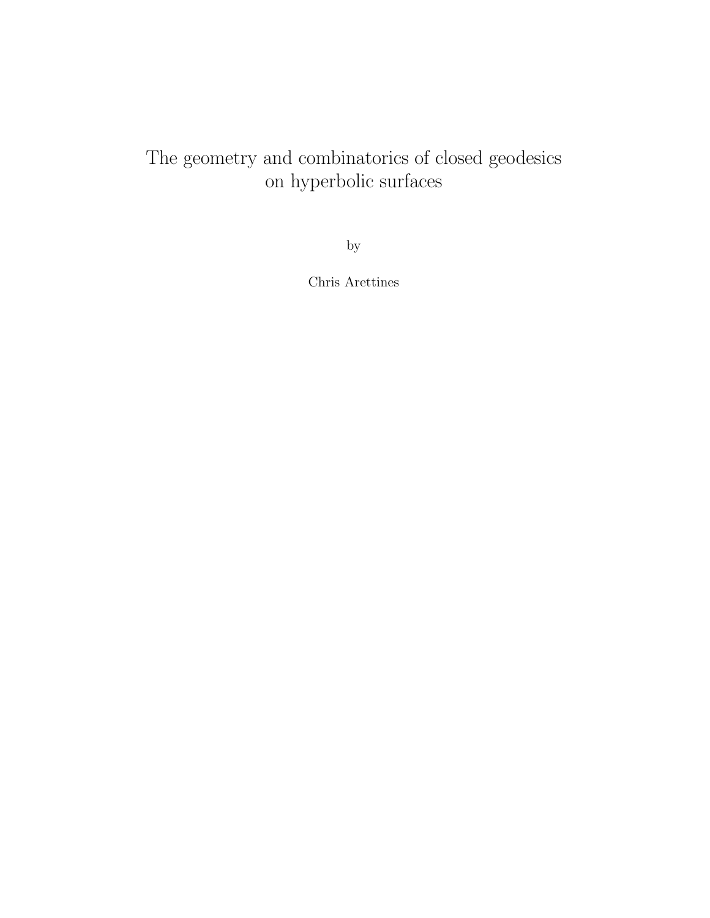# The geometry and combinatorics of closed geodesics on hyperbolic surfaces

by

Chris Arettines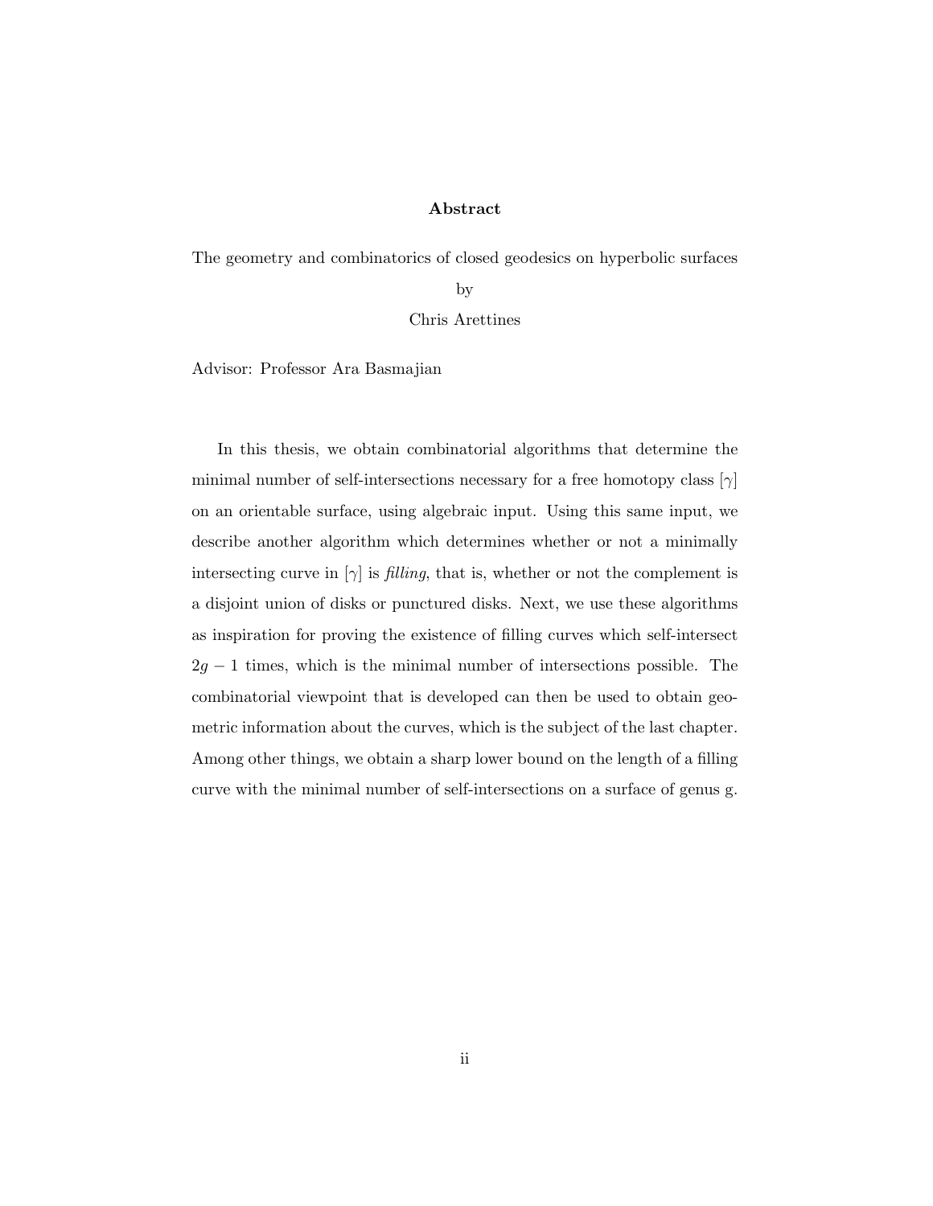# Abstract

The geometry and combinatorics of closed geodesics on hyperbolic surfaces

by

Chris Arettines

Advisor: Professor Ara Basmajian

In this thesis, we obtain combinatorial algorithms that determine the minimal number of self-intersections necessary for a free homotopy class $[\gamma]$ on an orientable surface, using algebraic input. Using this same input, we describe another algorithm which determines whether or not a minimally intersecting curve in $[\gamma]$ is *filling*, that is, whether or not the complement is a disjoint union of disks or punctured disks. Next, we use these algorithms as inspiration for proving the existence of filling curves which self-intersect $2g - 1$ times, which is the minimal number of intersections possible. The combinatorial viewpoint that is developed can then be used to obtain geometric information about the curves, which is the subject of the last chapter. Among other things, we obtain a sharp lower bound on the length of a filling curve with the minimal number of self-intersections on a surface of genus g.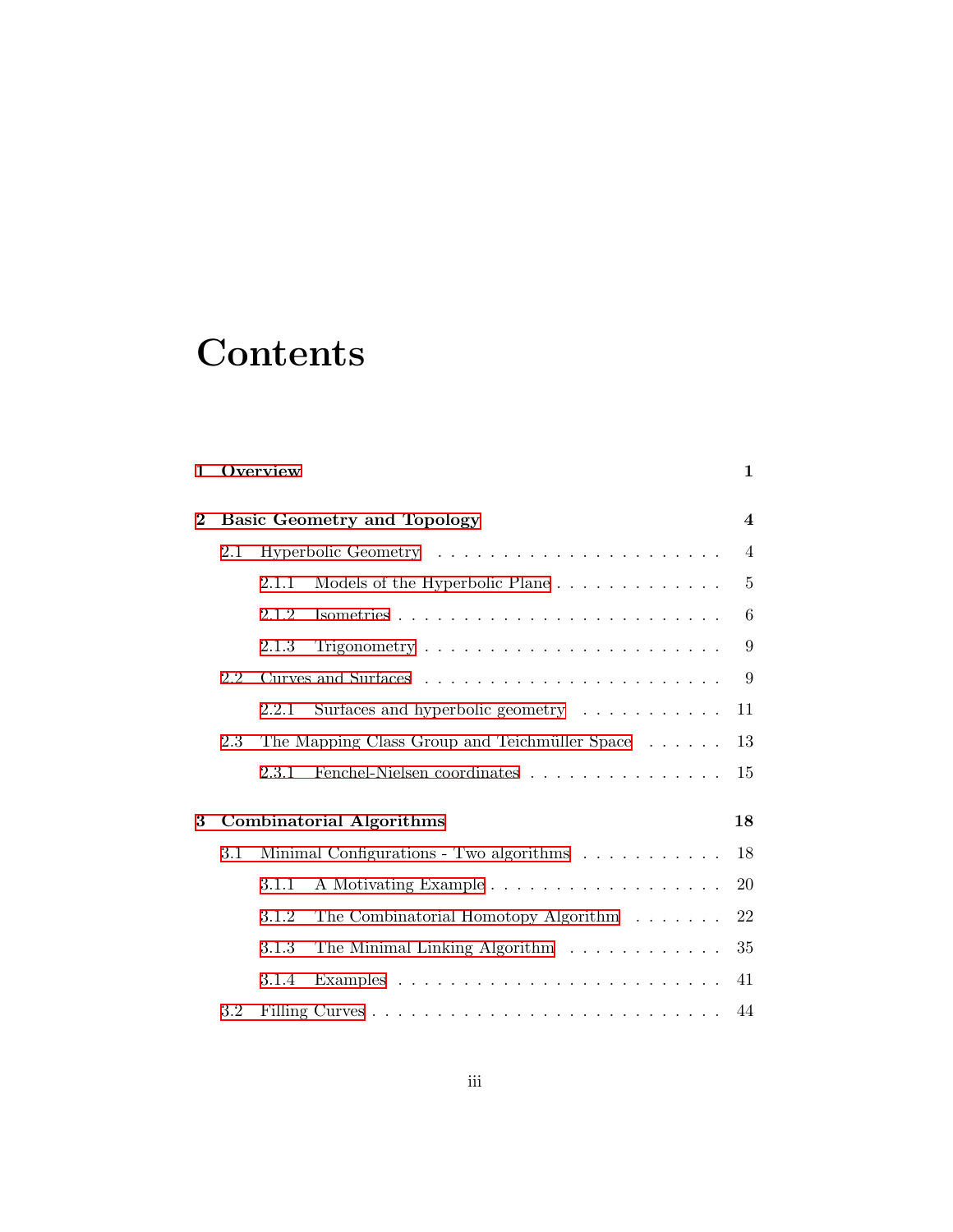# Contents

**1 Overview** **1**

**2 Basic Geometry and Topology** **4**

- 2.1 Hyperbolic Geometry . . . . . . . . . . . . . . . . . . . . . . 4
  - 2.1.1 Models of the Hyperbolic Plane . . . . . . . . . . . . . . 5
  - 2.1.2 Isometries . . . . . . . . . . . . . . . . . . . . . . . . . 6
  - 2.1.3 Trigonometry . . . . . . . . . . . . . . . . . . . . . . . 9
- 2.2 Curves and Surfaces . . . . . . . . . . . . . . . . . . . . . . . 9
  - 2.2.1 Surfaces and hyperbolic geometry . . . . . . . . . . . . 11
- 2.3 The Mapping Class Group and Teichmüller Space . . . . . . 13
  - 2.3.1 Fenchel-Nielsen coordinates . . . . . . . . . . . . . . . . 15

**3 Combinatorial Algorithms** **18**

- 3.1 Minimal Configurations - Two algorithms . . . . . . . . . . . 18
  - 3.1.1 A Motivating Example . . . . . . . . . . . . . . . . . . 20
  - 3.1.2 The Combinatorial Homotopy Algorithm . . . . . . . . 22
  - 3.1.3 The Minimal Linking Algorithm . . . . . . . . . . . . . 35
  - 3.1.4 Examples . . . . . . . . . . . . . . . . . . . . . . . . . 41
- 3.2 Filling Curves . . . . . . . . . . . . . . . . . . . . . . . . . . 44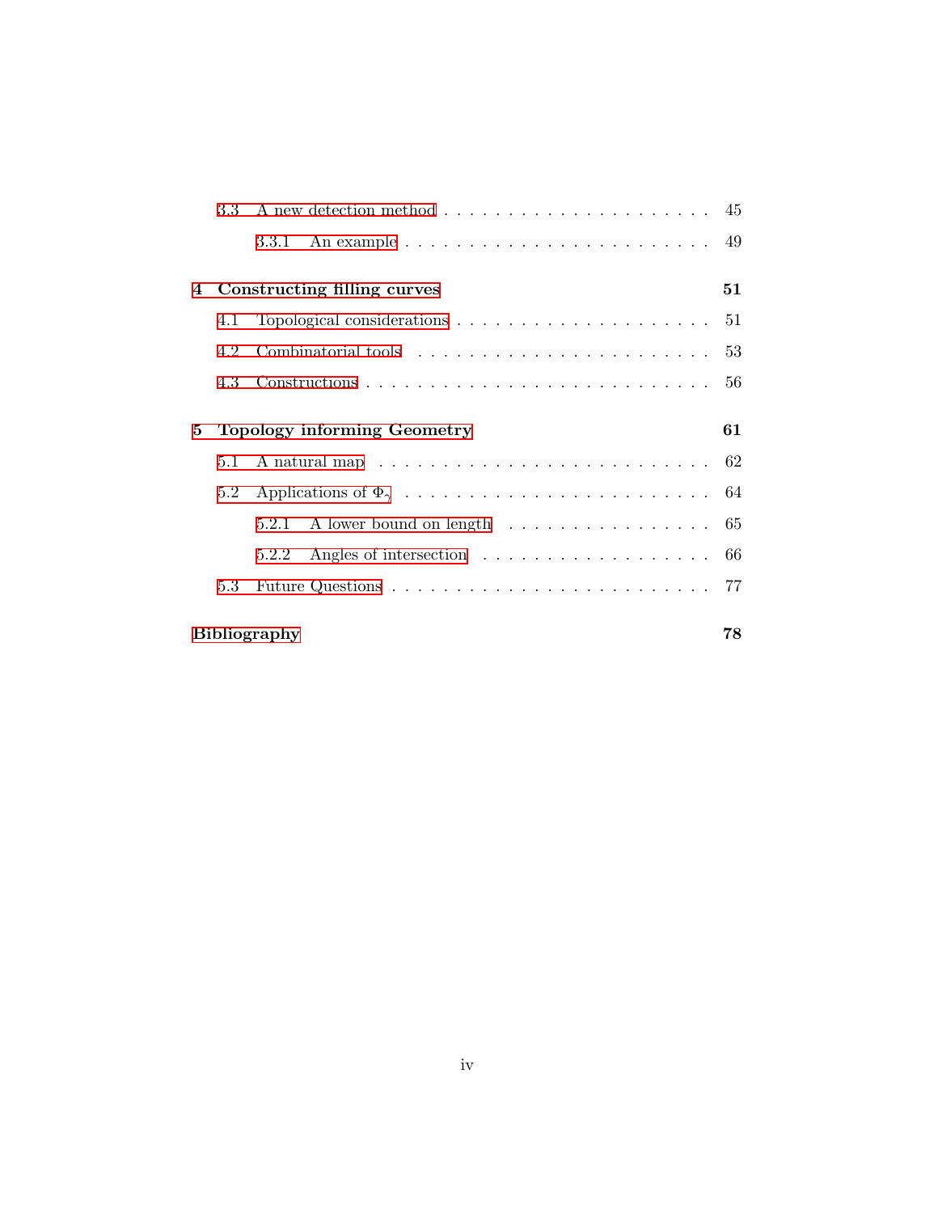3.3 A new detection method . . . . . . . . . . . . . . . . . . . . . . 45

3.3.1 An example . . . . . . . . . . . . . . . . . . . . . . . . 49

**4 Constructing filling curves** **51**

4.1 Topological considerations . . . . . . . . . . . . . . . . . . . . . 51

4.2 Combinatorial tools . . . . . . . . . . . . . . . . . . . . . . . . 53

4.3 Constructions . . . . . . . . . . . . . . . . . . . . . . . . . . . 56

**5 Topology informing Geometry** **61**

5.1 A natural map . . . . . . . . . . . . . . . . . . . . . . . . . . 62

5.2 Applications of $\Phi_\gamma$ . . . . . . . . . . . . . . . . . . . . . . . . . 64

5.2.1 A lower bound on length . . . . . . . . . . . . . . . . . 65

5.2.2 Angles of intersection . . . . . . . . . . . . . . . . . . . 66

5.3 Future Questions . . . . . . . . . . . . . . . . . . . . . . . . . 77

**Bibliography** **78**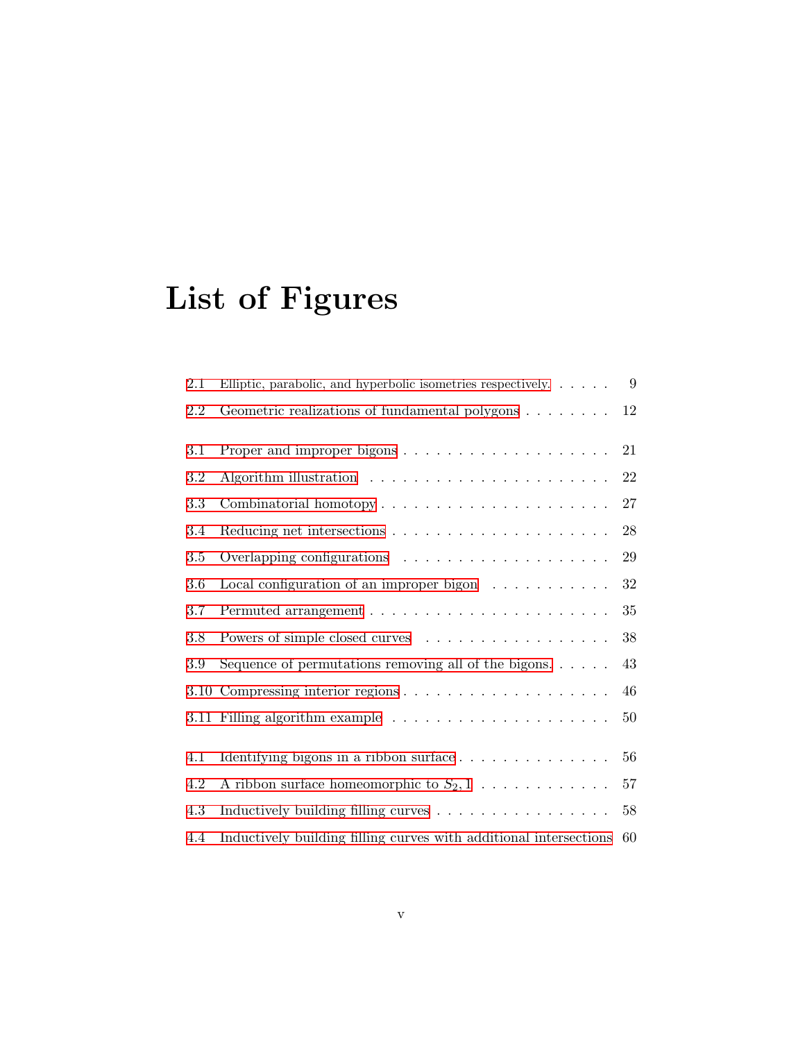# List of Figures

2.1 Elliptic, parabolic, and hyperbolic isometries respectively. . . . . . 9

2.2 Geometric realizations of fundamental polygons . . . . . . . . 12

3.1 Proper and improper bigons . . . . . . . . . . . . . . . . . . . . 21

3.2 Algorithm illustration . . . . . . . . . . . . . . . . . . . . . . 22

3.3 Combinatorial homotopy . . . . . . . . . . . . . . . . . . . . . 27

3.4 Reducing net intersections . . . . . . . . . . . . . . . . . . . . 28

3.5 Overlapping configurations . . . . . . . . . . . . . . . . . . . . 29

3.6 Local configuration of an improper bigon . . . . . . . . . . . . 32

3.7 Permuted arrangement . . . . . . . . . . . . . . . . . . . . . . . 35

3.8 Powers of simple closed curves . . . . . . . . . . . . . . . . . . 38

3.9 Sequence of permutations removing all of the bigons. . . . . . . 43

3.10 Compressing interior regions . . . . . . . . . . . . . . . . . . . 46

3.11 Filling algorithm example . . . . . . . . . . . . . . . . . . . . 50

4.1 Identifying bigons in a ribbon surface . . . . . . . . . . . . . . . 56

4.2 A ribbon surface homeomorphic to $S_2, 1$ . . . . . . . . . . . . 57

4.3 Inductively building filling curves . . . . . . . . . . . . . . . . . 58

4.4 Inductively building filling curves with additional intersections 60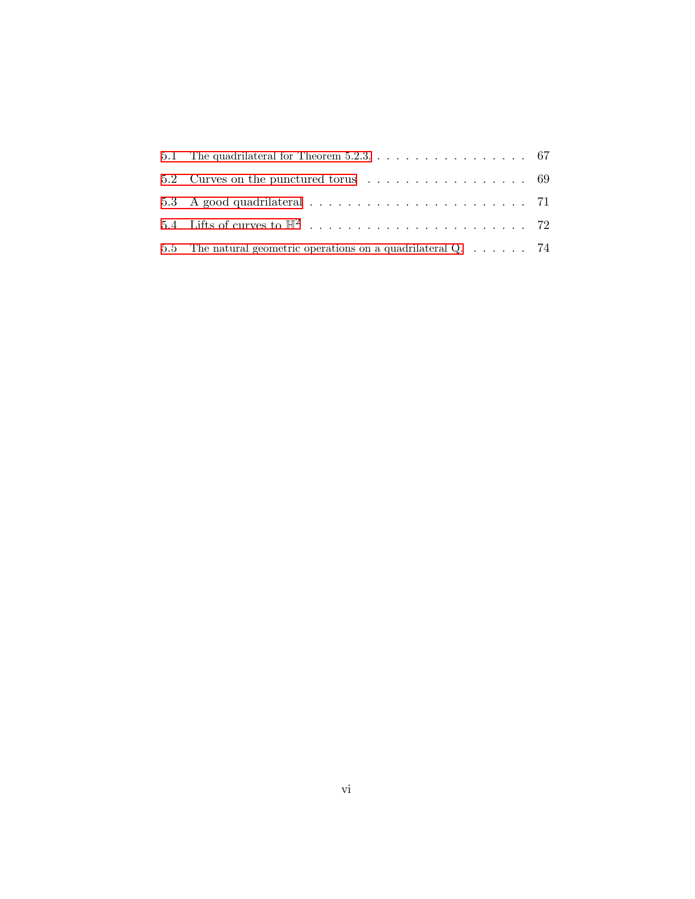5.1 The quadrilateral for Theorem 5.2.3. . . . . . . . . . . . . . . . . . 67

5.2 Curves on the punctured torus . . . . . . . . . . . . . . . . . . . 69

5.3 A good quadrilateral . . . . . . . . . . . . . . . . . . . . . . . . 71

5.4 Lifts of curves to $\mathbb{H}^2$ . . . . . . . . . . . . . . . . . . . . . . . 72

5.5 The natural geometric operations on a quadrilateral Q. . . . . . . 74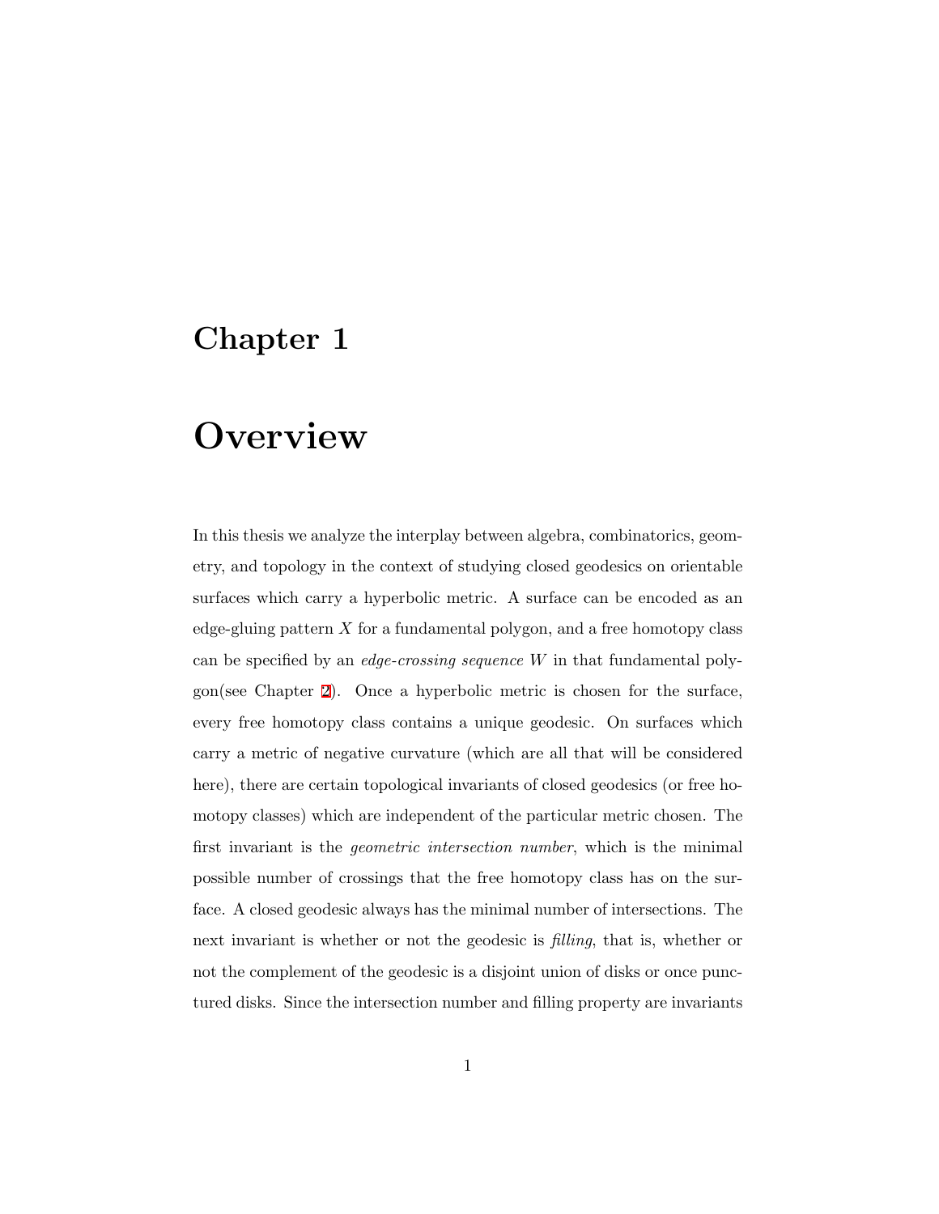# Chapter 1

# Overview

In this thesis we analyze the interplay between algebra, combinatorics, geometry, and topology in the context of studying closed geodesics on orientable surfaces which carry a hyperbolic metric. A surface can be encoded as an edge-gluing pattern $X$ for a fundamental polygon, and a free homotopy class can be specified by an *edge-crossing sequence* $W$ in that fundamental polygon(see Chapter 2). Once a hyperbolic metric is chosen for the surface, every free homotopy class contains a unique geodesic. On surfaces which carry a metric of negative curvature (which are all that will be considered here), there are certain topological invariants of closed geodesics (or free homotopy classes) which are independent of the particular metric chosen. The first invariant is the *geometric intersection number*, which is the minimal possible number of crossings that the free homotopy class has on the surface. A closed geodesic always has the minimal number of intersections. The next invariant is whether or not the geodesic is *filling*, that is, whether or not the complement of the geodesic is a disjoint union of disks or once punctured disks. Since the intersection number and filling property are invariants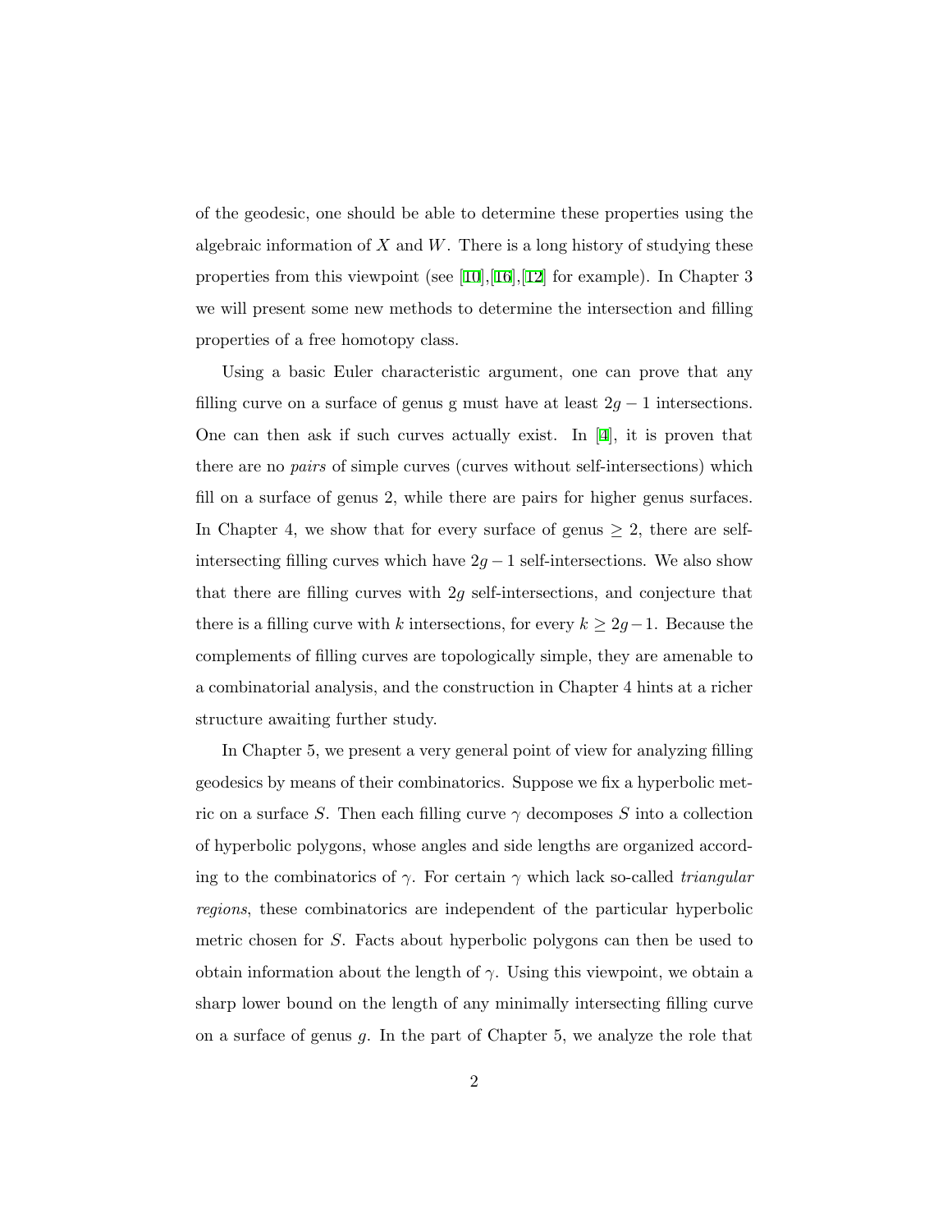of the geodesic, one should be able to determine these properties using the algebraic information of $X$ and $W$. There is a long history of studying these properties from this viewpoint (see [10],[16],[12] for example). In Chapter 3 we will present some new methods to determine the intersection and filling properties of a free homotopy class.

Using a basic Euler characteristic argument, one can prove that any filling curve on a surface of genus g must have at least $2g-1$ intersections. One can then ask if such curves actually exist. In [4], it is proven that there are no *pairs* of simple curves (curves without self-intersections) which fill on a surface of genus 2, while there are pairs for higher genus surfaces. In Chapter 4, we show that for every surface of genus $\geq 2$, there are self-intersecting filling curves which have $2g-1$ self-intersections. We also show that there are filling curves with $2g$ self-intersections, and conjecture that there is a filling curve with $k$ intersections, for every $k \geq 2g-1$. Because the complements of filling curves are topologically simple, they are amenable to a combinatorial analysis, and the construction in Chapter 4 hints at a richer structure awaiting further study.

In Chapter 5, we present a very general point of view for analyzing filling geodesics by means of their combinatorics. Suppose we fix a hyperbolic metric on a surface $S$. Then each filling curve $\gamma$ decomposes $S$ into a collection of hyperbolic polygons, whose angles and side lengths are organized according to the combinatorics of $\gamma$. For certain $\gamma$ which lack so-called *triangular regions*, these combinatorics are independent of the particular hyperbolic metric chosen for $S$. Facts about hyperbolic polygons can then be used to obtain information about the length of $\gamma$. Using this viewpoint, we obtain a sharp lower bound on the length of any minimally intersecting filling curve on a surface of genus $g$. In the part of Chapter 5, we analyze the role that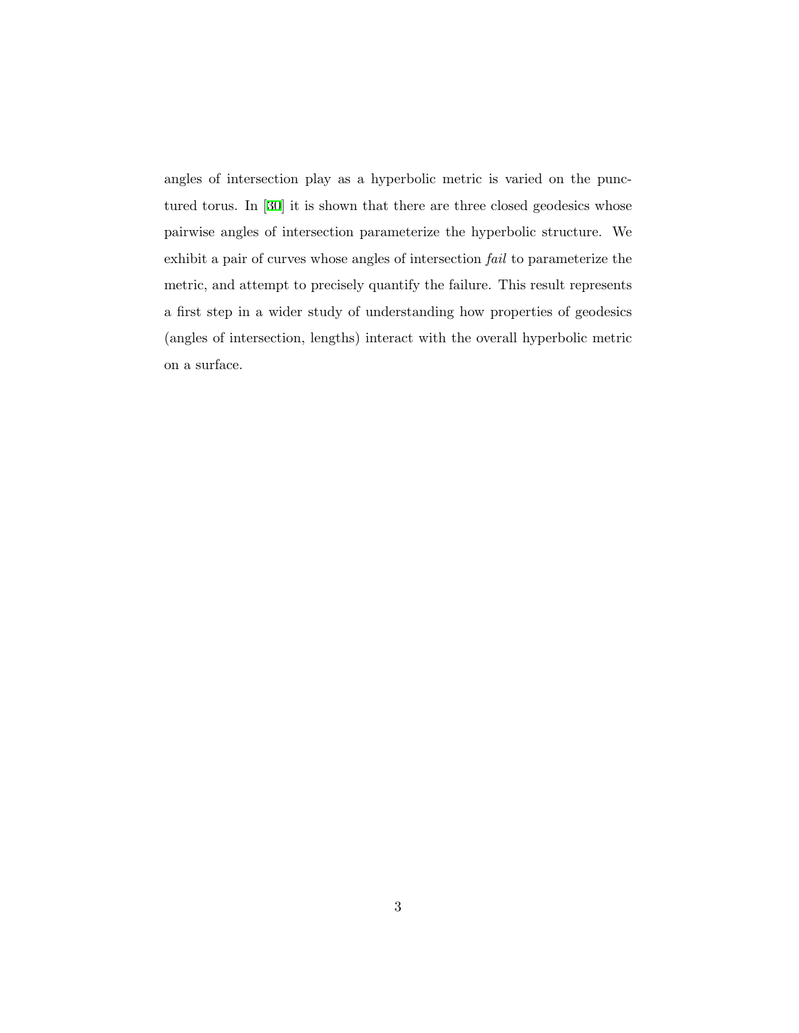angles of intersection play as a hyperbolic metric is varied on the punctured torus. In [30] it is shown that there are three closed geodesics whose pairwise angles of intersection parameterize the hyperbolic structure. We exhibit a pair of curves whose angles of intersection *fail* to parameterize the metric, and attempt to precisely quantify the failure. This result represents a first step in a wider study of understanding how properties of geodesics (angles of intersection, lengths) interact with the overall hyperbolic metric on a surface.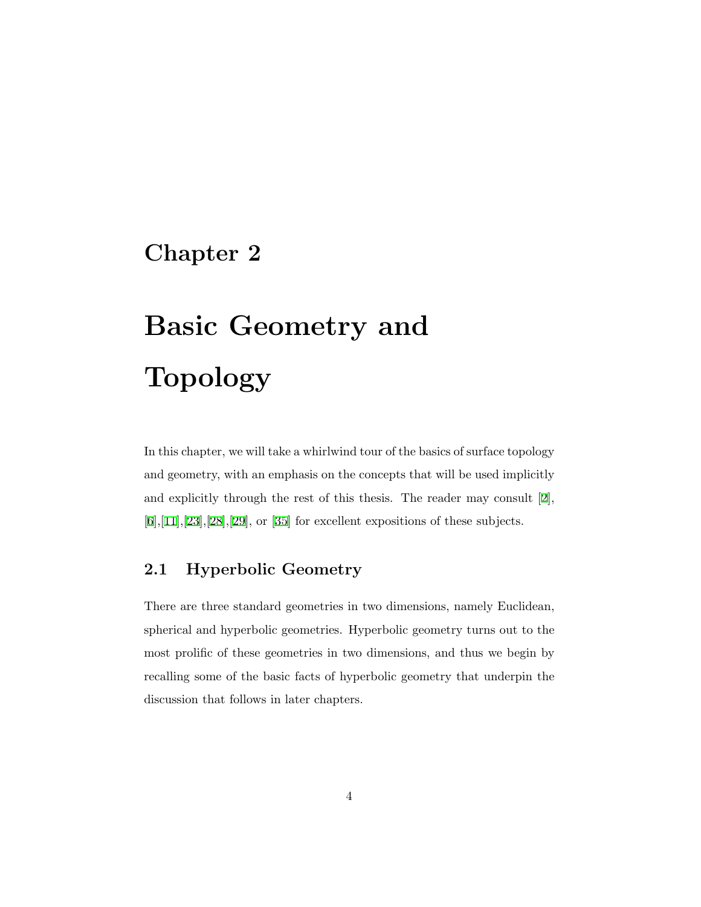# Chapter 2

# Basic Geometry and Topology

In this chapter, we will take a whirlwind tour of the basics of surface topology and geometry, with an emphasis on the concepts that will be used implicitly and explicitly through the rest of this thesis. The reader may consult [2], [6],[11],[23],[28],[29], or [35] for excellent expositions of these subjects.

## 2.1 Hyperbolic Geometry

There are three standard geometries in two dimensions, namely Euclidean, spherical and hyperbolic geometries. Hyperbolic geometry turns out to the most prolific of these geometries in two dimensions, and thus we begin by recalling some of the basic facts of hyperbolic geometry that underpin the discussion that follows in later chapters.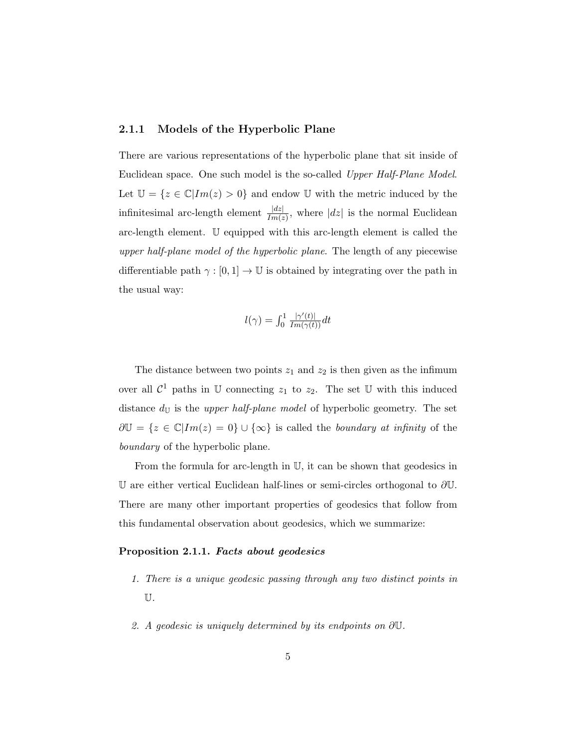### 2.1.1 Models of the Hyperbolic Plane

There are various representations of the hyperbolic plane that sit inside of Euclidean space. One such model is the so-called *Upper Half-Plane Model*. Let $\mathbb{U} = \{z \in \mathbb{C} | Im(z) > 0\}$ and endow $\mathbb{U}$ with the metric induced by the infinitesimal arc-length element $\frac{|dz|}{Im(z)}$, where $|dz|$ is the normal Euclidean arc-length element. $\mathbb{U}$ equipped with this arc-length element is called the *upper half-plane model of the hyperbolic plane*. The length of any piecewise differentiable path $\gamma : [0, 1] \to \mathbb{U}$ is obtained by integrating over the path in the usual way:

$$l(\gamma) = \int_0^1 \frac{|\gamma'(t)|}{Im(\gamma(t))} dt$$

The distance between two points $z_1$ and $z_2$ is then given as the infimum over all $\mathcal{C}^1$ paths in $\mathbb{U}$ connecting $z_1$ to $z_2$. The set $\mathbb{U}$ with this induced distance $d_{\mathbb{U}}$ is the *upper half-plane model* of hyperbolic geometry. The set $\partial\mathbb{U} = \{z \in \mathbb{C} | Im(z) = 0\} \cup \{\infty\}$ is called the *boundary at infinity* of the *boundary* of the hyperbolic plane.

From the formula for arc-length in $\mathbb{U}$, it can be shown that geodesics in $\mathbb{U}$ are either vertical Euclidean half-lines or semi-circles orthogonal to $\partial\mathbb{U}$. There are many other important properties of geodesics that follow from this fundamental observation about geodesics, which we summarize:

**Proposition 2.1.1.** ***Facts about geodesics***

1. *There is a unique geodesic passing through any two distinct points in* $\mathbb{U}$.

2. *A geodesic is uniquely determined by its endpoints on* $\partial\mathbb{U}$.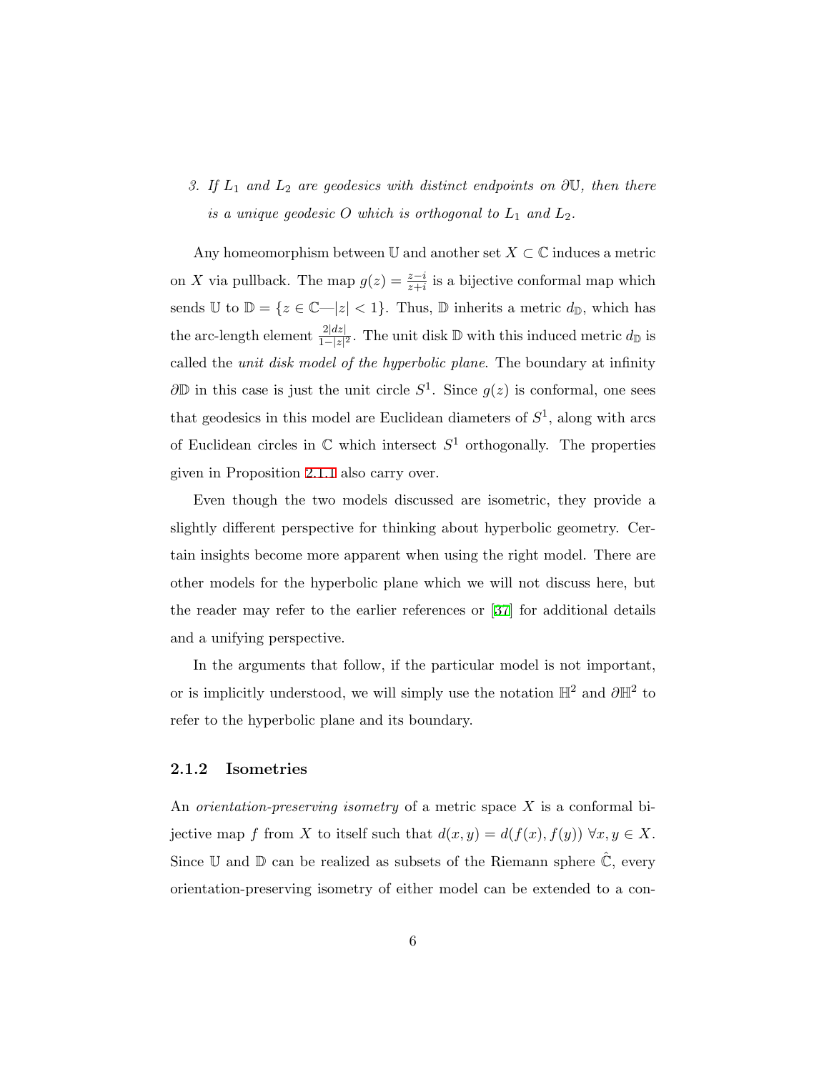3. *If $L_1$ and $L_2$ are geodesics with distinct endpoints on $\partial\mathbb{U}$, then there is a unique geodesic $O$ which is orthogonal to $L_1$ and $L_2$.*

Any homeomorphism between $\mathbb{U}$ and another set $X \subset \mathbb{C}$ induces a metric on $X$ via pullback. The map $g(z) = \frac{z-i}{z+i}$ is a bijective conformal map which sends $\mathbb{U}$ to $\mathbb{D} = \{z \in \mathbb{C} — |z| < 1\}$. Thus, $\mathbb{D}$ inherits a metric $d_{\mathbb{D}}$, which has the arc-length element $\frac{2|dz|}{1-|z|^2}$. The unit disk $\mathbb{D}$ with this induced metric $d_{\mathbb{D}}$ is called the *unit disk model of the hyperbolic plane*. The boundary at infinity $\partial\mathbb{D}$ in this case is just the unit circle $S^1$. Since $g(z)$ is conformal, one sees that geodesics in this model are Euclidean diameters of $S^1$, along with arcs of Euclidean circles in $\mathbb{C}$ which intersect $S^1$ orthogonally. The properties given in Proposition 2.1.1 also carry over.

Even though the two models discussed are isometric, they provide a slightly different perspective for thinking about hyperbolic geometry. Certain insights become more apparent when using the right model. There are other models for the hyperbolic plane which we will not discuss here, but the reader may refer to the earlier references or [37] for additional details and a unifying perspective.

In the arguments that follow, if the particular model is not important, or is implicitly understood, we will simply use the notation $\mathbb{H}^2$ and $\partial\mathbb{H}^2$ to refer to the hyperbolic plane and its boundary.

### 2.1.2 Isometries

An *orientation-preserving isometry* of a metric space $X$ is a conformal bijective map $f$ from $X$ to itself such that $d(x, y) = d(f(x), f(y))\ \forall x, y \in X$. Since $\mathbb{U}$ and $\mathbb{D}$ can be realized as subsets of the Riemann sphere $\hat{\mathbb{C}}$, every orientation-preserving isometry of either model can be extended to a con-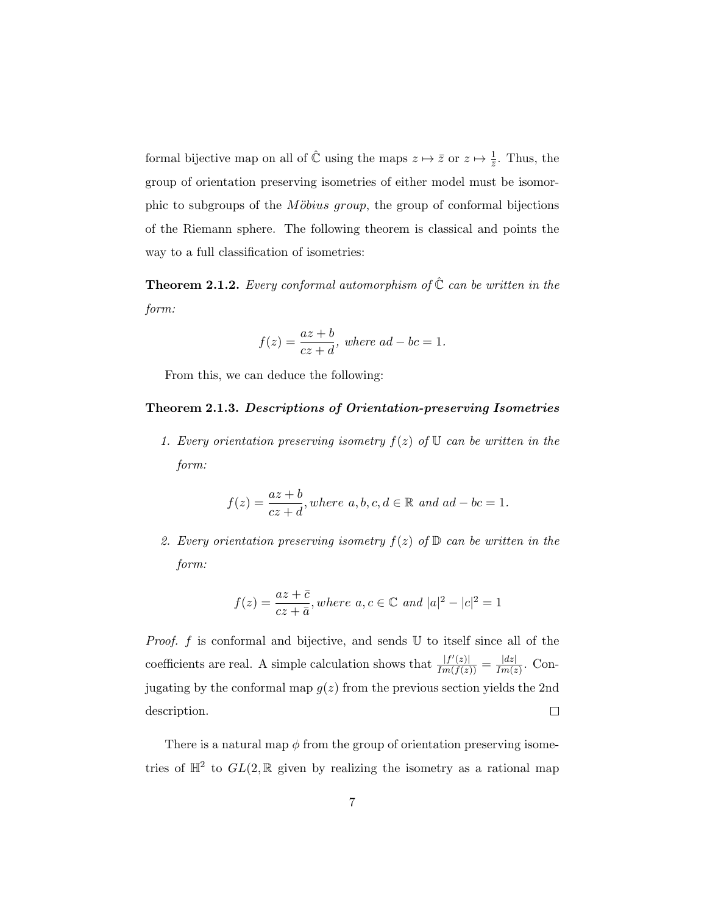formal bijective map on all of $\hat{\mathbb{C}}$ using the maps $z \mapsto \bar{z}$ or $z \mapsto \frac{1}{\bar{z}}$. Thus, the group of orientation preserving isometries of either model must be isomorphic to subgroups of the *Möbius group*, the group of conformal bijections of the Riemann sphere. The following theorem is classical and points the way to a full classification of isometries:

**Theorem 2.1.2.** *Every conformal automorphism of $\hat{\mathbb{C}}$ can be written in the form:*

$$f(z) = \frac{az+b}{cz+d}, \text{ where } ad - bc = 1.$$

From this, we can deduce the following:

**Theorem 2.1.3.** ***Descriptions of Orientation-preserving Isometries***

1. *Every orientation preserving isometry $f(z)$ of $\mathbb{U}$ can be written in the form:*

$$f(z) = \frac{az+b}{cz+d}, \text{where } a, b, c, d \in \mathbb{R} \text{ and } ad - bc = 1.$$

2. *Every orientation preserving isometry $f(z)$ of $\mathbb{D}$ can be written in the form:*

$$f(z) = \frac{az+\bar{c}}{cz+\bar{a}}, \text{where } a, c \in \mathbb{C} \text{ and } |a|^2 - |c|^2 = 1$$

*Proof.* $f$ is conformal and bijective, and sends $\mathbb{U}$ to itself since all of the coefficients are real. A simple calculation shows that $\frac{|f'(z)|}{Im(f(z))} = \frac{|dz|}{Im(z)}$. Conjugating by the conformal map $g(z)$ from the previous section yields the 2nd description. □

There is a natural map $\phi$ from the group of orientation preserving isometries of $\mathbb{H}^2$ to $GL(2, \mathbb{R}$ given by realizing the isometry as a rational map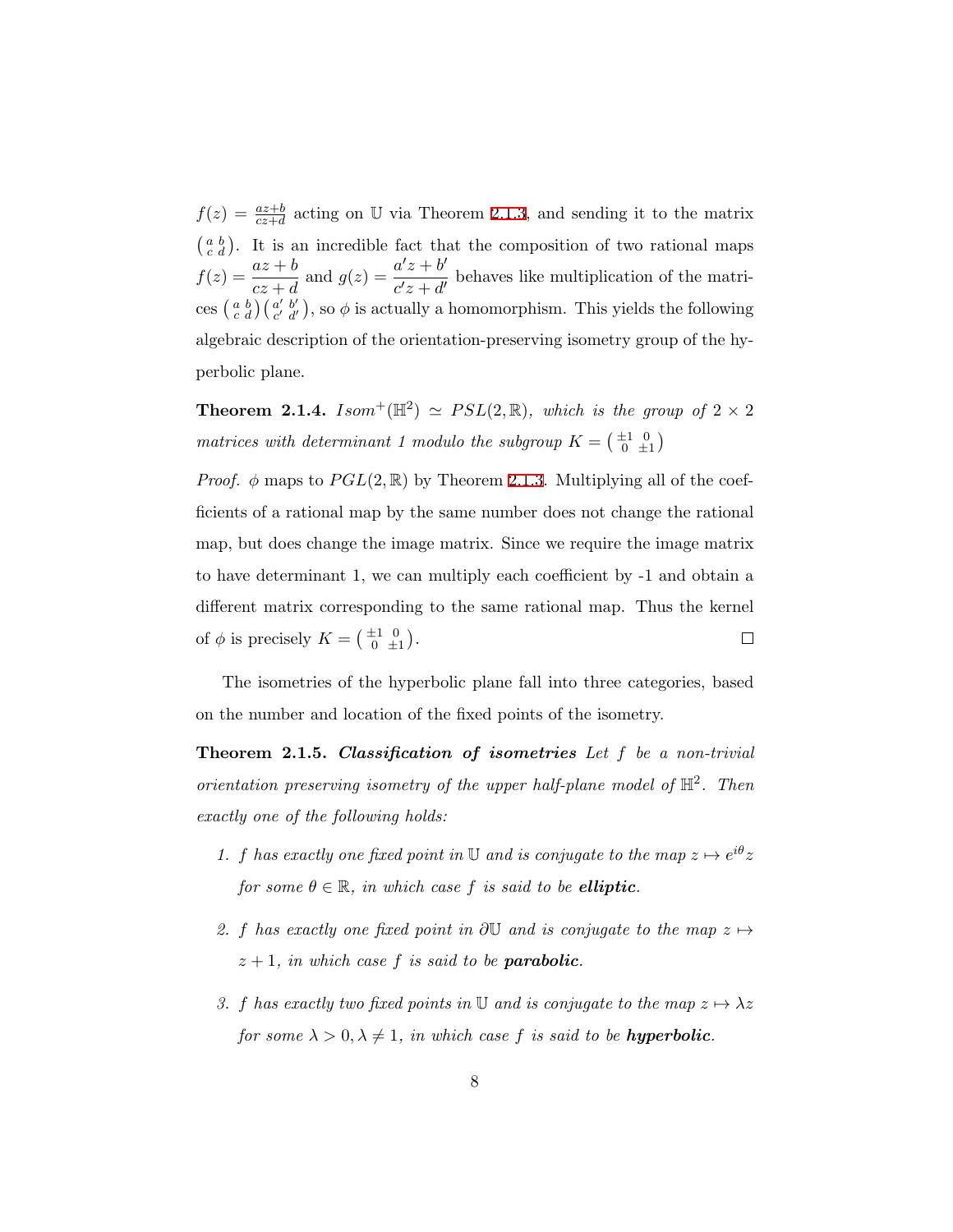$f(z) = \frac{az+b}{cz+d}$ acting on $\mathbb{U}$ via Theorem 2.1.3, and sending it to the matrix $\left(\begin{smallmatrix} a & b \\ c & d \end{smallmatrix}\right)$. It is an incredible fact that the composition of two rational maps $f(z) = \dfrac{az+b}{cz+d}$ and $g(z) = \dfrac{a'z+b'}{c'z+d'}$ behaves like multiplication of the matrices $\left(\begin{smallmatrix} a & b \\ c & d \end{smallmatrix}\right)\left(\begin{smallmatrix} a' & b' \\ c' & d' \end{smallmatrix}\right)$, so $\phi$ is actually a homomorphism. This yields the following algebraic description of the orientation-preserving isometry group of the hyperbolic plane.

**Theorem 2.1.4.** *$Isom^+(\mathbb{H}^2) \simeq PSL(2,\mathbb{R})$, which is the group of $2 \times 2$ matrices with determinant 1 modulo the subgroup $K = \left(\begin{smallmatrix} \pm 1 & 0 \\ 0 & \pm 1 \end{smallmatrix}\right)$*

*Proof.* $\phi$ maps to $PGL(2,\mathbb{R})$ by Theorem 2.1.3. Multiplying all of the coefficients of a rational map by the same number does not change the rational map, but does change the image matrix. Since we require the image matrix to have determinant 1, we can multiply each coefficient by -1 and obtain a different matrix corresponding to the same rational map. Thus the kernel of $\phi$ is precisely $K = \left(\begin{smallmatrix} \pm 1 & 0 \\ 0 & \pm 1 \end{smallmatrix}\right)$. ∎

The isometries of the hyperbolic plane fall into three categories, based on the number and location of the fixed points of the isometry.

**Theorem 2.1.5.** ***Classification of isometries*** *Let $f$ be a non-trivial orientation preserving isometry of the upper half-plane model of $\mathbb{H}^2$. Then exactly one of the following holds:*

1. *$f$ has exactly one fixed point in $\mathbb{U}$ and is conjugate to the map $z \mapsto e^{i\theta}z$ for some $\theta \in \mathbb{R}$, in which case $f$ is said to be **elliptic**.*
2. *$f$ has exactly one fixed point in $\partial\mathbb{U}$ and is conjugate to the map $z \mapsto z+1$, in which case $f$ is said to be **parabolic**.*
3. *$f$ has exactly two fixed points in $\mathbb{U}$ and is conjugate to the map $z \mapsto \lambda z$ for some $\lambda > 0, \lambda \neq 1$, in which case $f$ is said to be **hyperbolic**.*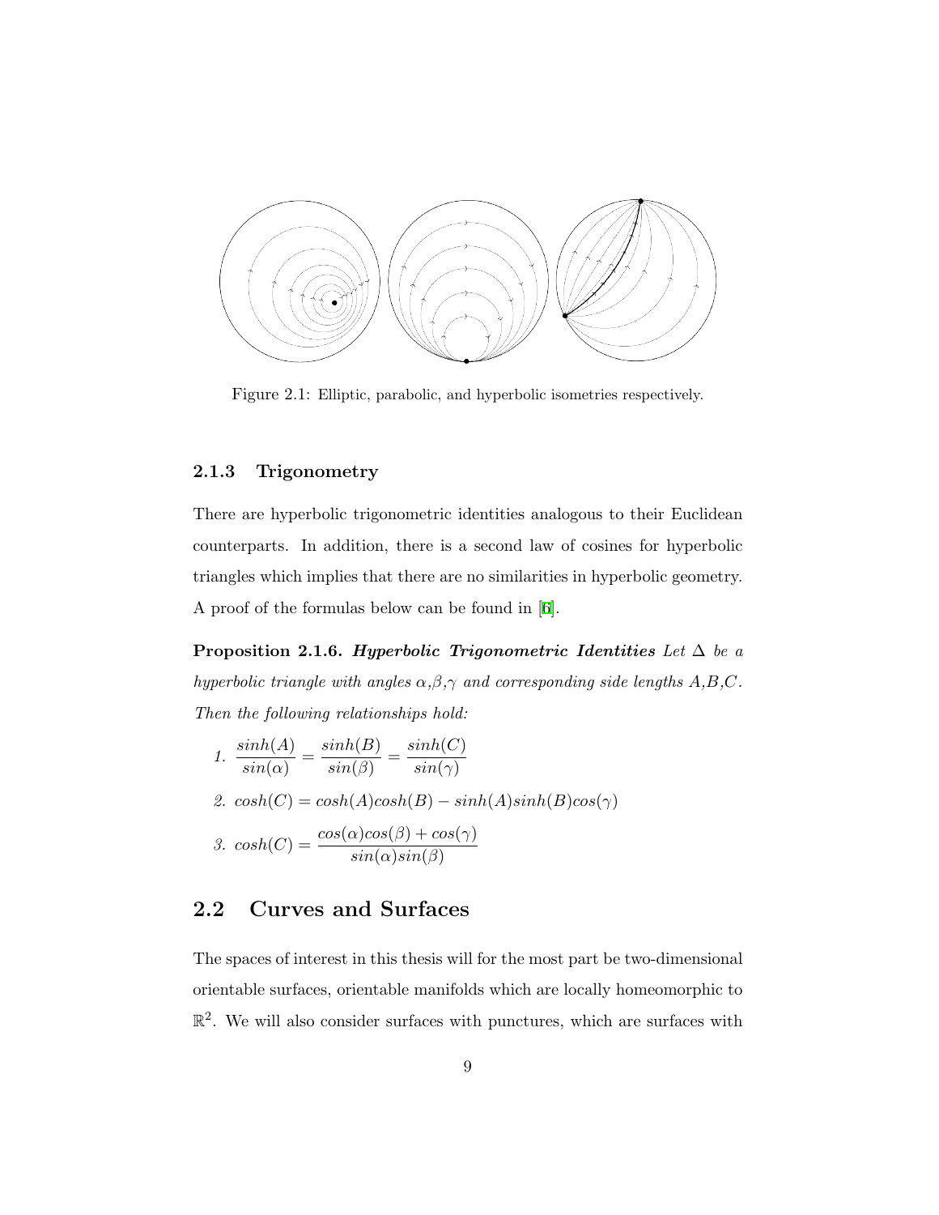Figure 2.1: Elliptic, parabolic, and hyperbolic isometries respectively.

### 2.1.3 Trigonometry

There are hyperbolic trigonometric identities analogous to their Euclidean counterparts. In addition, there is a second law of cosines for hyperbolic triangles which implies that there are no similarities in hyperbolic geometry. A proof of the formulas below can be found in [6].

**Proposition 2.1.6.** ***Hyperbolic Trigonometric Identities*** *Let $\Delta$ be a hyperbolic triangle with angles $\alpha$,$\beta$,$\gamma$ and corresponding side lengths $A$,$B$,$C$. Then the following relationships hold:*

1. $\dfrac{sinh(A)}{sin(\alpha)} = \dfrac{sinh(B)}{sin(\beta)} = \dfrac{sinh(C)}{sin(\gamma)}$
2. $cosh(C) = cosh(A)cosh(B) - sinh(A)sinh(B)cos(\gamma)$
3. $cosh(C) = \dfrac{cos(\alpha)cos(\beta) + cos(\gamma)}{sin(\alpha)sin(\beta)}$

## 2.2 Curves and Surfaces

The spaces of interest in this thesis will for the most part be two-dimensional orientable surfaces, orientable manifolds which are locally homeomorphic to $\mathbb{R}^2$. We will also consider surfaces with punctures, which are surfaces with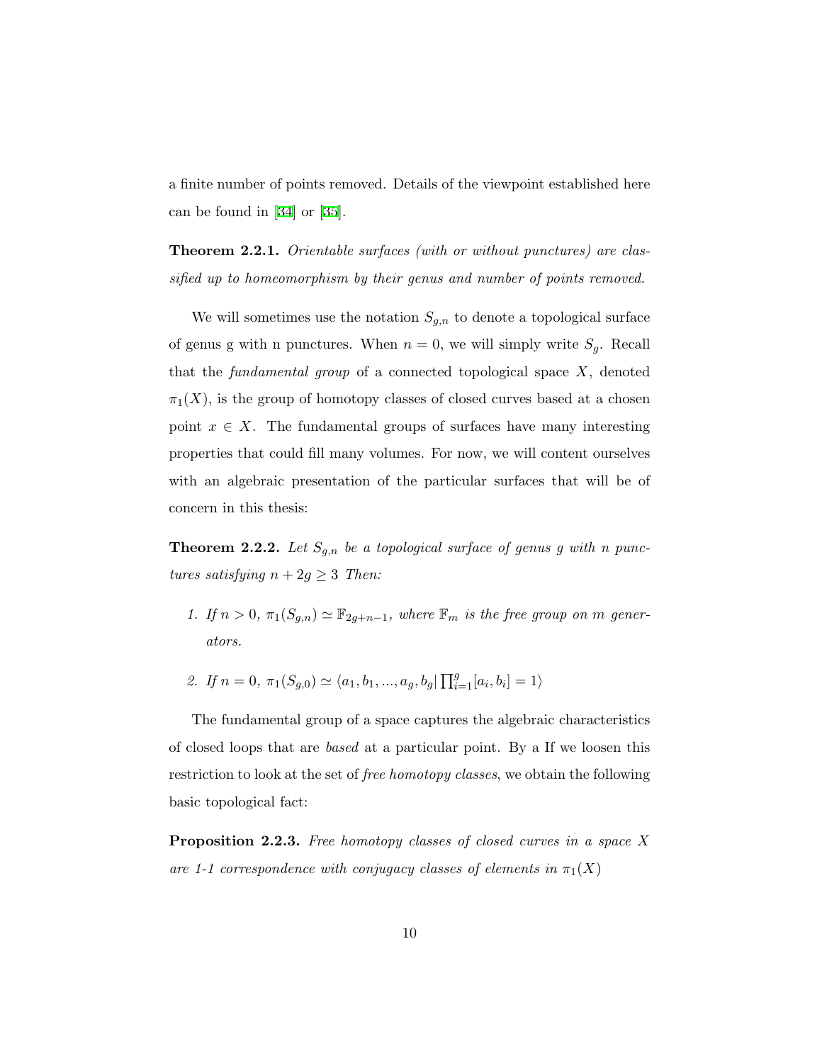a finite number of points removed. Details of the viewpoint established here can be found in [34] or [35].

**Theorem 2.2.1.** *Orientable surfaces (with or without punctures) are classified up to homeomorphism by their genus and number of points removed.*

We will sometimes use the notation $S_{g,n}$ to denote a topological surface of genus g with n punctures. When $n = 0$, we will simply write $S_g$. Recall that the *fundamental group* of a connected topological space $X$, denoted $\pi_1(X)$, is the group of homotopy classes of closed curves based at a chosen point $x \in X$. The fundamental groups of surfaces have many interesting properties that could fill many volumes. For now, we will content ourselves with an algebraic presentation of the particular surfaces that will be of concern in this thesis:

**Theorem 2.2.2.** *Let $S_{g,n}$ be a topological surface of genus g with n punctures satisfying $n + 2g \geq 3$ Then:*

1. *If $n > 0$, $\pi_1(S_{g,n}) \simeq \mathbb{F}_{2g+n-1}$, where $\mathbb{F}_m$ is the free group on m generators.*

2. *If $n = 0$, $\pi_1(S_{g,0}) \simeq \langle a_1, b_1, ..., a_g, b_g | \prod_{i=1}^{g} [a_i, b_i] = 1 \rangle$*

The fundamental group of a space captures the algebraic characteristics of closed loops that are *based* at a particular point. By a If we loosen this restriction to look at the set of *free homotopy classes*, we obtain the following basic topological fact:

**Proposition 2.2.3.** *Free homotopy classes of closed curves in a space $X$ are 1-1 correspondence with conjugacy classes of elements in $\pi_1(X)$*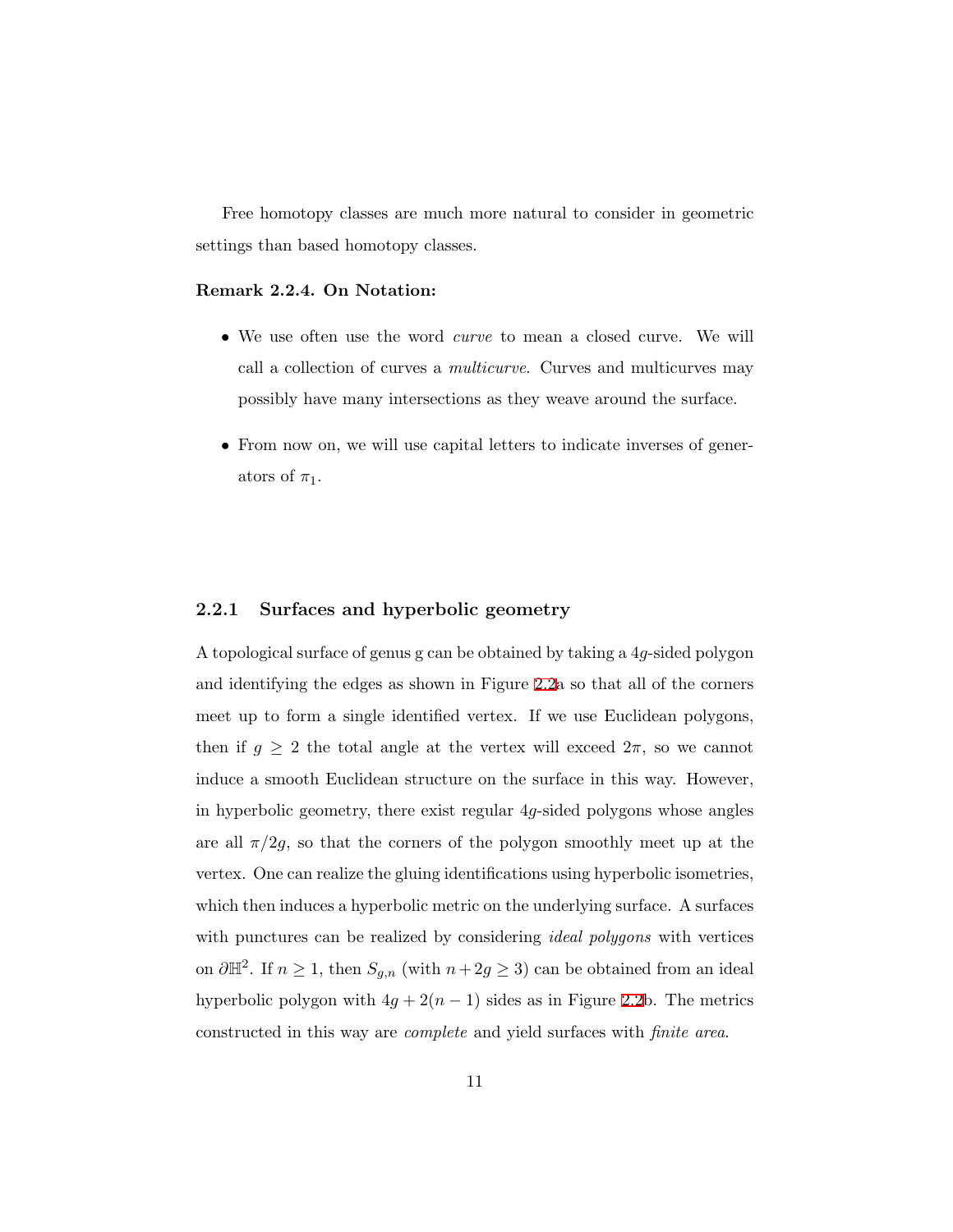Free homotopy classes are much more natural to consider in geometric settings than based homotopy classes.

**Remark 2.2.4. On Notation:**

- We use often use the word *curve* to mean a closed curve. We will call a collection of curves a *multicurve*. Curves and multicurves may possibly have many intersections as they weave around the surface.

- From now on, we will use capital letters to indicate inverses of generators of $\pi_1$.

### 2.2.1 Surfaces and hyperbolic geometry

A topological surface of genus g can be obtained by taking a $4g$-sided polygon and identifying the edges as shown in Figure 2.2a so that all of the corners meet up to form a single identified vertex. If we use Euclidean polygons, then if $g \geq 2$ the total angle at the vertex will exceed $2\pi$, so we cannot induce a smooth Euclidean structure on the surface in this way. However, in hyperbolic geometry, there exist regular $4g$-sided polygons whose angles are all $\pi/2g$, so that the corners of the polygon smoothly meet up at the vertex. One can realize the gluing identifications using hyperbolic isometries, which then induces a hyperbolic metric on the underlying surface. A surfaces with punctures can be realized by considering *ideal polygons* with vertices on $\partial\mathbb{H}^2$. If $n \geq 1$, then $S_{g,n}$ (with $n+2g \geq 3$) can be obtained from an ideal hyperbolic polygon with $4g + 2(n-1)$ sides as in Figure 2.2b. The metrics constructed in this way are *complete* and yield surfaces with *finite area*.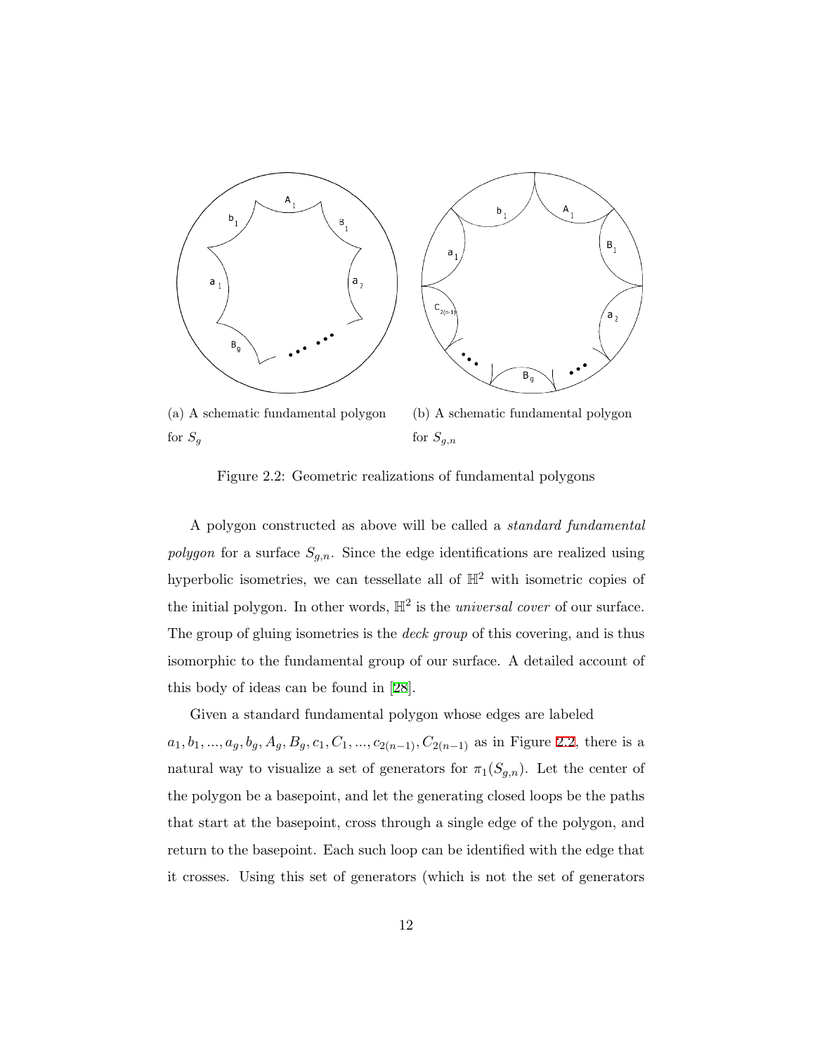(a) A schematic fundamental polygon for $S_g$

(b) A schematic fundamental polygon for $S_{g,n}$

Figure 2.2: Geometric realizations of fundamental polygons

A polygon constructed as above will be called a *standard fundamental polygon* for a surface $S_{g,n}$. Since the edge identifications are realized using hyperbolic isometries, we can tessellate all of $\mathbb{H}^2$ with isometric copies of the initial polygon. In other words, $\mathbb{H}^2$ is the *universal cover* of our surface. The group of gluing isometries is the *deck group* of this covering, and is thus isomorphic to the fundamental group of our surface. A detailed account of this body of ideas can be found in [28].

Given a standard fundamental polygon whose edges are labeled $a_1, b_1, ..., a_g, b_g, A_g, B_g, c_1, C_1, ..., c_{2(n-1)}, C_{2(n-1)}$ as in Figure 2.2, there is a natural way to visualize a set of generators for $\pi_1(S_{g,n})$. Let the center of the polygon be a basepoint, and let the generating closed loops be the paths that start at the basepoint, cross through a single edge of the polygon, and return to the basepoint. Each such loop can be identified with the edge that it crosses. Using this set of generators (which is not the set of generators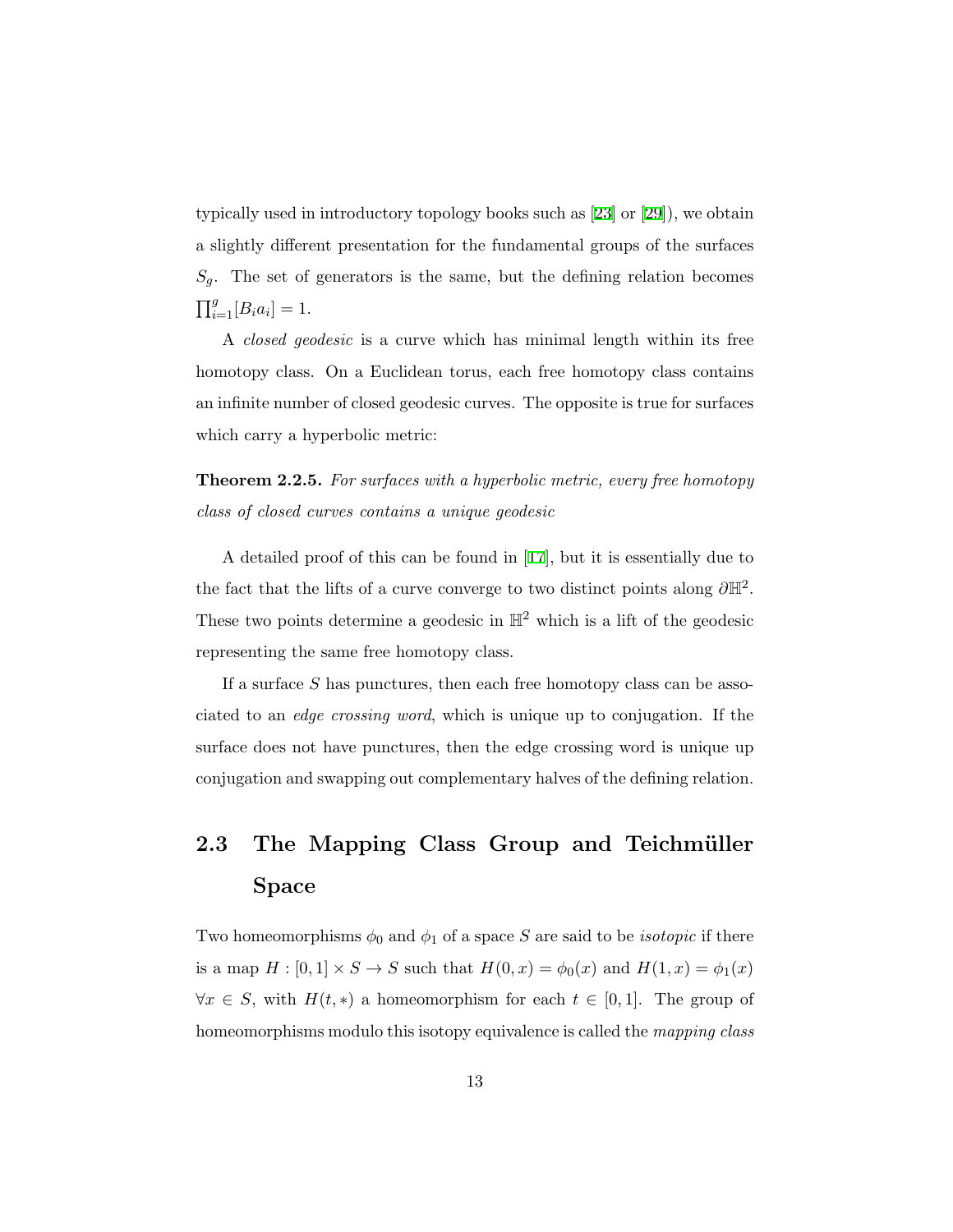typically used in introductory topology books such as [23] or [29]), we obtain a slightly different presentation for the fundamental groups of the surfaces $S_g$. The set of generators is the same, but the defining relation becomes $\prod_{i=1}^{g}[B_i a_i] = 1$.

A *closed geodesic* is a curve which has minimal length within its free homotopy class. On a Euclidean torus, each free homotopy class contains an infinite number of closed geodesic curves. The opposite is true for surfaces which carry a hyperbolic metric:

**Theorem 2.2.5.** *For surfaces with a hyperbolic metric, every free homotopy class of closed curves contains a unique geodesic*

A detailed proof of this can be found in [17], but it is essentially due to the fact that the lifts of a curve converge to two distinct points along $\partial\mathbb{H}^2$. These two points determine a geodesic in $\mathbb{H}^2$ which is a lift of the geodesic representing the same free homotopy class.

If a surface $S$ has punctures, then each free homotopy class can be associated to an *edge crossing word*, which is unique up to conjugation. If the surface does not have punctures, then the edge crossing word is unique up conjugation and swapping out complementary halves of the defining relation.

## 2.3 The Mapping Class Group and Teichmüller Space

Two homeomorphisms $\phi_0$ and $\phi_1$ of a space $S$ are said to be *isotopic* if there is a map $H : [0,1] \times S \to S$ such that $H(0, x) = \phi_0(x)$ and $H(1, x) = \phi_1(x)$ $\forall x \in S$, with $H(t, *)$ a homeomorphism for each $t \in [0, 1]$. The group of homeomorphisms modulo this isotopy equivalence is called the *mapping class*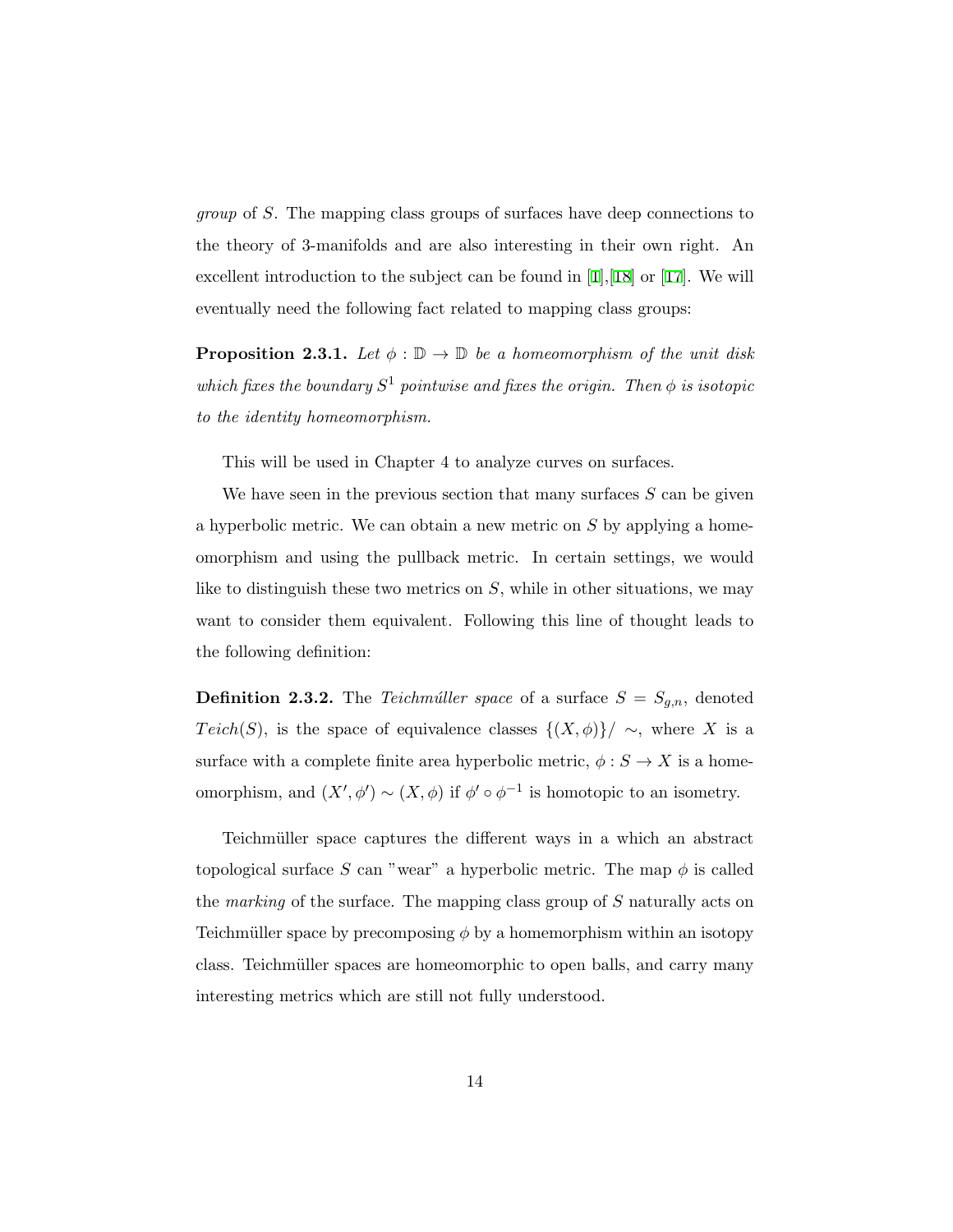*group* of $S$. The mapping class groups of surfaces have deep connections to the theory of 3-manifolds and are also interesting in their own right. An excellent introduction to the subject can be found in [1],[18] or [17]. We will eventually need the following fact related to mapping class groups:

**Proposition 2.3.1.** *Let $\phi : \mathbb{D} \to \mathbb{D}$ be a homeomorphism of the unit disk which fixes the boundary $S^1$ pointwise and fixes the origin. Then $\phi$ is isotopic to the identity homeomorphism.*

This will be used in Chapter 4 to analyze curves on surfaces.

We have seen in the previous section that many surfaces $S$ can be given a hyperbolic metric. We can obtain a new metric on $S$ by applying a homeomorphism and using the pullback metric. In certain settings, we would like to distinguish these two metrics on $S$, while in other situations, we may want to consider them equivalent. Following this line of thought leads to the following definition:

**Definition 2.3.2.** The *Teichmúller space* of a surface $S = S_{g,n}$, denoted $Teich(S)$, is the space of equivalence classes $\{(X, \phi)\}/\sim$, where $X$ is a surface with a complete finite area hyperbolic metric, $\phi : S \to X$ is a homeomorphism, and $(X', \phi') \sim (X, \phi)$ if $\phi' \circ \phi^{-1}$ is homotopic to an isometry.

Teichmüller space captures the different ways in a which an abstract topological surface $S$ can "wear" a hyperbolic metric. The map $\phi$ is called the *marking* of the surface. The mapping class group of $S$ naturally acts on Teichmüller space by precomposing $\phi$ by a homemorphism within an isotopy class. Teichmüller spaces are homeomorphic to open balls, and carry many interesting metrics which are still not fully understood.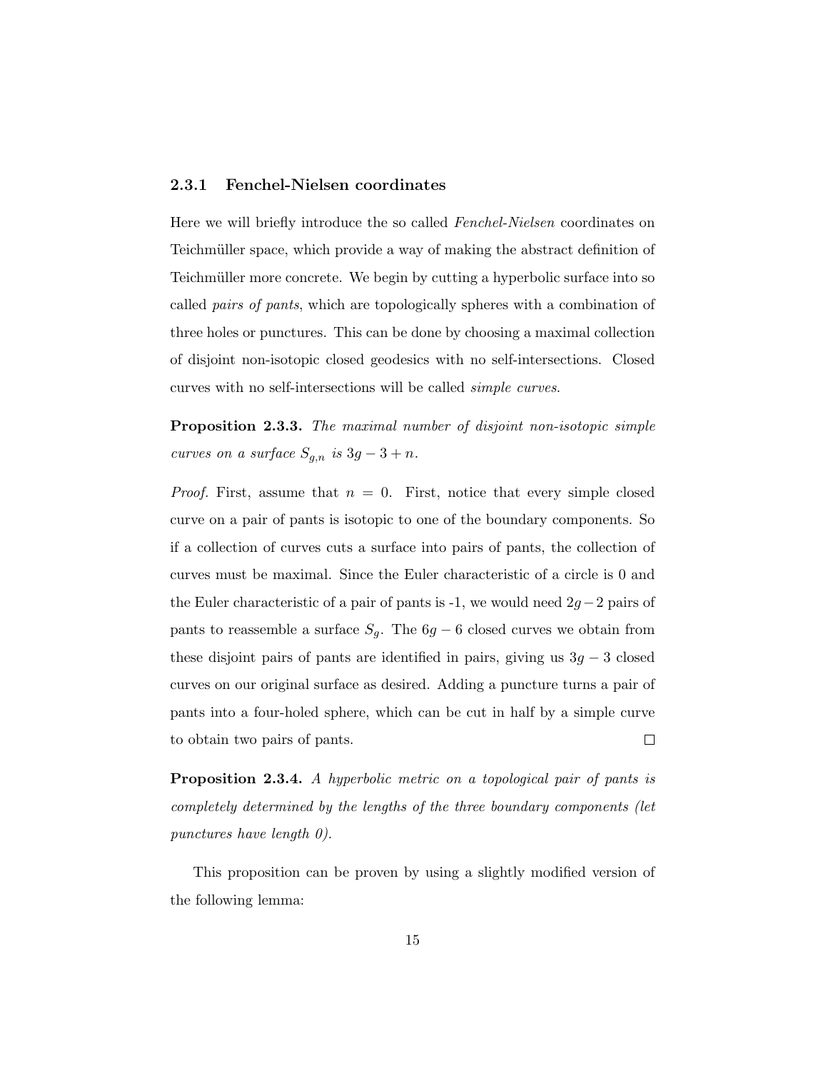### 2.3.1 Fenchel-Nielsen coordinates

Here we will briefly introduce the so called *Fenchel-Nielsen* coordinates on Teichmüller space, which provide a way of making the abstract definition of Teichmüller more concrete. We begin by cutting a hyperbolic surface into so called *pairs of pants*, which are topologically spheres with a combination of three holes or punctures. This can be done by choosing a maximal collection of disjoint non-isotopic closed geodesics with no self-intersections. Closed curves with no self-intersections will be called *simple curves.*

**Proposition 2.3.3.** *The maximal number of disjoint non-isotopic simple curves on a surface $S_{g,n}$ is $3g - 3 + n$.*

*Proof.* First, assume that $n = 0$. First, notice that every simple closed curve on a pair of pants is isotopic to one of the boundary components. So if a collection of curves cuts a surface into pairs of pants, the collection of curves must be maximal. Since the Euler characteristic of a circle is 0 and the Euler characteristic of a pair of pants is -1, we would need $2g-2$ pairs of pants to reassemble a surface $S_g$. The $6g - 6$ closed curves we obtain from these disjoint pairs of pants are identified in pairs, giving us $3g - 3$ closed curves on our original surface as desired. Adding a puncture turns a pair of pants into a four-holed sphere, which can be cut in half by a simple curve to obtain two pairs of pants. □

**Proposition 2.3.4.** *A hyperbolic metric on a topological pair of pants is completely determined by the lengths of the three boundary components (let punctures have length 0).*

This proposition can be proven by using a slightly modified version of the following lemma: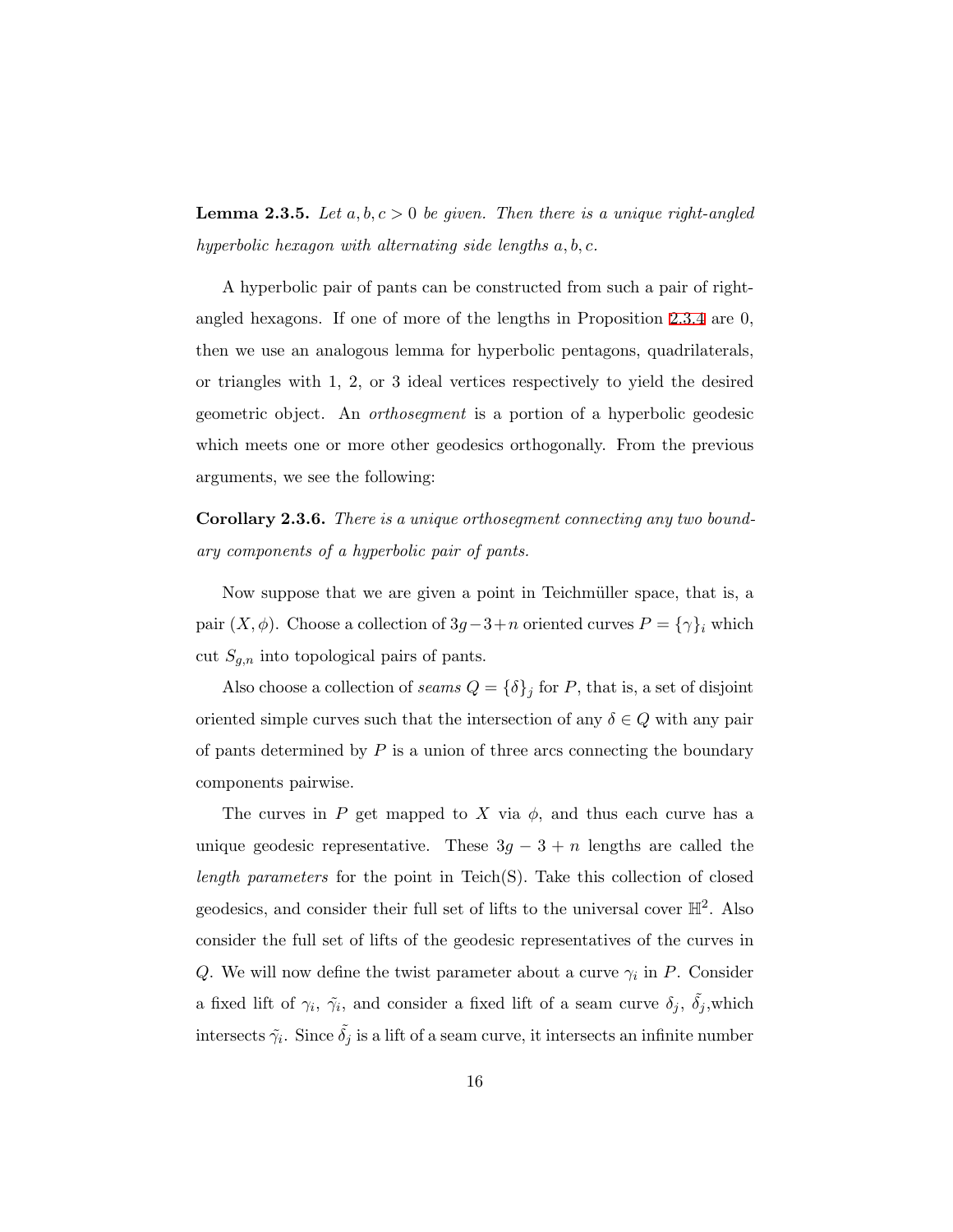**Lemma 2.3.5.** *Let $a, b, c > 0$ be given. Then there is a unique right-angled hyperbolic hexagon with alternating side lengths $a, b, c$.*

A hyperbolic pair of pants can be constructed from such a pair of right-angled hexagons. If one of more of the lengths in Proposition 2.3.4 are 0, then we use an analogous lemma for hyperbolic pentagons, quadrilaterals, or triangles with 1, 2, or 3 ideal vertices respectively to yield the desired geometric object. An *orthosegment* is a portion of a hyperbolic geodesic which meets one or more other geodesics orthogonally. From the previous arguments, we see the following:

**Corollary 2.3.6.** *There is a unique orthosegment connecting any two boundary components of a hyperbolic pair of pants.*

Now suppose that we are given a point in Teichmüller space, that is, a pair $(X, \phi)$. Choose a collection of $3g-3+n$ oriented curves $P = \{\gamma\}_i$ which cut $S_{g,n}$ into topological pairs of pants.

Also choose a collection of *seams* $Q = \{\delta\}_j$ for $P$, that is, a set of disjoint oriented simple curves such that the intersection of any $\delta \in Q$ with any pair of pants determined by $P$ is a union of three arcs connecting the boundary components pairwise.

The curves in $P$ get mapped to $X$ via $\phi$, and thus each curve has a unique geodesic representative. These $3g - 3 + n$ lengths are called the *length parameters* for the point in Teich(S). Take this collection of closed geodesics, and consider their full set of lifts to the universal cover $\mathbb{H}^2$. Also consider the full set of lifts of the geodesic representatives of the curves in $Q$. We will now define the twist parameter about a curve $\gamma_i$ in $P$. Consider a fixed lift of $\gamma_i$, $\tilde{\gamma}_i$, and consider a fixed lift of a seam curve $\delta_j$, $\tilde{\delta}_j$,which intersects $\tilde{\gamma}_i$. Since $\tilde{\delta}_j$ is a lift of a seam curve, it intersects an infinite number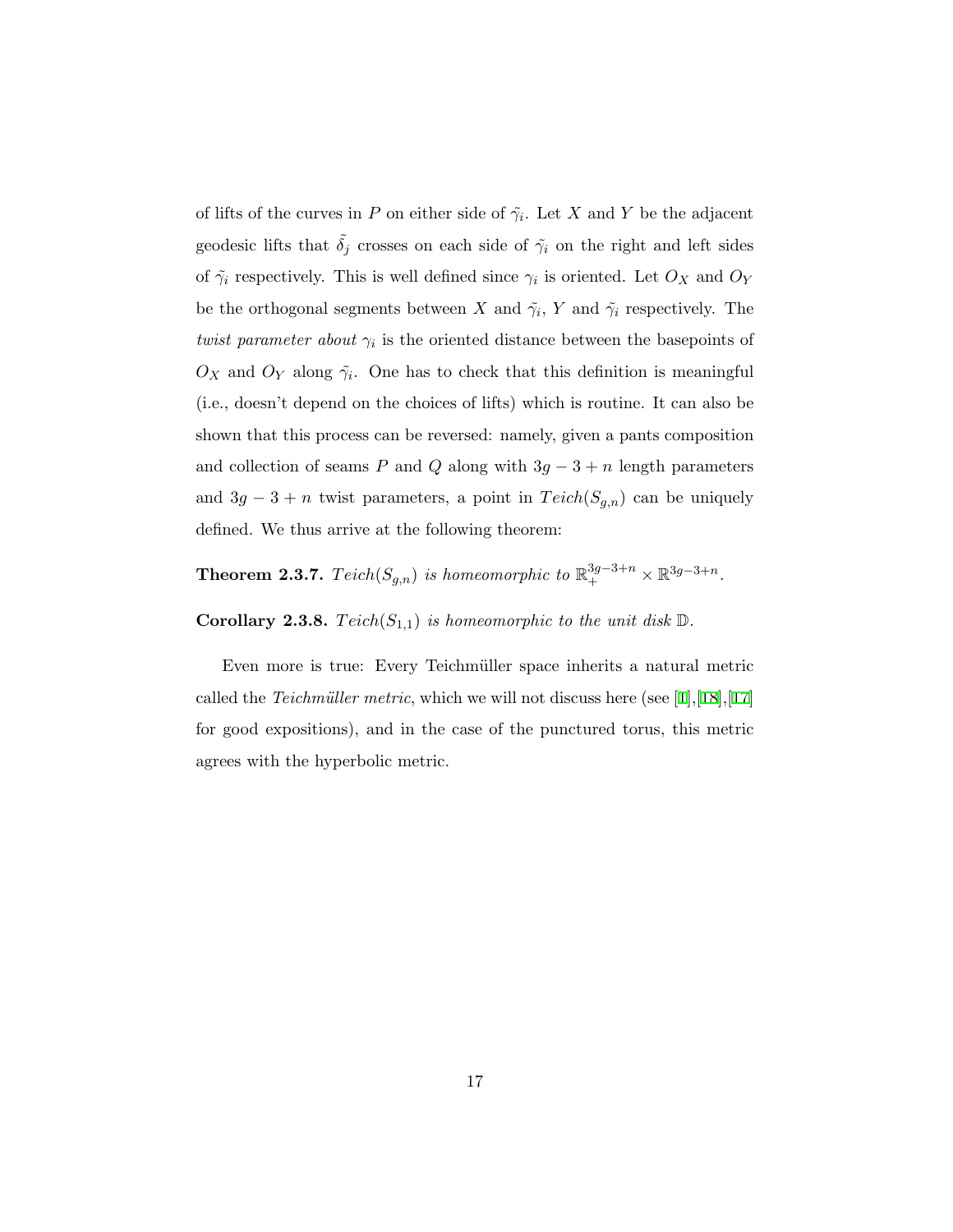of lifts of the curves in $P$ on either side of $\tilde{\gamma}_i$. Let $X$ and $Y$ be the adjacent geodesic lifts that $\tilde{\delta}_j$ crosses on each side of $\tilde{\gamma}_i$ on the right and left sides of $\tilde{\gamma}_i$ respectively. This is well defined since $\gamma_i$ is oriented. Let $O_X$ and $O_Y$ be the orthogonal segments between $X$ and $\tilde{\gamma}_i$, $Y$ and $\tilde{\gamma}_i$ respectively. The *twist parameter about* $\gamma_i$ is the oriented distance between the basepoints of $O_X$ and $O_Y$ along $\tilde{\gamma}_i$. One has to check that this definition is meaningful (i.e., doesn't depend on the choices of lifts) which is routine. It can also be shown that this process can be reversed: namely, given a pants composition and collection of seams $P$ and $Q$ along with $3g-3+n$ length parameters and $3g-3+n$ twist parameters, a point in $Teich(S_{g,n})$ can be uniquely defined. We thus arrive at the following theorem:

**Theorem 2.3.7.** *$Teich(S_{g,n})$ is homeomorphic to $\mathbb{R}_+^{3g-3+n} \times \mathbb{R}^{3g-3+n}$.*

**Corollary 2.3.8.** *$Teich(S_{1,1})$ is homeomorphic to the unit disk $\mathbb{D}$.*

Even more is true: Every Teichmüller space inherits a natural metric called the *Teichmüller metric*, which we will not discuss here (see [1],[18],[17] for good expositions), and in the case of the punctured torus, this metric agrees with the hyperbolic metric.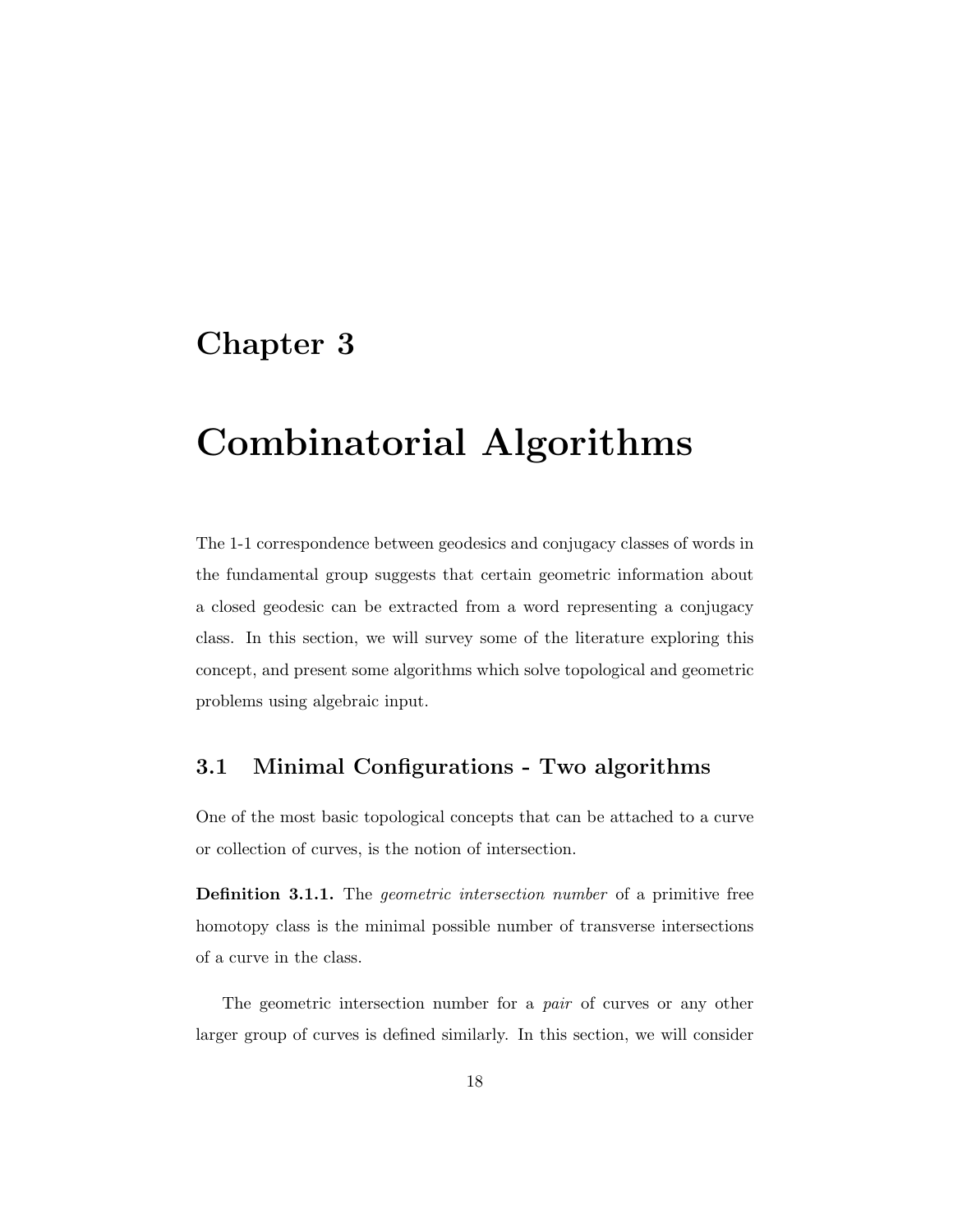# Chapter 3

# Combinatorial Algorithms

The 1-1 correspondence between geodesics and conjugacy classes of words in the fundamental group suggests that certain geometric information about a closed geodesic can be extracted from a word representing a conjugacy class. In this section, we will survey some of the literature exploring this concept, and present some algorithms which solve topological and geometric problems using algebraic input.

## 3.1 Minimal Configurations - Two algorithms

One of the most basic topological concepts that can be attached to a curve or collection of curves, is the notion of intersection.

**Definition 3.1.1.** The *geometric intersection number* of a primitive free homotopy class is the minimal possible number of transverse intersections of a curve in the class.

The geometric intersection number for a *pair* of curves or any other larger group of curves is defined similarly. In this section, we will consider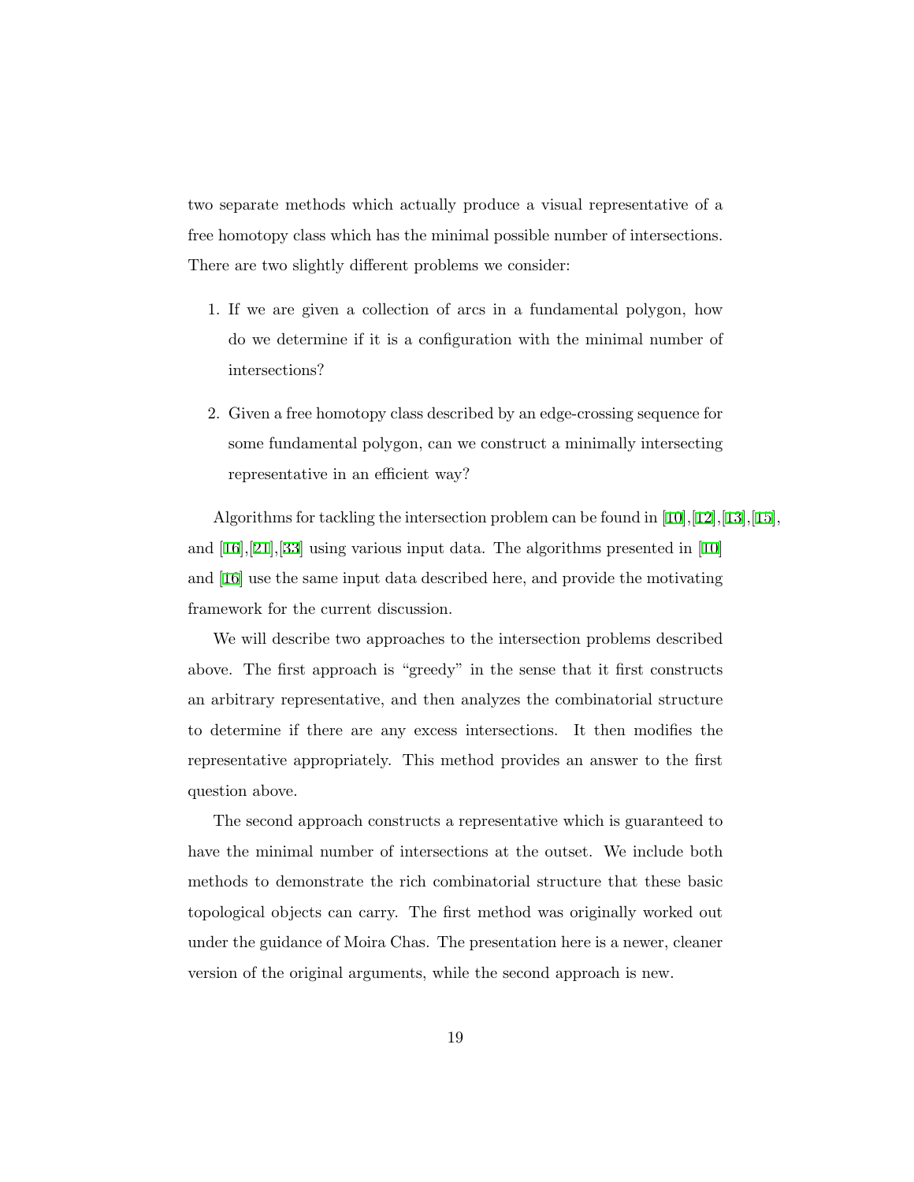two separate methods which actually produce a visual representative of a free homotopy class which has the minimal possible number of intersections. There are two slightly different problems we consider:

1. If we are given a collection of arcs in a fundamental polygon, how do we determine if it is a configuration with the minimal number of intersections?

2. Given a free homotopy class described by an edge-crossing sequence for some fundamental polygon, can we construct a minimally intersecting representative in an efficient way?

Algorithms for tackling the intersection problem can be found in [10],[12],[13],[15], and [16],[21],[33] using various input data. The algorithms presented in [10] and [16] use the same input data described here, and provide the motivating framework for the current discussion.

We will describe two approaches to the intersection problems described above. The first approach is "greedy" in the sense that it first constructs an arbitrary representative, and then analyzes the combinatorial structure to determine if there are any excess intersections. It then modifies the representative appropriately. This method provides an answer to the first question above.

The second approach constructs a representative which is guaranteed to have the minimal number of intersections at the outset. We include both methods to demonstrate the rich combinatorial structure that these basic topological objects can carry. The first method was originally worked out under the guidance of Moira Chas. The presentation here is a newer, cleaner version of the original arguments, while the second approach is new.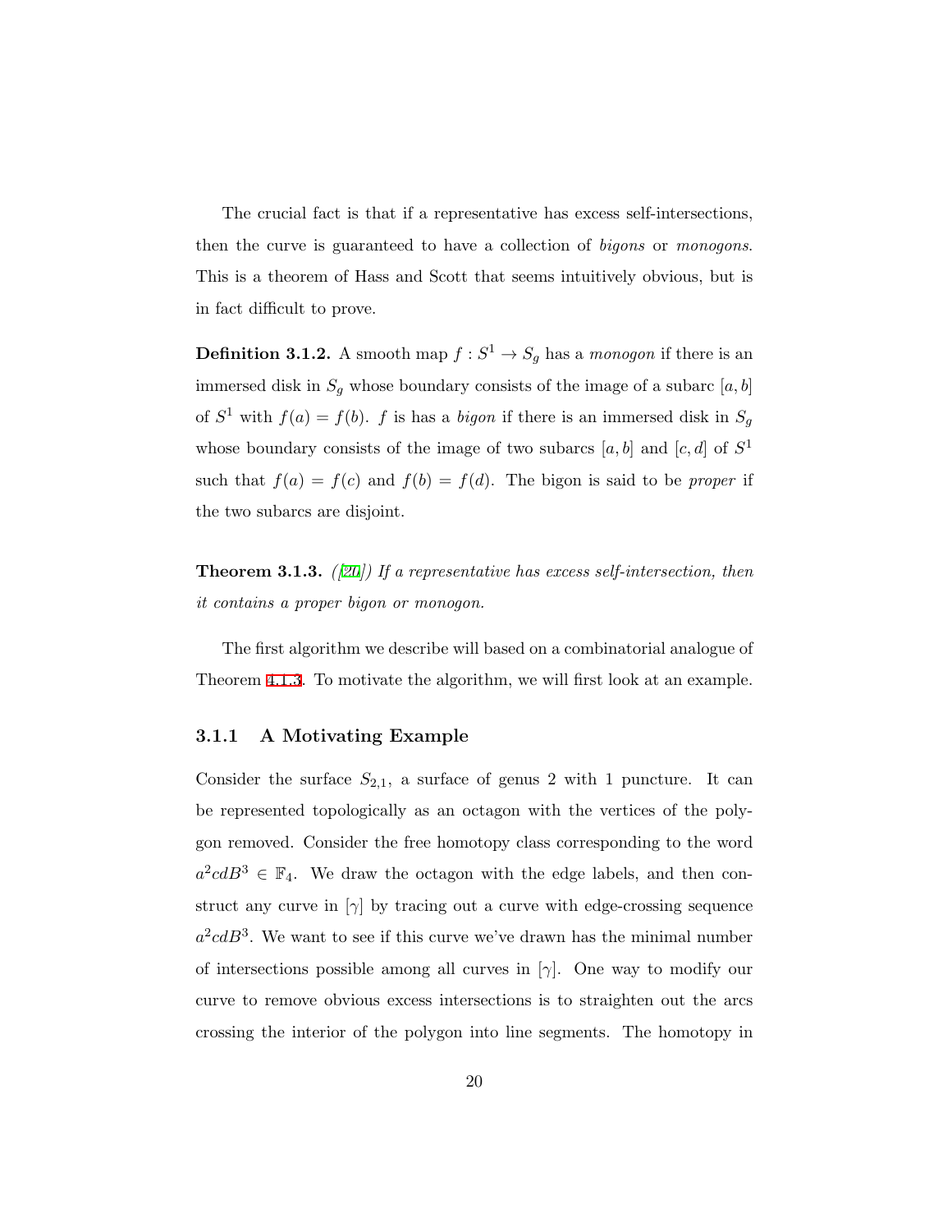The crucial fact is that if a representative has excess self-intersections, then the curve is guaranteed to have a collection of *bigons* or *monogons*. This is a theorem of Hass and Scott that seems intuitively obvious, but is in fact difficult to prove.

**Definition 3.1.2.** A smooth map $f : S^1 \to S_g$ has a *monogon* if there is an immersed disk in $S_g$ whose boundary consists of the image of a subarc $[a, b]$ of $S^1$ with $f(a) = f(b)$. $f$ is has a *bigon* if there is an immersed disk in $S_g$ whose boundary consists of the image of two subarcs $[a, b]$ and $[c, d]$ of $S^1$ such that $f(a) = f(c)$ and $f(b) = f(d)$. The bigon is said to be *proper* if the two subarcs are disjoint.

**Theorem 3.1.3.** *([20]) If a representative has excess self-intersection, then it contains a proper bigon or monogon.*

The first algorithm we describe will based on a combinatorial analogue of Theorem 4.1.3. To motivate the algorithm, we will first look at an example.

### 3.1.1 A Motivating Example

Consider the surface $S_{2,1}$, a surface of genus 2 with 1 puncture. It can be represented topologically as an octagon with the vertices of the polygon removed. Consider the free homotopy class corresponding to the word $a^2cdB^3 \in \mathbb{F}_4$. We draw the octagon with the edge labels, and then construct any curve in $[\gamma]$ by tracing out a curve with edge-crossing sequence $a^2cdB^3$. We want to see if this curve we've drawn has the minimal number of intersections possible among all curves in $[\gamma]$. One way to modify our curve to remove obvious excess intersections is to straighten out the arcs crossing the interior of the polygon into line segments. The homotopy in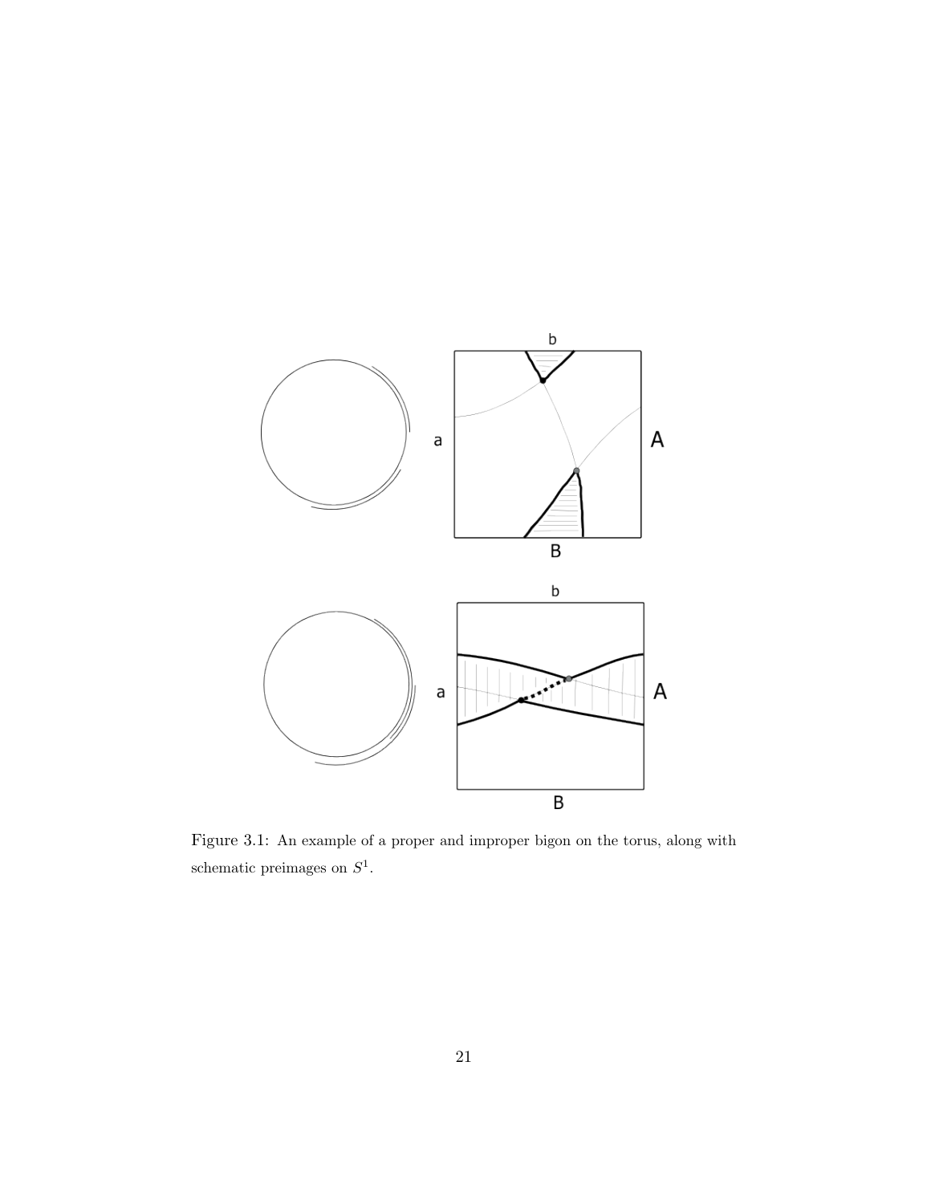Figure 3.1: An example of a proper and improper bigon on the torus, along with schematic preimages on $S^1$.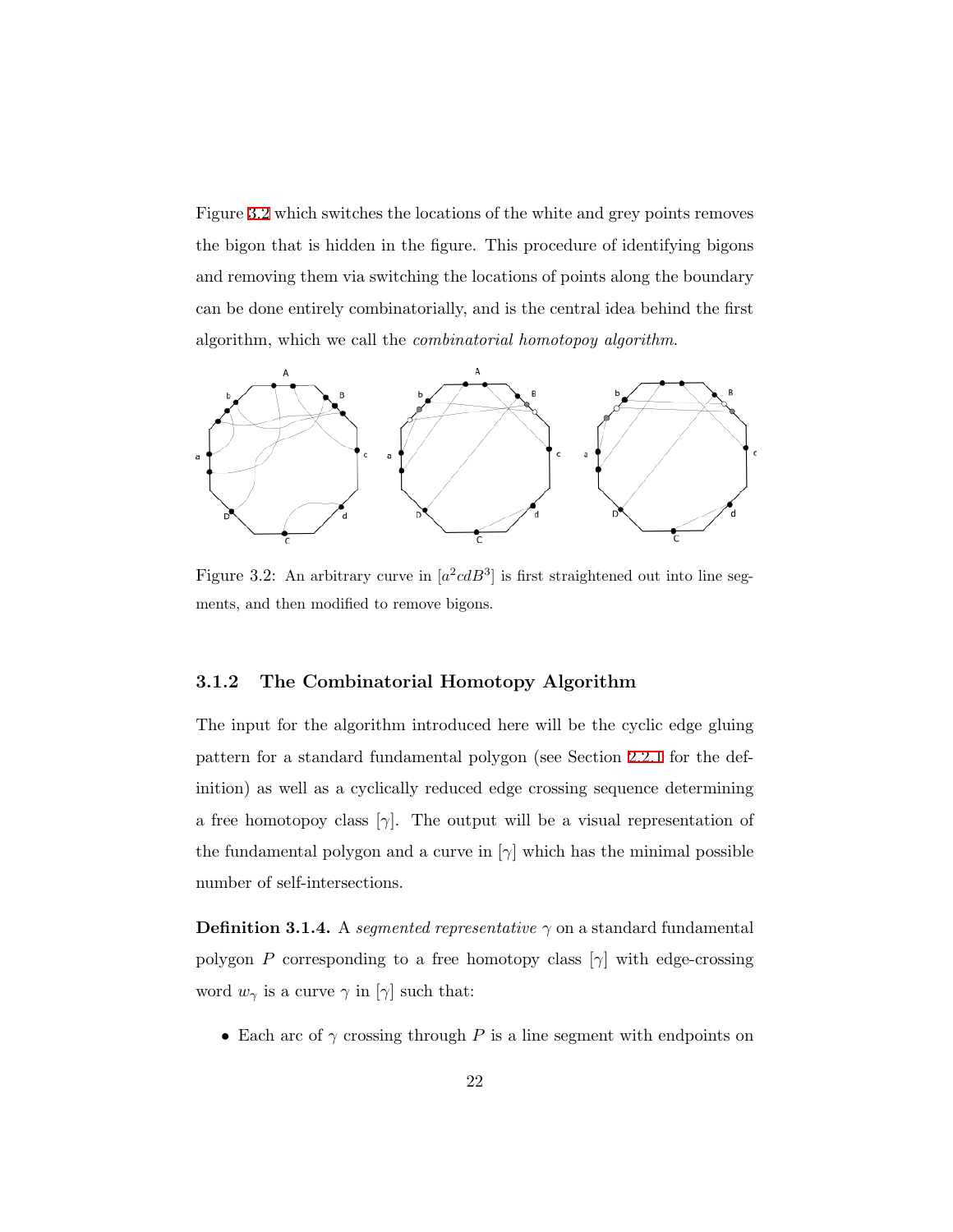Figure 3.2 which switches the locations of the white and grey points removes the bigon that is hidden in the figure. This procedure of identifying bigons and removing them via switching the locations of points along the boundary can be done entirely combinatorially, and is the central idea behind the first algorithm, which we call the *combinatorial homotopoy algorithm*.

Figure 3.2: An arbitrary curve in $[a^2cdB^3]$ is first straightened out into line segments, and then modified to remove bigons.

### 3.1.2 The Combinatorial Homotopy Algorithm

The input for the algorithm introduced here will be the cyclic edge gluing pattern for a standard fundamental polygon (see Section 2.2.1 for the definition) as well as a cyclically reduced edge crossing sequence determining a free homotopy class $[\gamma]$. The output will be a visual representation of the fundamental polygon and a curve in $[\gamma]$ which has the minimal possible number of self-intersections.

**Definition 3.1.4.** A *segmented representative* $\gamma$ on a standard fundamental polygon $P$ corresponding to a free homotopy class $[\gamma]$ with edge-crossing word $w_\gamma$ is a curve $\gamma$ in $[\gamma]$ such that:

- Each arc of $\gamma$ crossing through $P$ is a line segment with endpoints on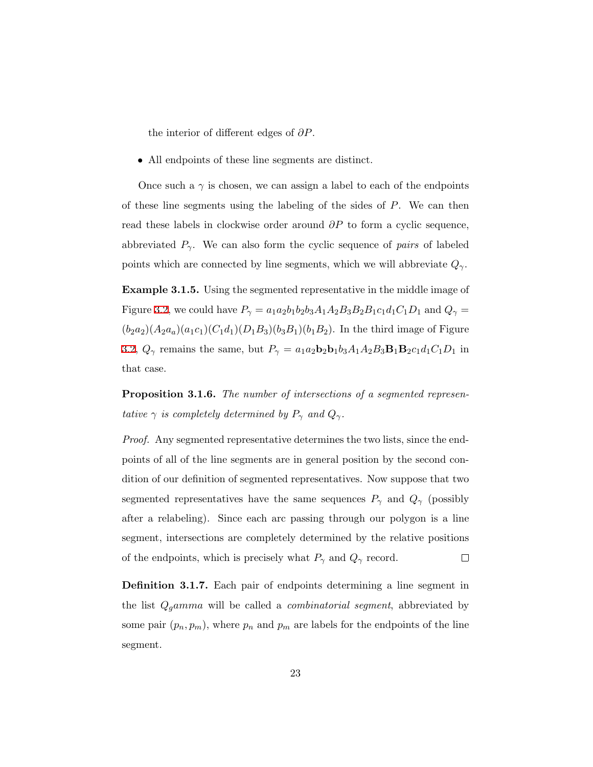the interior of different edges of $\partial P$.

- All endpoints of these line segments are distinct.

Once such a $\gamma$ is chosen, we can assign a label to each of the endpoints of these line segments using the labeling of the sides of $P$. We can then read these labels in clockwise order around $\partial P$ to form a cyclic sequence, abbreviated $P_\gamma$. We can also form the cyclic sequence of *pairs* of labeled points which are connected by line segments, which we will abbreviate $Q_\gamma$.

**Example 3.1.5.** Using the segmented representative in the middle image of Figure 3.2, we could have $P_\gamma = a_1a_2b_1b_2b_3A_1A_2B_3B_2B_1c_1d_1C_1D_1$ and $Q_\gamma = (b_2a_2)(A_2a_a)(a_1c_1)(C_1d_1)(D_1B_3)(b_3B_1)(b_1B_2)$. In the third image of Figure 3.2, $Q_\gamma$ remains the same, but $P_\gamma = a_1a_2\mathbf{b}_2\mathbf{b}_1b_3A_1A_2B_3\mathbf{B}_1\mathbf{B}_2c_1d_1C_1D_1$ in that case.

**Proposition 3.1.6.** *The number of intersections of a segmented representative $\gamma$ is completely determined by $P_\gamma$ and $Q_\gamma$.*

*Proof.* Any segmented representative determines the two lists, since the endpoints of all of the line segments are in general position by the second condition of our definition of segmented representatives. Now suppose that two segmented representatives have the same sequences $P_\gamma$ and $Q_\gamma$ (possibly after a relabeling). Since each arc passing through our polygon is a line segment, intersections are completely determined by the relative positions of the endpoints, which is precisely what $P_\gamma$ and $Q_\gamma$ record. $\square$

**Definition 3.1.7.** Each pair of endpoints determining a line segment in the list $Q_gamma$ will be called a *combinatorial segment*, abbreviated by some pair $(p_n, p_m)$, where $p_n$ and $p_m$ are labels for the endpoints of the line segment.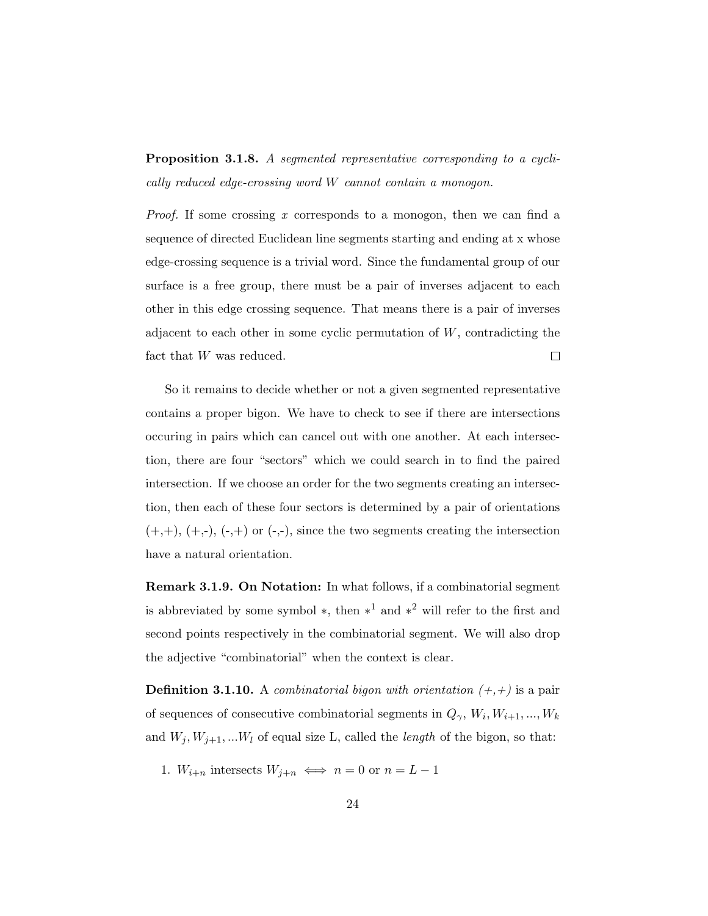**Proposition 3.1.8.** *A segmented representative corresponding to a cyclically reduced edge-crossing word $W$ cannot contain a monogon.*

*Proof.* If some crossing $x$ corresponds to a monogon, then we can find a sequence of directed Euclidean line segments starting and ending at x whose edge-crossing sequence is a trivial word. Since the fundamental group of our surface is a free group, there must be a pair of inverses adjacent to each other in this edge crossing sequence. That means there is a pair of inverses adjacent to each other in some cyclic permutation of $W$, contradicting the fact that $W$ was reduced. □

So it remains to decide whether or not a given segmented representative contains a proper bigon. We have to check to see if there are intersections occuring in pairs which can cancel out with one another. At each intersection, there are four "sectors" which we could search in to find the paired intersection. If we choose an order for the two segments creating an intersection, then each of these four sectors is determined by a pair of orientations (+,+), (+,-), (-,+) or (-,-), since the two segments creating the intersection have a natural orientation.

**Remark 3.1.9. On Notation:** In what follows, if a combinatorial segment is abbreviated by some symbol $*$, then $*^1$ and $*^2$ will refer to the first and second points respectively in the combinatorial segment. We will also drop the adjective "combinatorial" when the context is clear.

**Definition 3.1.10.** A *combinatorial bigon with orientation (+,+)* is a pair of sequences of consecutive combinatorial segments in $Q_\gamma$, $W_i, W_{i+1}, ..., W_k$ and $W_j, W_{j+1}, ...W_l$ of equal size L, called the *length* of the bigon, so that:

1. $W_{i+n}$ intersects $W_{j+n} \iff n = 0$ or $n = L - 1$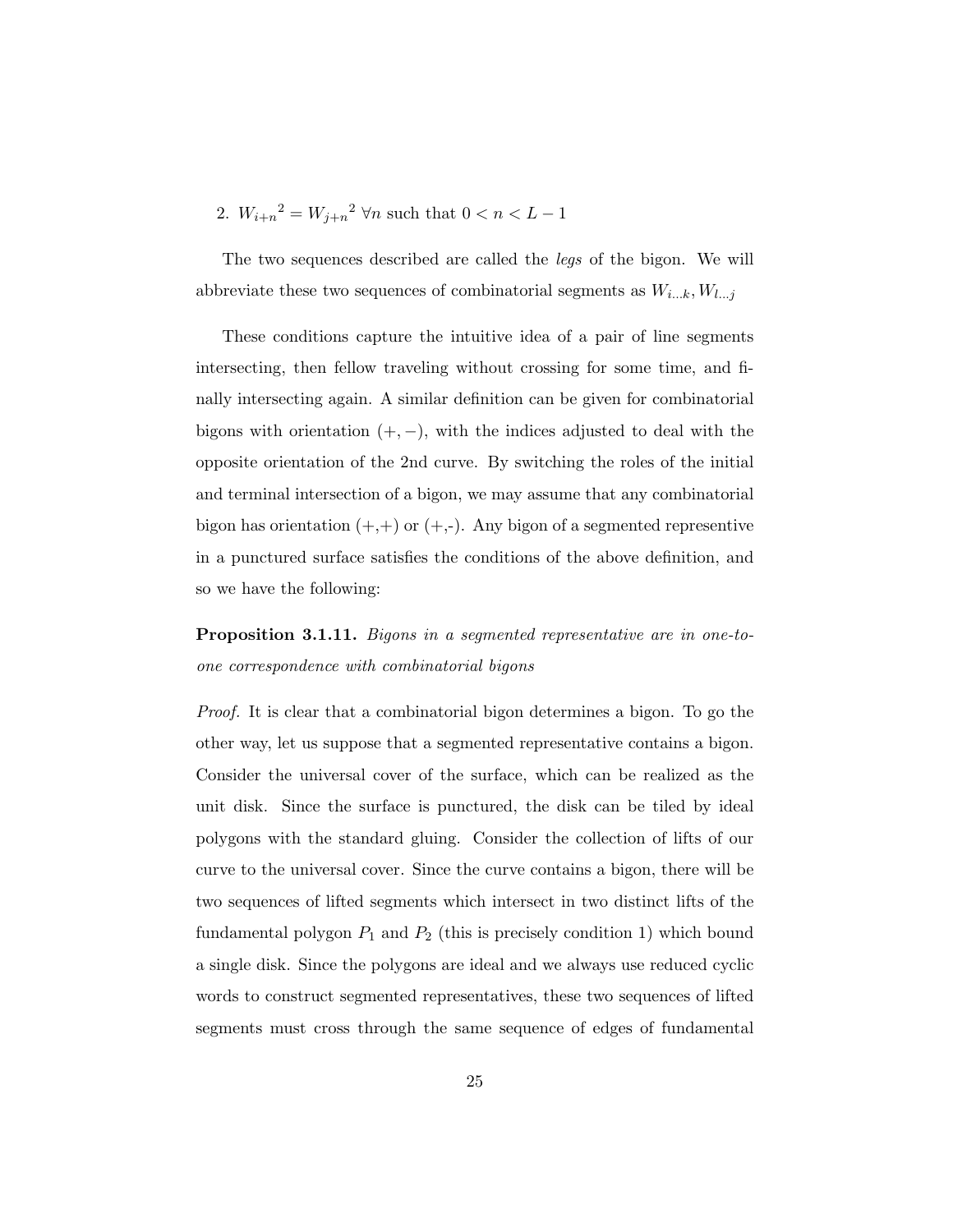2. ${W_{i+n}}^2 = {W_{j+n}}^2$ $\forall n$ such that $0 < n < L - 1$

The two sequences described are called the *legs* of the bigon. We will abbreviate these two sequences of combinatorial segments as $W_{i...k}, W_{l...j}$

These conditions capture the intuitive idea of a pair of line segments intersecting, then fellow traveling without crossing for some time, and finally intersecting again. A similar definition can be given for combinatorial bigons with orientation $(+,-)$, with the indices adjusted to deal with the opposite orientation of the 2nd curve. By switching the roles of the initial and terminal intersection of a bigon, we may assume that any combinatorial bigon has orientation (+,+) or (+,-). Any bigon of a segmented represenitive in a punctured surface satisfies the conditions of the above definition, and so we have the following:

**Proposition 3.1.11.** *Bigons in a segmented representative are in one-to-one correspondence with combinatorial bigons*

*Proof.* It is clear that a combinatorial bigon determines a bigon. To go the other way, let us suppose that a segmented representative contains a bigon. Consider the universal cover of the surface, which can be realized as the unit disk. Since the surface is punctured, the disk can be tiled by ideal polygons with the standard gluing. Consider the collection of lifts of our curve to the universal cover. Since the curve contains a bigon, there will be two sequences of lifted segments which intersect in two distinct lifts of the fundamental polygon $P_1$ and $P_2$ (this is precisely condition 1) which bound a single disk. Since the polygons are ideal and we always use reduced cyclic words to construct segmented representatives, these two sequences of lifted segments must cross through the same sequence of edges of fundamental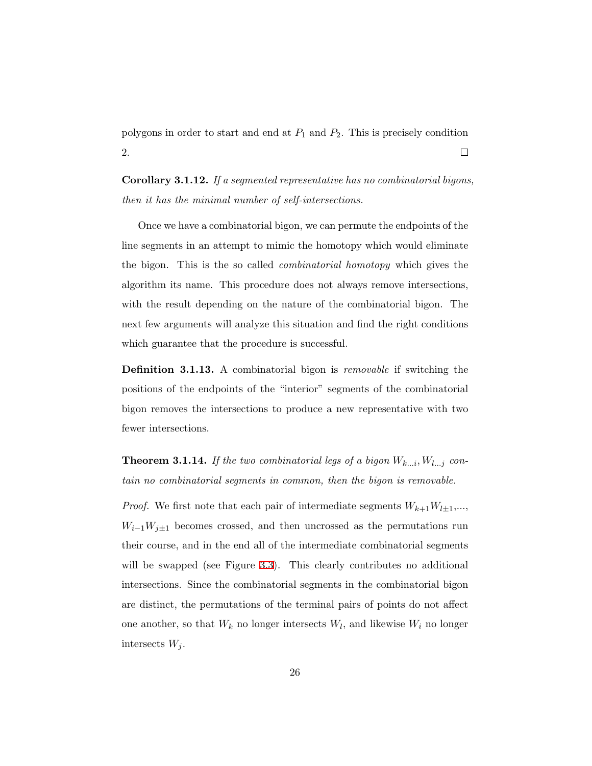polygons in order to start and end at $P_1$ and $P_2$. This is precisely condition 2. □

**Corollary 3.1.12.** *If a segmented representative has no combinatorial bigons, then it has the minimal number of self-intersections.*

Once we have a combinatorial bigon, we can permute the endpoints of the line segments in an attempt to mimic the homotopy which would eliminate the bigon. This is the so called *combinatorial homotopy* which gives the algorithm its name. This procedure does not always remove intersections, with the result depending on the nature of the combinatorial bigon. The next few arguments will analyze this situation and find the right conditions which guarantee that the procedure is successful.

**Definition 3.1.13.** A combinatorial bigon is *removable* if switching the positions of the endpoints of the "interior" segments of the combinatorial bigon removes the intersections to produce a new representative with two fewer intersections.

**Theorem 3.1.14.** *If the two combinatorial legs of a bigon $W_{k...i}, W_{l...j}$ contain no combinatorial segments in common, then the bigon is removable.*

*Proof.* We first note that each pair of intermediate segments $W_{k+1}W_{l\pm1}$,..., $W_{i-1}W_{j\pm1}$ becomes crossed, and then uncrossed as the permutations run their course, and in the end all of the intermediate combinatorial segments will be swapped (see Figure 3.3). This clearly contributes no additional intersections. Since the combinatorial segments in the combinatorial bigon are distinct, the permutations of the terminal pairs of points do not affect one another, so that $W_k$ no longer intersects $W_l$, and likewise $W_i$ no longer intersects $W_j$.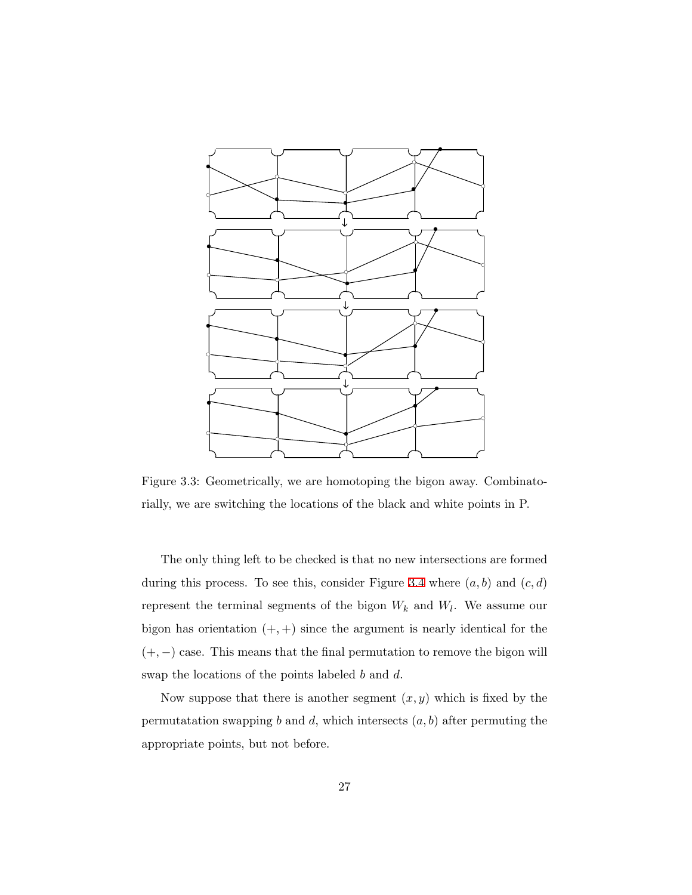Figure 3.3: Geometrically, we are homotoping the bigon away. Combinatorially, we are switching the locations of the black and white points in P.

The only thing left to be checked is that no new intersections are formed during this process. To see this, consider Figure 3.4 where $(a, b)$ and $(c, d)$ represent the terminal segments of the bigon $W_k$ and $W_l$. We assume our bigon has orientation $(+, +)$ since the argument is nearly identical for the $(+, -)$ case. This means that the final permutation to remove the bigon will swap the locations of the points labeled $b$ and $d$.

Now suppose that there is another segment $(x, y)$ which is fixed by the permutatation swapping $b$ and $d$, which intersects $(a, b)$ after permuting the appropriate points, but not before.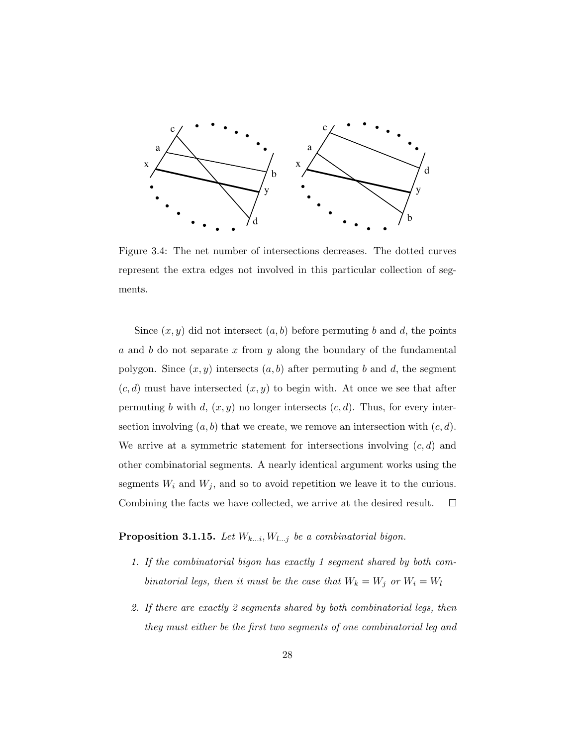Figure 3.4: The net number of intersections decreases. The dotted curves represent the extra edges not involved in this particular collection of segments.

Since $(x, y)$ did not intersect $(a, b)$ before permuting $b$ and $d$, the points $a$ and $b$ do not separate $x$ from $y$ along the boundary of the fundamental polygon. Since $(x, y)$ intersects $(a, b)$ after permuting $b$ and $d$, the segment $(c, d)$ must have intersected $(x, y)$ to begin with. At once we see that after permuting $b$ with $d$, $(x, y)$ no longer intersects $(c, d)$. Thus, for every intersection involving $(a, b)$ that we create, we remove an intersection with $(c, d)$. We arrive at a symmetric statement for intersections involving $(c, d)$ and other combinatorial segments. A nearly identical argument works using the segments $W_i$ and $W_j$, and so to avoid repetition we leave it to the curious. Combining the facts we have collected, we arrive at the desired result. □

**Proposition 3.1.15.** *Let $W_{k...i}, W_{l...j}$ be a combinatorial bigon.*

1. *If the combinatorial bigon has exactly 1 segment shared by both combinatorial legs, then it must be the case that $W_k = W_j$ or $W_i = W_l$*
2. *If there are exactly 2 segments shared by both combinatorial legs, then they must either be the first two segments of one combinatorial leg and*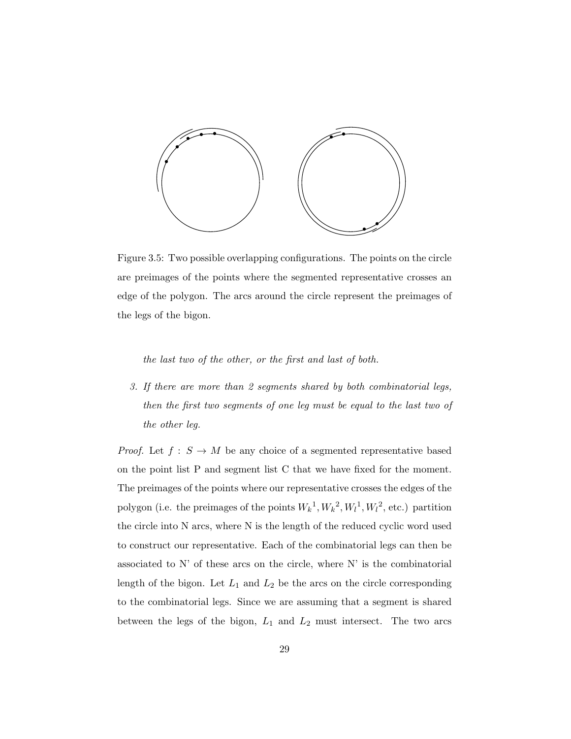Figure 3.5: Two possible overlapping configurations. The points on the circle are preimages of the points where the segmented representative crosses an edge of the polygon. The arcs around the circle represent the preimages of the legs of the bigon.

*the last two of the other, or the first and last of both.*

3. *If there are more than 2 segments shared by both combinatorial legs, then the first two segments of one leg must be equal to the last two of the other leg.*

*Proof.* Let $f : S \to M$ be any choice of a segmented representative based on the point list P and segment list C that we have fixed for the moment. The preimages of the points where our representative crosses the edges of the polygon (i.e. the preimages of the points ${W_k}^1, {W_k}^2, {W_l}^1, {W_l}^2$, etc.) partition the circle into N arcs, where N is the length of the reduced cyclic word used to construct our representative. Each of the combinatorial legs can then be associated to N' of these arcs on the circle, where N' is the combinatorial length of the bigon. Let $L_1$ and $L_2$ be the arcs on the circle corresponding to the combinatorial legs. Since we are assuming that a segment is shared between the legs of the bigon, $L_1$ and $L_2$ must intersect. The two arcs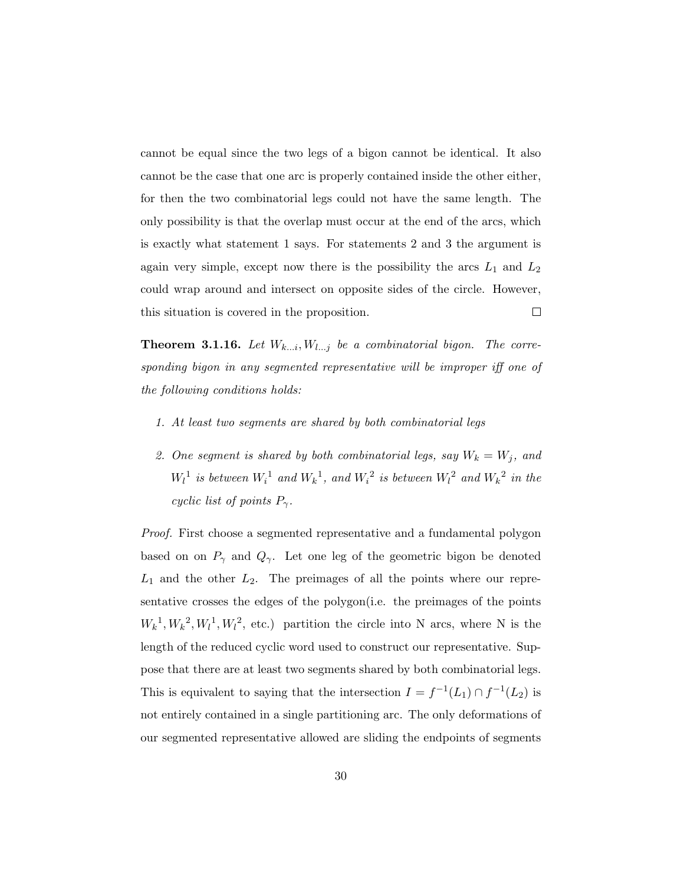cannot be equal since the two legs of a bigon cannot be identical. It also cannot be the case that one arc is properly contained inside the other either, for then the two combinatorial legs could not have the same length. The only possibility is that the overlap must occur at the end of the arcs, which is exactly what statement 1 says. For statements 2 and 3 the argument is again very simple, except now there is the possibility the arcs $L_1$ and $L_2$ could wrap around and intersect on opposite sides of the circle. However, this situation is covered in the proposition. □

**Theorem 3.1.16.** *Let $W_{k...i}, W_{l...j}$ be a combinatorial bigon. The corresponding bigon in any segmented representative will be improper iff one of the following conditions holds:*

1. *At least two segments are shared by both combinatorial legs*
2. *One segment is shared by both combinatorial legs, say $W_k = W_j$, and ${W_l}^1$ is between ${W_i}^1$ and ${W_k}^1$, and ${W_i}^2$ is between ${W_l}^2$ and ${W_k}^2$ in the cyclic list of points $P_\gamma$.*

*Proof.* First choose a segmented representative and a fundamental polygon based on on $P_\gamma$ and $Q_\gamma$. Let one leg of the geometric bigon be denoted $L_1$ and the other $L_2$. The preimages of all the points where our representative crosses the edges of the polygon(i.e. the preimages of the points ${W_k}^1, {W_k}^2, {W_l}^1, {W_l}^2$, etc.) partition the circle into N arcs, where N is the length of the reduced cyclic word used to construct our representative. Suppose that there are at least two segments shared by both combinatorial legs. This is equivalent to saying that the intersection $I = f^{-1}(L_1) \cap f^{-1}(L_2)$ is not entirely contained in a single partitioning arc. The only deformations of our segmented representative allowed are sliding the endpoints of segments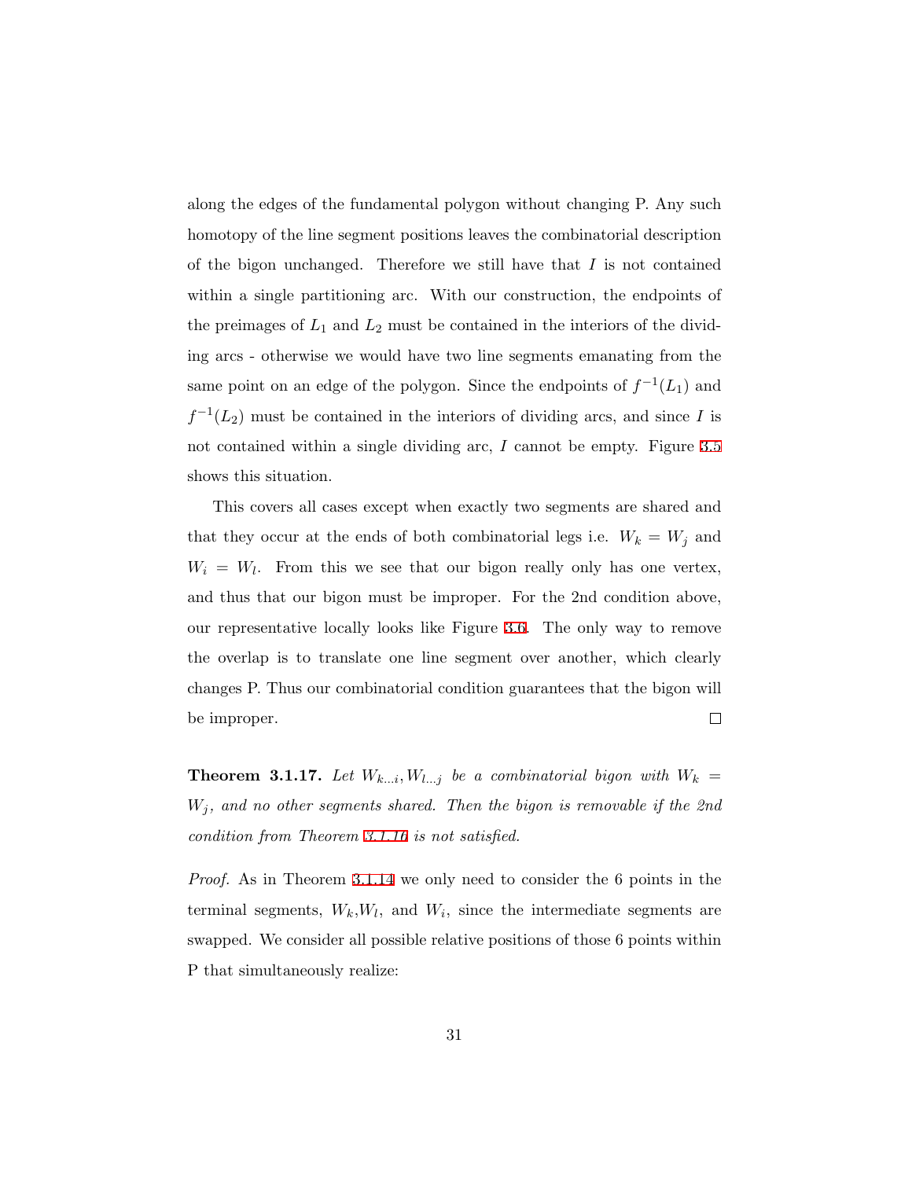along the edges of the fundamental polygon without changing P. Any such homotopy of the line segment positions leaves the combinatorial description of the bigon unchanged. Therefore we still have that $I$ is not contained within a single partitioning arc. With our construction, the endpoints of the preimages of $L_1$ and $L_2$ must be contained in the interiors of the dividing arcs - otherwise we would have two line segments emanating from the same point on an edge of the polygon. Since the endpoints of $f^{-1}(L_1)$ and $f^{-1}(L_2)$ must be contained in the interiors of dividing arcs, and since $I$ is not contained within a single dividing arc, $I$ cannot be empty. Figure 3.5 shows this situation.

This covers all cases except when exactly two segments are shared and that they occur at the ends of both combinatorial legs i.e. $W_k = W_j$ and $W_i = W_l$. From this we see that our bigon really only has one vertex, and thus that our bigon must be improper. For the 2nd condition above, our representative locally looks like Figure 3.6. The only way to remove the overlap is to translate one line segment over another, which clearly changes P. Thus our combinatorial condition guarantees that the bigon will be improper. □

**Theorem 3.1.17.** *Let $W_{k...i}, W_{l...j}$ be a combinatorial bigon with $W_k = W_j$, and no other segments shared. Then the bigon is removable if the 2nd condition from Theorem 3.1.16 is not satisfied.*

*Proof.* As in Theorem 3.1.14 we only need to consider the 6 points in the terminal segments, $W_k$,$W_l$, and $W_i$, since the intermediate segments are swapped. We consider all possible relative positions of those 6 points within P that simultaneously realize: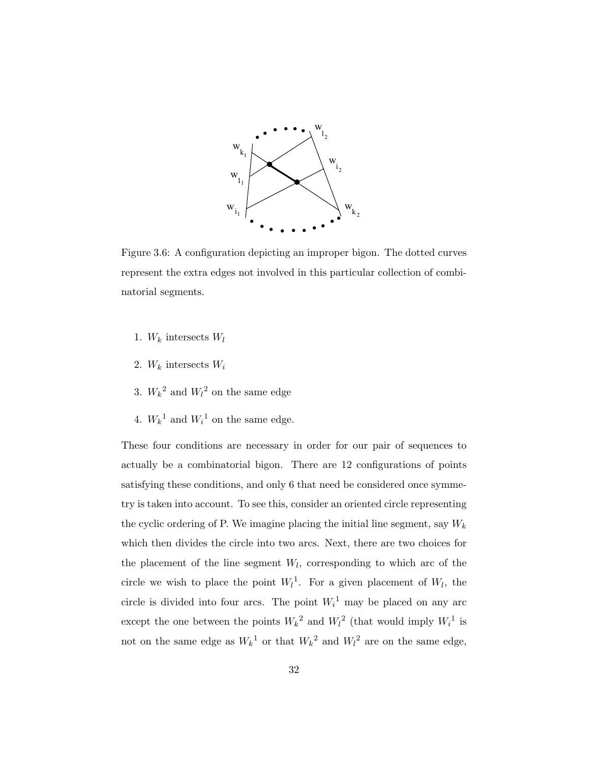Figure 3.6: A configuration depicting an improper bigon. The dotted curves represent the extra edges not involved in this particular collection of combinatorial segments.

1. $W_k$ intersects $W_l$
2. $W_k$ intersects $W_i$
3. ${W_k}^2$ and ${W_l}^2$ on the same edge
4. ${W_k}^1$ and ${W_i}^1$ on the same edge.

These four conditions are necessary in order for our pair of sequences to actually be a combinatorial bigon. There are 12 configurations of points satisfying these conditions, and only 6 that need be considered once symmetry is taken into account. To see this, consider an oriented circle representing the cyclic ordering of P. We imagine placing the initial line segment, say $W_k$ which then divides the circle into two arcs. Next, there are two choices for the placement of the line segment $W_l$, corresponding to which arc of the circle we wish to place the point ${W_l}^1$. For a given placement of $W_l$, the circle is divided into four arcs. The point ${W_i}^1$ may be placed on any arc except the one between the points ${W_k}^2$ and ${W_l}^2$ (that would imply ${W_i}^1$ is not on the same edge as ${W_k}^1$ or that ${W_k}^2$ and ${W_l}^2$ are on the same edge,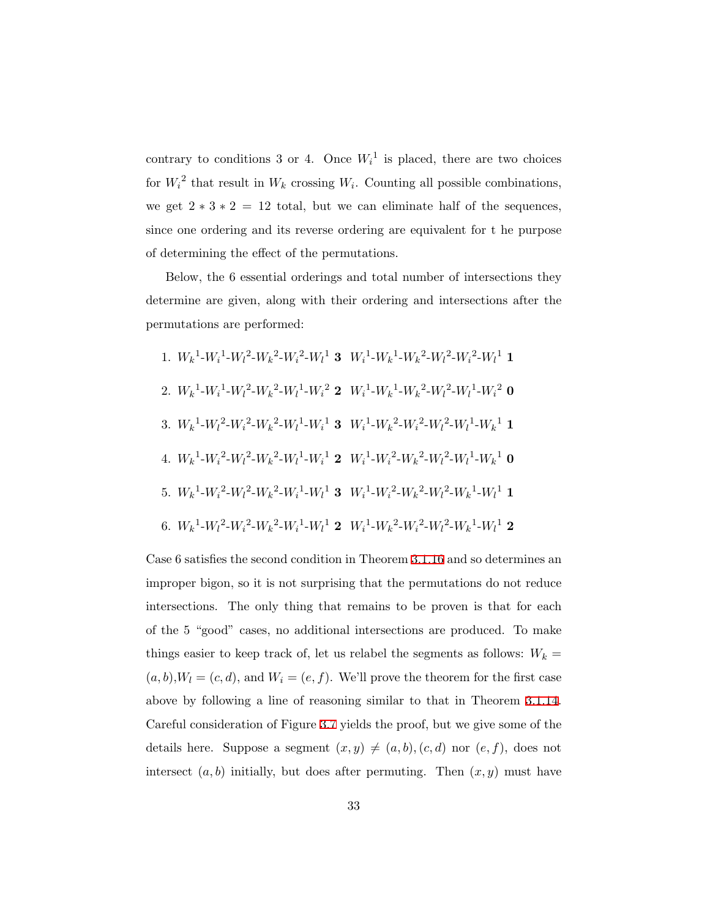contrary to conditions 3 or 4. Once ${W_i}^1$ is placed, there are two choices for ${W_i}^2$ that result in $W_k$ crossing $W_i$. Counting all possible combinations, we get $2 * 3 * 2 = 12$ total, but we can eliminate half of the sequences, since one ordering and its reverse ordering are equivalent for t he purpose of determining the effect of the permutations.

Below, the 6 essential orderings and total number of intersections they determine are given, along with their ordering and intersections after the permutations are performed:

1. ${W_k}^1$-${W_i}^1$-${W_l}^2$-${W_k}^2$-${W_i}^2$-${W_l}^1$ **3** ${W_i}^1$-${W_k}^1$-${W_k}^2$-${W_l}^2$-${W_i}^2$-${W_l}^1$ **1**
2. ${W_k}^1$-${W_i}^1$-${W_l}^2$-${W_k}^2$-${W_l}^1$-${W_i}^2$ **2** ${W_i}^1$-${W_k}^1$-${W_k}^2$-${W_l}^2$-${W_l}^1$-${W_i}^2$ **0**
3. ${W_k}^1$-${W_l}^2$-${W_i}^2$-${W_k}^2$-${W_l}^1$-${W_i}^1$ **3** ${W_i}^1$-${W_k}^2$-${W_i}^2$-${W_l}^2$-${W_l}^1$-${W_k}^1$ **1**
4. ${W_k}^1$-${W_i}^2$-${W_l}^2$-${W_k}^2$-${W_l}^1$-${W_i}^1$ **2** ${W_i}^1$-${W_i}^2$-${W_k}^2$-${W_l}^2$-${W_l}^1$-${W_k}^1$ **0**
5. ${W_k}^1$-${W_i}^2$-${W_l}^2$-${W_k}^2$-${W_i}^1$-${W_l}^1$ **3** ${W_i}^1$-${W_i}^2$-${W_k}^2$-${W_l}^2$-${W_k}^1$-${W_l}^1$ **1**
6. ${W_k}^1$-${W_l}^2$-${W_i}^2$-${W_k}^2$-${W_i}^1$-${W_l}^1$ **2** ${W_i}^1$-${W_k}^2$-${W_i}^2$-${W_l}^2$-${W_k}^1$-${W_l}^1$ **2**

Case 6 satisfies the second condition in Theorem 3.1.16 and so determines an improper bigon, so it is not surprising that the permutations do not reduce intersections. The only thing that remains to be proven is that for each of the 5 "good" cases, no additional intersections are produced. To make things easier to keep track of, let us relabel the segments as follows: $W_k = (a, b)$,$W_l = (c, d)$, and $W_i = (e, f)$. We'll prove the theorem for the first case above by following a line of reasoning similar to that in Theorem 3.1.14. Careful consideration of Figure 3.7 yields the proof, but we give some of the details here. Suppose a segment $(x, y) \neq (a, b), (c, d)$ nor $(e, f)$, does not intersect $(a, b)$ initially, but does after permuting. Then $(x, y)$ must have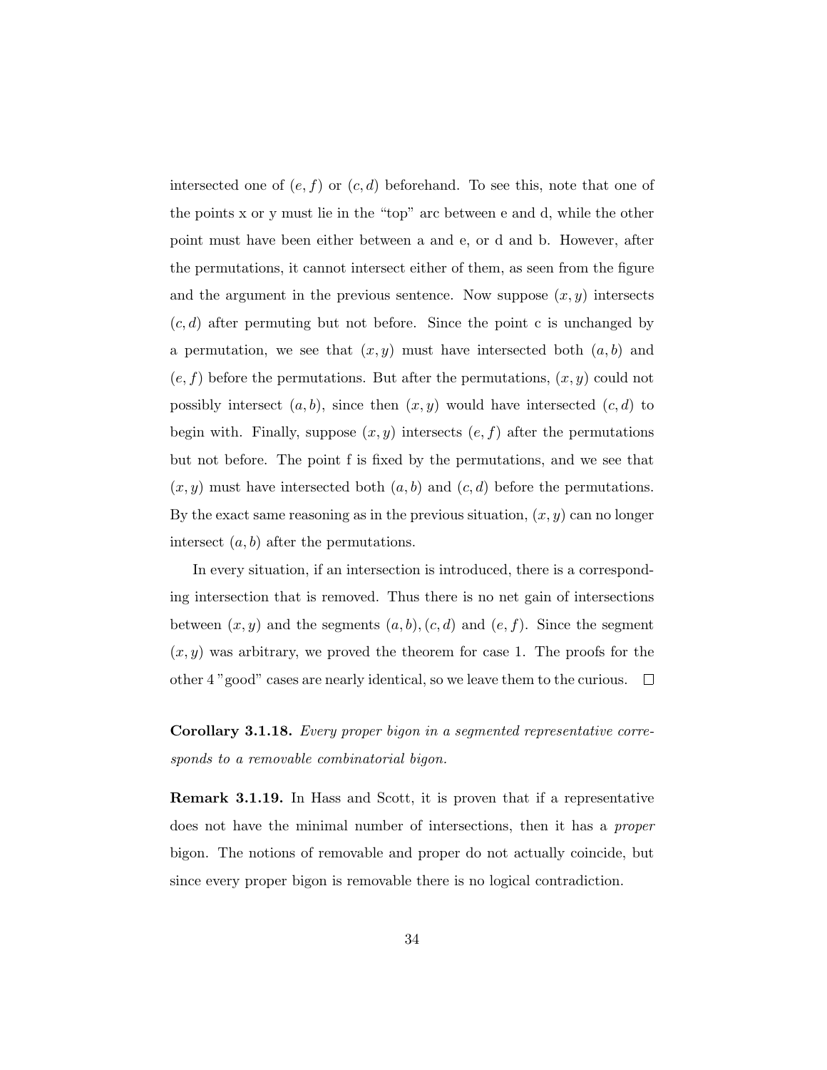intersected one of $(e, f)$ or $(c, d)$ beforehand. To see this, note that one of the points x or y must lie in the "top" arc between e and d, while the other point must have been either between a and e, or d and b. However, after the permutations, it cannot intersect either of them, as seen from the figure and the argument in the previous sentence. Now suppose $(x, y)$ intersects $(c, d)$ after permuting but not before. Since the point c is unchanged by a permutation, we see that $(x, y)$ must have intersected both $(a, b)$ and $(e, f)$ before the permutations. But after the permutations, $(x, y)$ could not possibly intersect $(a, b)$, since then $(x, y)$ would have intersected $(c, d)$ to begin with. Finally, suppose $(x, y)$ intersects $(e, f)$ after the permutations but not before. The point f is fixed by the permutations, and we see that $(x, y)$ must have intersected both $(a, b)$ and $(c, d)$ before the permutations. By the exact same reasoning as in the previous situation, $(x, y)$ can no longer intersect $(a, b)$ after the permutations.

In every situation, if an intersection is introduced, there is a corresponding intersection that is removed. Thus there is no net gain of intersections between $(x, y)$ and the segments $(a, b), (c, d)$ and $(e, f)$. Since the segment $(x, y)$ was arbitrary, we proved the theorem for case 1. The proofs for the other 4 "good" cases are nearly identical, so we leave them to the curious. □

**Corollary 3.1.18.** *Every proper bigon in a segmented representative corresponds to a removable combinatorial bigon.*

**Remark 3.1.19.** In Hass and Scott, it is proven that if a representative does not have the minimal number of intersections, then it has a *proper* bigon. The notions of removable and proper do not actually coincide, but since every proper bigon is removable there is no logical contradiction.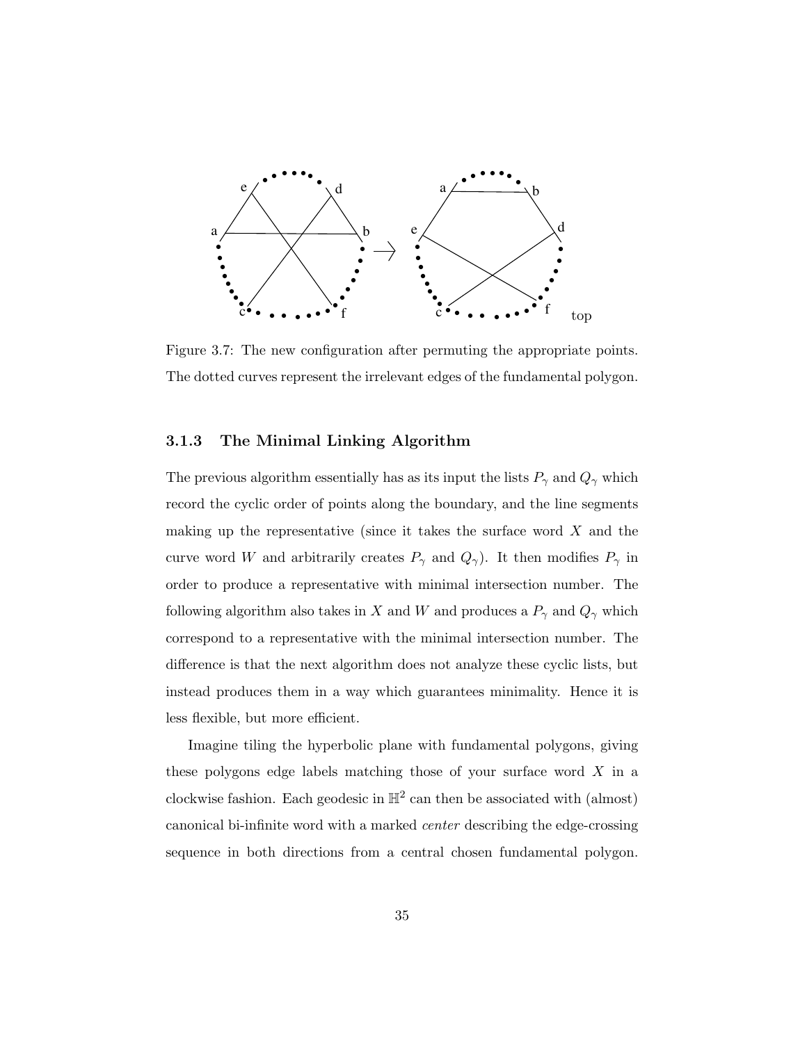Figure 3.7: The new configuration after permuting the appropriate points. The dotted curves represent the irrelevant edges of the fundamental polygon.

### 3.1.3 The Minimal Linking Algorithm

The previous algorithm essentially has as its input the lists $P_\gamma$ and $Q_\gamma$ which record the cyclic order of points along the boundary, and the line segments making up the representative (since it takes the surface word $X$ and the curve word $W$ and arbitrarily creates $P_\gamma$ and $Q_\gamma$). It then modifies $P_\gamma$ in order to produce a representative with minimal intersection number. The following algorithm also takes in $X$ and $W$ and produces a $P_\gamma$ and $Q_\gamma$ which correspond to a representative with the minimal intersection number. The difference is that the next algorithm does not analyze these cyclic lists, but instead produces them in a way which guarantees minimality. Hence it is less flexible, but more efficient.

Imagine tiling the hyperbolic plane with fundamental polygons, giving these polygons edge labels matching those of your surface word $X$ in a clockwise fashion. Each geodesic in $\mathbb{H}^2$ can then be associated with (almost) canonical bi-infinite word with a marked *center* describing the edge-crossing sequence in both directions from a central chosen fundamental polygon.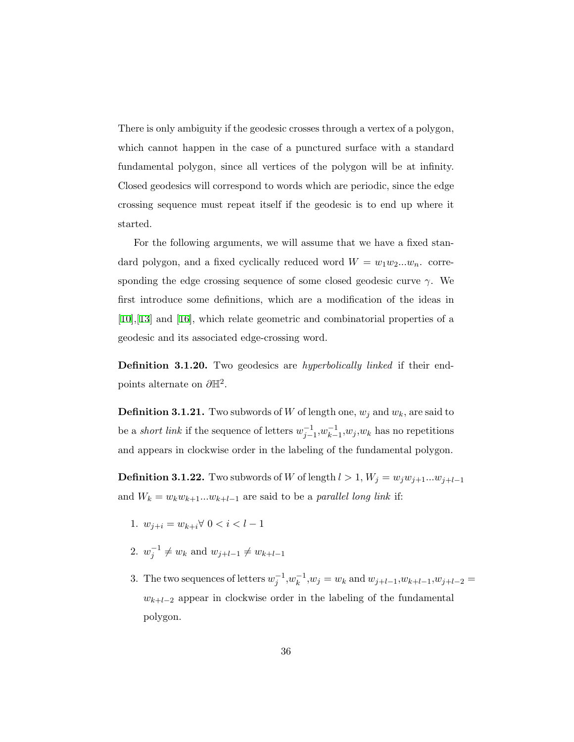There is only ambiguity if the geodesic crosses through a vertex of a polygon, which cannot happen in the case of a punctured surface with a standard fundamental polygon, since all vertices of the polygon will be at infinity. Closed geodesics will correspond to words which are periodic, since the edge crossing sequence must repeat itself if the geodesic is to end up where it started.

For the following arguments, we will assume that we have a fixed standard polygon, and a fixed cyclically reduced word $W = w_1 w_2 ... w_n$. corresponding the edge crossing sequence of some closed geodesic curve $\gamma$. We first introduce some definitions, which are a modification of the ideas in [10],[13] and [16], which relate geometric and combinatorial properties of a geodesic and its associated edge-crossing word.

**Definition 3.1.20.** Two geodesics are *hyperbolically linked* if their endpoints alternate on $\partial \mathbb{H}^2$.

**Definition 3.1.21.** Two subwords of $W$ of length one, $w_j$ and $w_k$, are said to be a *short link* if the sequence of letters $w_{j-1}^{-1}$,$w_{k-1}^{-1}$,$w_j$,$w_k$ has no repetitions and appears in clockwise order in the labeling of the fundamental polygon.

**Definition 3.1.22.** Two subwords of $W$ of length $l > 1$, $W_j = w_j w_{j+1} ... w_{j+l-1}$ and $W_k = w_k w_{k+1} ... w_{k+l-1}$ are said to be a *parallel long link* if:

1. $w_{j+i} = w_{k+i} \forall \ 0 < i < l-1$
2. $w_j^{-1} \neq w_k$ and $w_{j+l-1} \neq w_{k+l-1}$
3. The two sequences of letters $w_j^{-1}$,$w_k^{-1}$,$w_j = w_k$ and $w_{j+l-1}$,$w_{k+l-1}$,$w_{j+l-2} = w_{k+l-2}$ appear in clockwise order in the labeling of the fundamental polygon.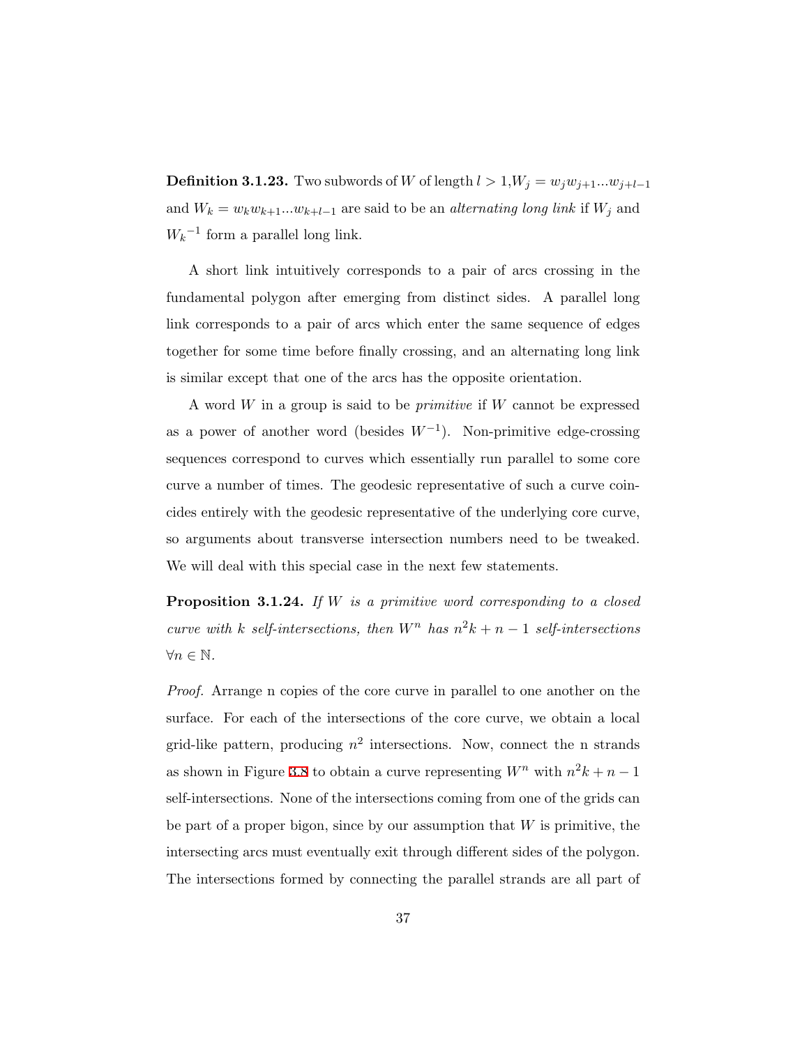**Definition 3.1.23.** Two subwords of $W$ of length $l > 1$, $W_j = w_j w_{j+1} ... w_{j+l-1}$ and $W_k = w_k w_{k+1} ... w_{k+l-1}$ are said to be an *alternating long link* if $W_j$ and ${W_k}^{-1}$ form a parallel long link.

A short link intuitively corresponds to a pair of arcs crossing in the fundamental polygon after emerging from distinct sides. A parallel long link corresponds to a pair of arcs which enter the same sequence of edges together for some time before finally crossing, and an alternating long link is similar except that one of the arcs has the opposite orientation.

A word $W$ in a group is said to be *primitive* if $W$ cannot be expressed as a power of another word (besides $W^{-1}$). Non-primitive edge-crossing sequences correspond to curves which essentially run parallel to some core curve a number of times. The geodesic representative of such a curve coincides entirely with the geodesic representative of the underlying core curve, so arguments about transverse intersection numbers need to be tweaked. We will deal with this special case in the next few statements.

**Proposition 3.1.24.** *If $W$ is a primitive word corresponding to a closed curve with $k$ self-intersections, then $W^n$ has $n^2k + n - 1$ self-intersections $\forall n \in \mathbb{N}$.*

*Proof.* Arrange n copies of the core curve in parallel to one another on the surface. For each of the intersections of the core curve, we obtain a local grid-like pattern, producing $n^2$ intersections. Now, connect the n strands as shown in Figure 3.8 to obtain a curve representing $W^n$ with $n^2k + n - 1$ self-intersections. None of the intersections coming from one of the grids can be part of a proper bigon, since by our assumption that $W$ is primitive, the intersecting arcs must eventually exit through different sides of the polygon. The intersections formed by connecting the parallel strands are all part of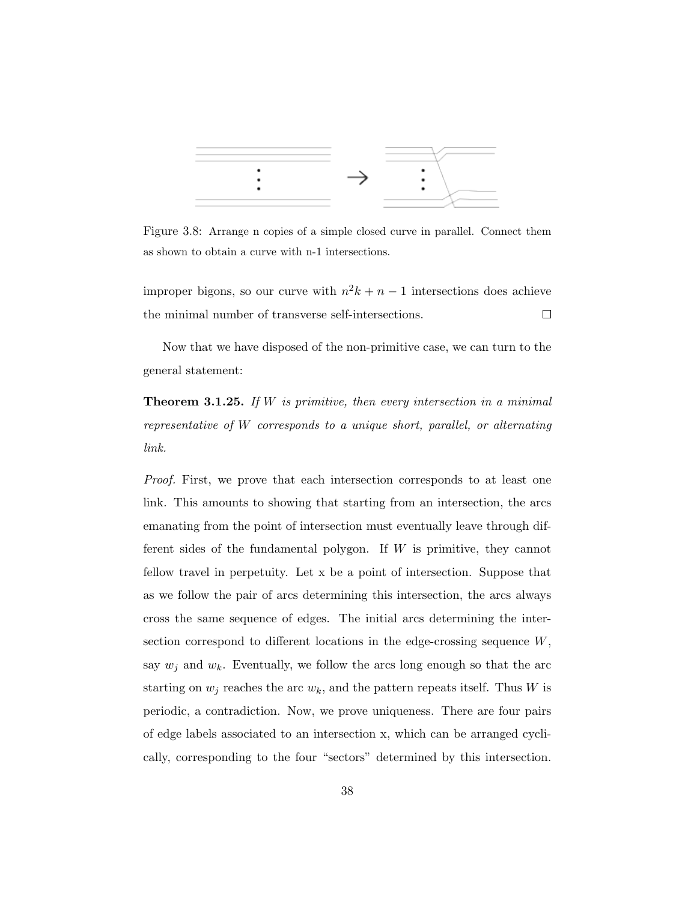Figure 3.8: Arrange n copies of a simple closed curve in parallel. Connect them as shown to obtain a curve with n-1 intersections.

improper bigons, so our curve with $n^2k + n - 1$ intersections does achieve the minimal number of transverse self-intersections. □

Now that we have disposed of the non-primitive case, we can turn to the general statement:

**Theorem 3.1.25.** *If $W$ is primitive, then every intersection in a minimal representative of $W$ corresponds to a unique short, parallel, or alternating link.*

*Proof.* First, we prove that each intersection corresponds to at least one link. This amounts to showing that starting from an intersection, the arcs emanating from the point of intersection must eventually leave through different sides of the fundamental polygon. If $W$ is primitive, they cannot fellow travel in perpetuity. Let x be a point of intersection. Suppose that as we follow the pair of arcs determining this intersection, the arcs always cross the same sequence of edges. The initial arcs determining the intersection correspond to different locations in the edge-crossing sequence $W$, say $w_j$ and $w_k$. Eventually, we follow the arcs long enough so that the arc starting on $w_j$ reaches the arc $w_k$, and the pattern repeats itself. Thus $W$ is periodic, a contradiction. Now, we prove uniqueness. There are four pairs of edge labels associated to an intersection x, which can be arranged cyclically, corresponding to the four "sectors" determined by this intersection.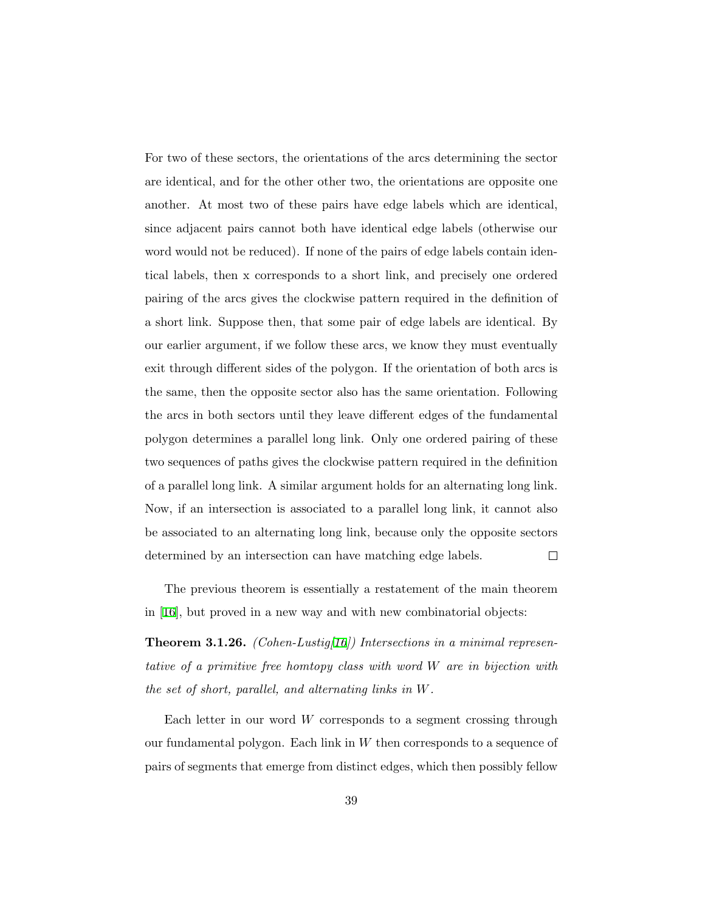For two of these sectors, the orientations of the arcs determining the sector are identical, and for the other other two, the orientations are opposite one another. At most two of these pairs have edge labels which are identical, since adjacent pairs cannot both have identical edge labels (otherwise our word would not be reduced). If none of the pairs of edge labels contain identical labels, then x corresponds to a short link, and precisely one ordered pairing of the arcs gives the clockwise pattern required in the definition of a short link. Suppose then, that some pair of edge labels are identical. By our earlier argument, if we follow these arcs, we know they must eventually exit through different sides of the polygon. If the orientation of both arcs is the same, then the opposite sector also has the same orientation. Following the arcs in both sectors until they leave different edges of the fundamental polygon determines a parallel long link. Only one ordered pairing of these two sequences of paths gives the clockwise pattern required in the definition of a parallel long link. A similar argument holds for an alternating long link. Now, if an intersection is associated to a parallel long link, it cannot also be associated to an alternating long link, because only the opposite sectors determined by an intersection can have matching edge labels. □

The previous theorem is essentially a restatement of the main theorem in [16], but proved in a new way and with new combinatorial objects:

**Theorem 3.1.26.** *(Cohen-Lustig[16]) Intersections in a minimal representative of a primitive free homtopy class with word $W$ are in bijection with the set of short, parallel, and alternating links in $W$.*

Each letter in our word $W$ corresponds to a segment crossing through our fundamental polygon. Each link in $W$ then corresponds to a sequence of pairs of segments that emerge from distinct edges, which then possibly fellow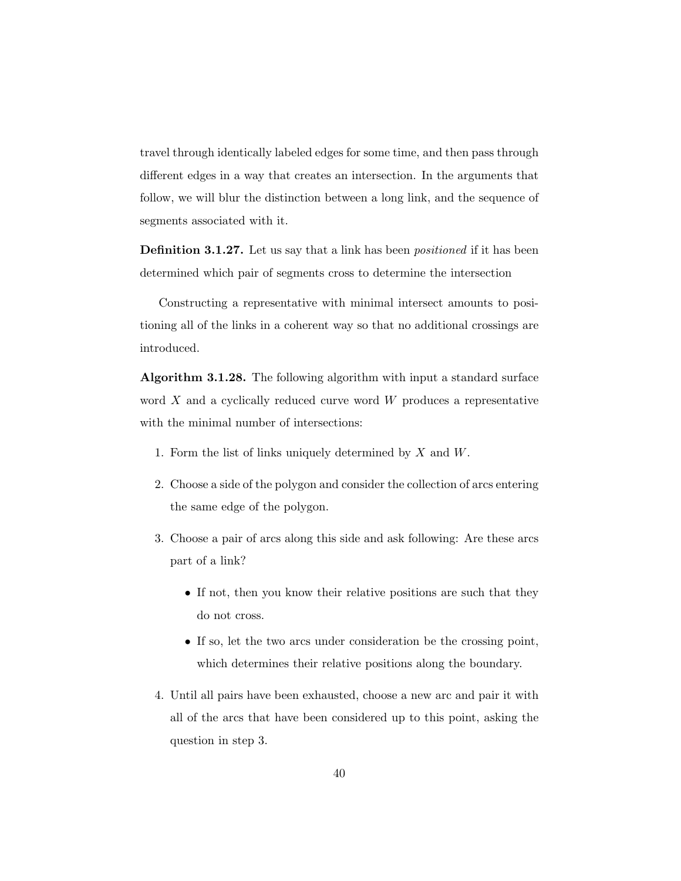travel through identically labeled edges for some time, and then pass through different edges in a way that creates an intersection. In the arguments that follow, we will blur the distinction between a long link, and the sequence of segments associated with it.

**Definition 3.1.27.** Let us say that a link has been *positioned* if it has been determined which pair of segments cross to determine the intersection

Constructing a representative with minimal intersect amounts to positioning all of the links in a coherent way so that no additional crossings are introduced.

**Algorithm 3.1.28.** The following algorithm with input a standard surface word $X$ and a cyclically reduced curve word $W$ produces a representative with the minimal number of intersections:

1. Form the list of links uniquely determined by $X$ and $W$.
2. Choose a side of the polygon and consider the collection of arcs entering the same edge of the polygon.
3. Choose a pair of arcs along this side and ask following: Are these arcs part of a link?
   - If not, then you know their relative positions are such that they do not cross.
   - If so, let the two arcs under consideration be the crossing point, which determines their relative positions along the boundary.
4. Until all pairs have been exhausted, choose a new arc and pair it with all of the arcs that have been considered up to this point, asking the question in step 3.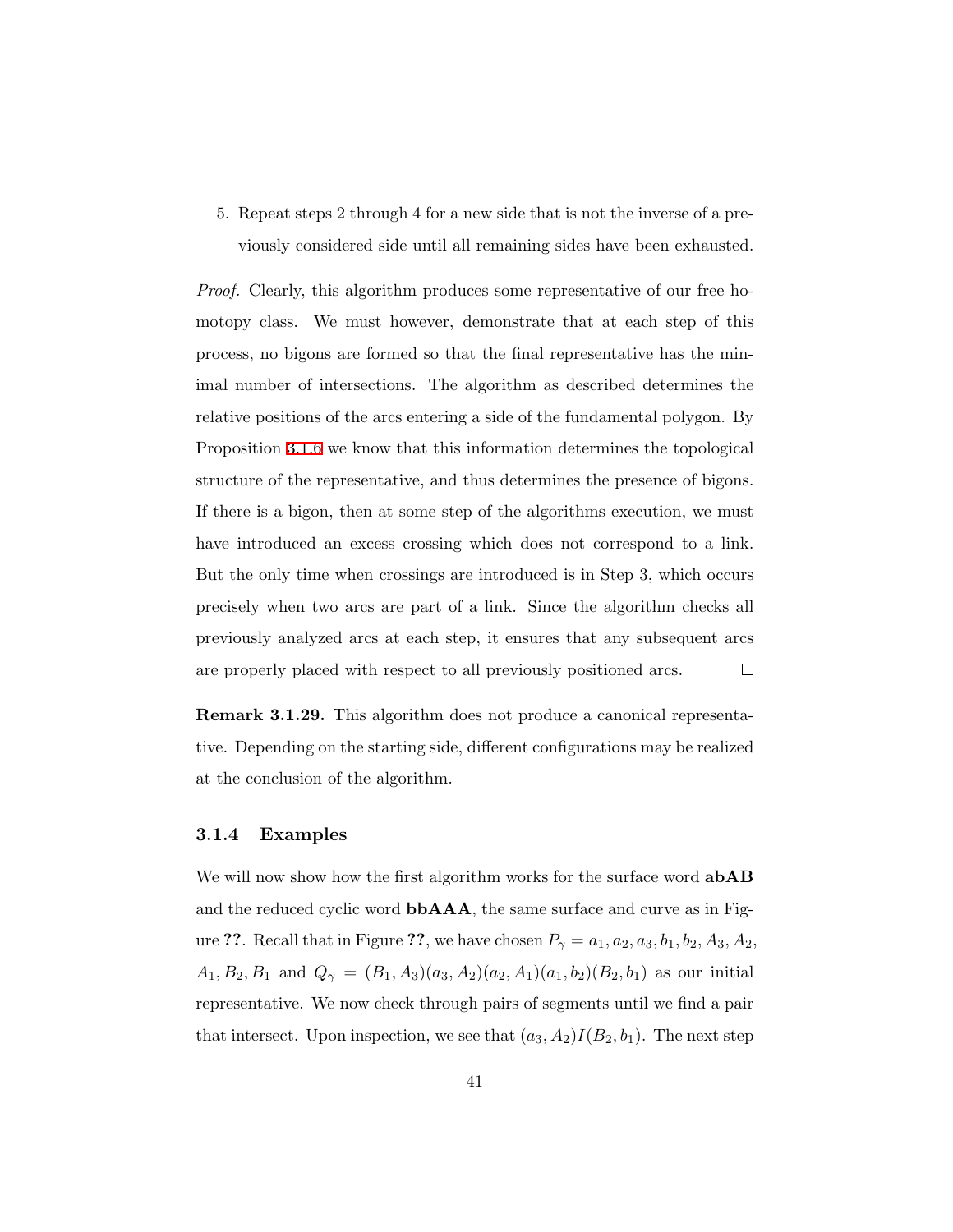5. Repeat steps 2 through 4 for a new side that is not the inverse of a previously considered side until all remaining sides have been exhausted.

*Proof.* Clearly, this algorithm produces some representative of our free homotopy class. We must however, demonstrate that at each step of this process, no bigons are formed so that the final representative has the minimal number of intersections. The algorithm as described determines the relative positions of the arcs entering a side of the fundamental polygon. By Proposition 3.1.6 we know that this information determines the topological structure of the representative, and thus determines the presence of bigons. If there is a bigon, then at some step of the algorithms execution, we must have introduced an excess crossing which does not correspond to a link. But the only time when crossings are introduced is in Step 3, which occurs precisely when two arcs are part of a link. Since the algorithm checks all previously analyzed arcs at each step, it ensures that any subsequent arcs are properly placed with respect to all previously positioned arcs. ☐

**Remark 3.1.29.** This algorithm does not produce a canonical representative. Depending on the starting side, different configurations may be realized at the conclusion of the algorithm.

### 3.1.4 Examples

We will now show how the first algorithm works for the surface word **abAB** and the reduced cyclic word **bbAAA**, the same surface and curve as in Figure **??**. Recall that in Figure **??**, we have chosen $P_\gamma = a_1, a_2, a_3, b_1, b_2, A_3, A_2, A_1, B_2, B_1$ and $Q_\gamma = (B_1, A_3)(a_3, A_2)(a_2, A_1)(a_1, b_2)(B_2, b_1)$ as our initial representative. We now check through pairs of segments until we find a pair that intersect. Upon inspection, we see that $(a_3, A_2)I(B_2, b_1)$. The next step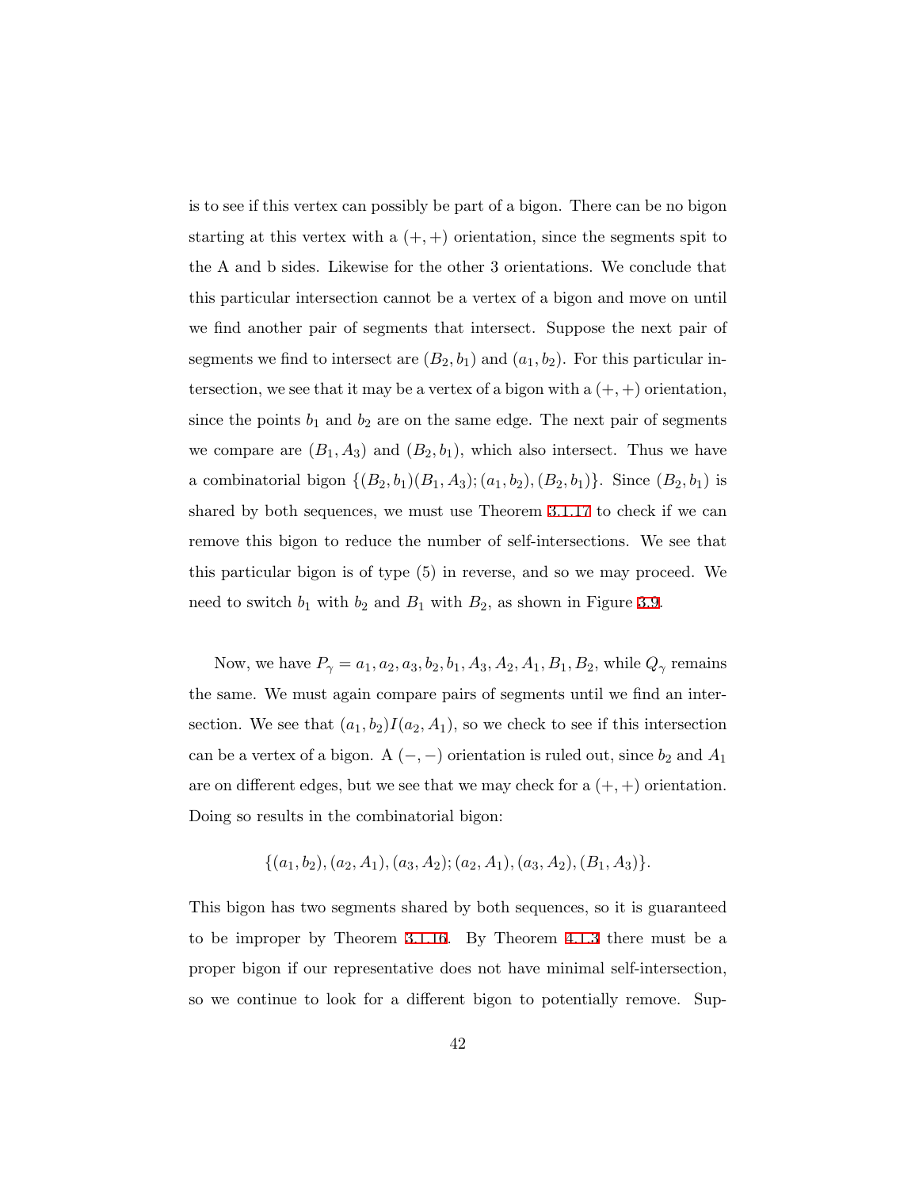is to see if this vertex can possibly be part of a bigon. There can be no bigon starting at this vertex with a $(+,+)$ orientation, since the segments spit to the A and b sides. Likewise for the other 3 orientations. We conclude that this particular intersection cannot be a vertex of a bigon and move on until we find another pair of segments that intersect. Suppose the next pair of segments we find to intersect are $(B_2, b_1)$ and $(a_1, b_2)$. For this particular intersection, we see that it may be a vertex of a bigon with a $(+,+)$ orientation, since the points $b_1$ and $b_2$ are on the same edge. The next pair of segments we compare are $(B_1, A_3)$ and $(B_2, b_1)$, which also intersect. Thus we have a combinatorial bigon $\{(B_2, b_1)(B_1, A_3); (a_1, b_2), (B_2, b_1)\}$. Since $(B_2, b_1)$ is shared by both sequences, we must use Theorem 3.1.17 to check if we can remove this bigon to reduce the number of self-intersections. We see that this particular bigon is of type (5) in reverse, and so we may proceed. We need to switch $b_1$ with $b_2$ and $B_1$ with $B_2$, as shown in Figure 3.9.

Now, we have $P_\gamma = a_1, a_2, a_3, b_2, b_1, A_3, A_2, A_1, B_1, B_2$, while $Q_\gamma$ remains the same. We must again compare pairs of segments until we find an intersection. We see that $(a_1, b_2)I(a_2, A_1)$, so we check to see if this intersection can be a vertex of a bigon. A $(-,-)$ orientation is ruled out, since $b_2$ and $A_1$ are on different edges, but we see that we may check for a $(+,+)$ orientation. Doing so results in the combinatorial bigon:

$$\{(a_1, b_2), (a_2, A_1), (a_3, A_2); (a_2, A_1), (a_3, A_2), (B_1, A_3)\}.$$

This bigon has two segments shared by both sequences, so it is guaranteed to be improper by Theorem 3.1.16. By Theorem 4.1.3 there must be a proper bigon if our representative does not have minimal self-intersection, so we continue to look for a different bigon to potentially remove. Sup-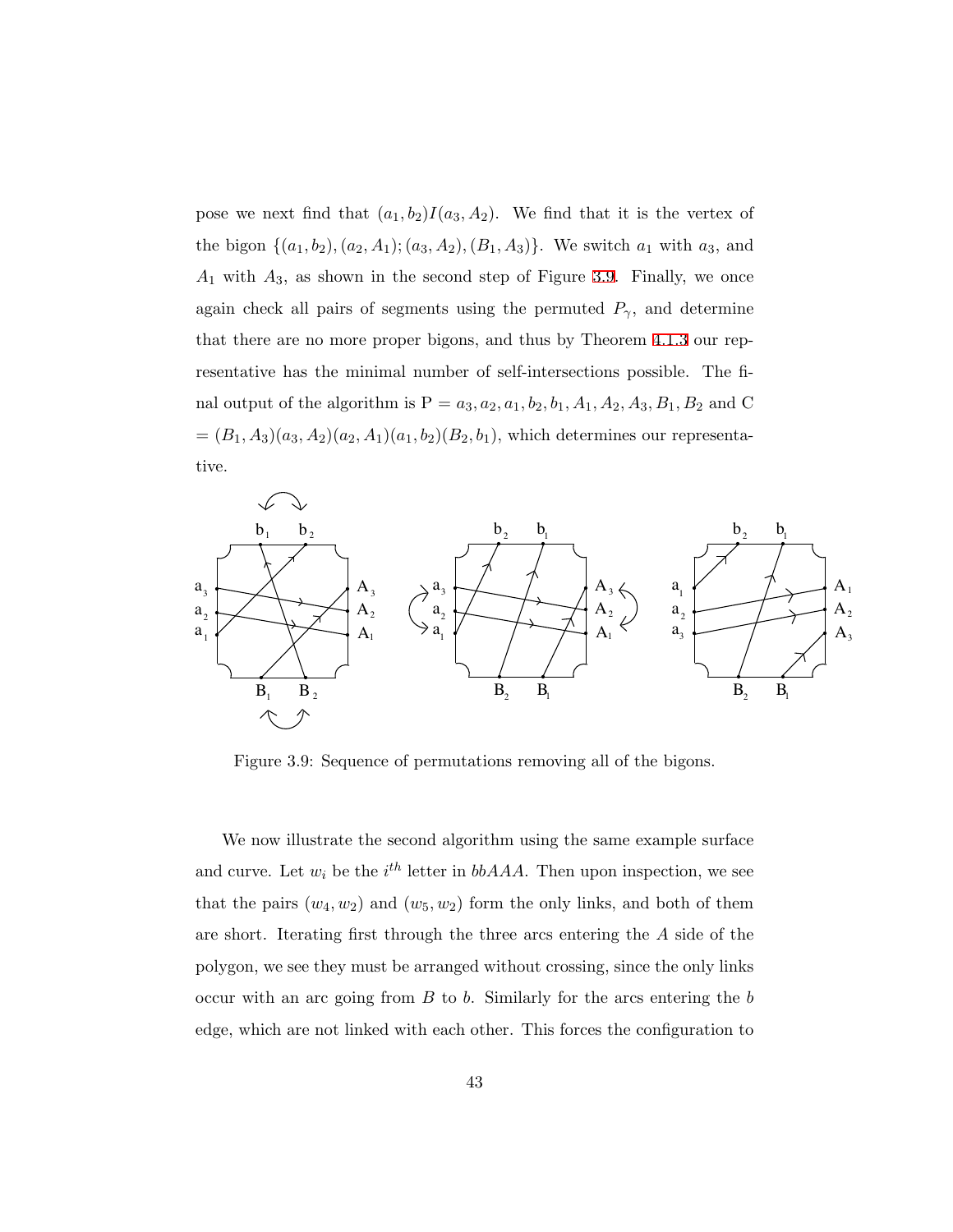pose we next find that $(a_1, b_2)I(a_3, A_2)$. We find that it is the vertex of the bigon $\{(a_1, b_2), (a_2, A_1); (a_3, A_2), (B_1, A_3)\}$. We switch $a_1$ with $a_3$, and $A_1$ with $A_3$, as shown in the second step of Figure 3.9. Finally, we once again check all pairs of segments using the permuted $P_\gamma$, and determine that there are no more proper bigons, and thus by Theorem 4.1.3 our representative has the minimal number of self-intersections possible. The final output of the algorithm is P = $a_3, a_2, a_1, b_2, b_1, A_1, A_2, A_3, B_1, B_2$ and C = $(B_1, A_3)(a_3, A_2)(a_2, A_1)(a_1, b_2)(B_2, b_1)$, which determines our representative.

Figure 3.9: Sequence of permutations removing all of the bigons.

We now illustrate the second algorithm using the same example surface and curve. Let $w_i$ be the $i^{th}$ letter in $bbAAA$. Then upon inspection, we see that the pairs $(w_4, w_2)$ and $(w_5, w_2)$ form the only links, and both of them are short. Iterating first through the three arcs entering the $A$ side of the polygon, we see they must be arranged without crossing, since the only links occur with an arc going from $B$ to $b$. Similarly for the arcs entering the $b$ edge, which are not linked with each other. This forces the configuration to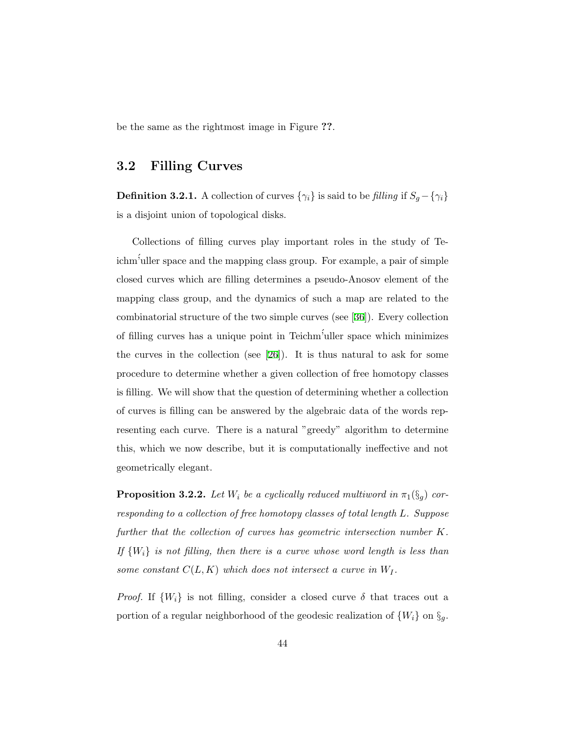be the same as the rightmost image in Figure ??.

## 3.2 Filling Curves

**Definition 3.2.1.** A collection of curves $\{\gamma_i\}$ is said to be *filling* if $S_g - \{\gamma_i\}$ is a disjoint union of topological disks.

Collections of filling curves play important roles in the study of Teichḿuller space and the mapping class group. For example, a pair of simple closed curves which are filling determines a pseudo-Anosov element of the mapping class group, and the dynamics of such a map are related to the combinatorial structure of the two simple curves (see [36]). Every collection of filling curves has a unique point in Teichḿuller space which minimizes the curves in the collection (see [26]). It is thus natural to ask for some procedure to determine whether a given collection of free homotopy classes is filling. We will show that the question of determining whether a collection of curves is filling can be answered by the algebraic data of the words representing each curve. There is a natural "greedy" algorithm to determine this, which we now describe, but it is computationally ineffective and not geometrically elegant.

**Proposition 3.2.2.** *Let $W_i$ be a cyclically reduced multiword in $\pi_1(\S_g)$ corresponding to a collection of free homotopy classes of total length $L$. Suppose further that the collection of curves has geometric intersection number $K$. If $\{W_i\}$ is not filling, then there is a curve whose word length is less than some constant $C(L, K)$ which does not intersect a curve in $W_I$.*

*Proof.* If $\{W_i\}$ is not filling, consider a closed curve $\delta$ that traces out a portion of a regular neighborhood of the geodesic realization of $\{W_i\}$ on $\S_g$.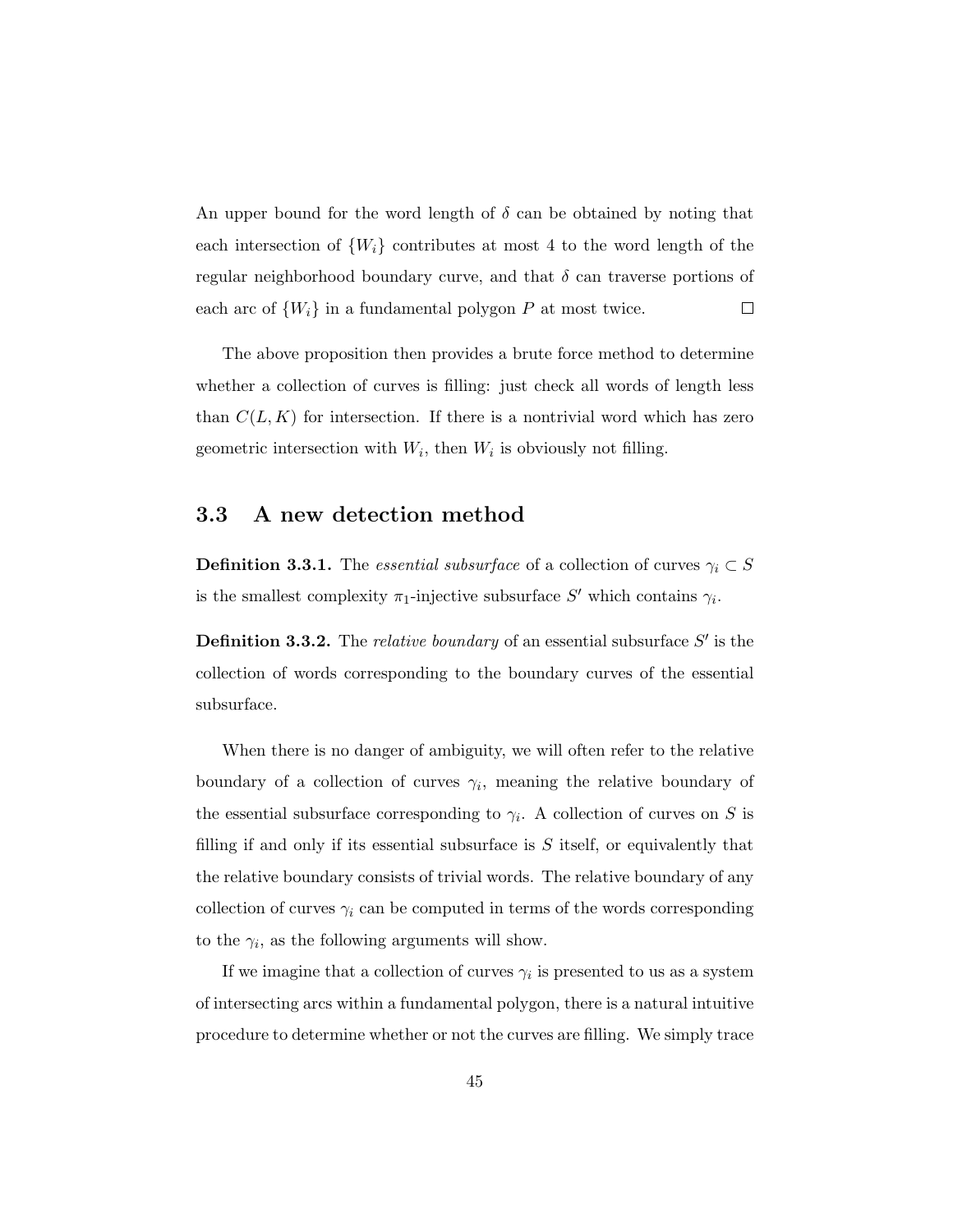An upper bound for the word length of $\delta$ can be obtained by noting that each intersection of $\{W_i\}$ contributes at most 4 to the word length of the regular neighborhood boundary curve, and that $\delta$ can traverse portions of each arc of $\{W_i\}$ in a fundamental polygon $P$ at most twice. $\square$

The above proposition then provides a brute force method to determine whether a collection of curves is filling: just check all words of length less than $C(L, K)$ for intersection. If there is a nontrivial word which has zero geometric intersection with $W_i$, then $W_i$ is obviously not filling.

## 3.3 A new detection method

**Definition 3.3.1.** The *essential subsurface* of a collection of curves $\gamma_i \subset S$ is the smallest complexity $\pi_1$-injective subsurface $S'$ which contains $\gamma_i$.

**Definition 3.3.2.** The *relative boundary* of an essential subsurface $S'$ is the collection of words corresponding to the boundary curves of the essential subsurface.

When there is no danger of ambiguity, we will often refer to the relative boundary of a collection of curves $\gamma_i$, meaning the relative boundary of the essential subsurface corresponding to $\gamma_i$. A collection of curves on $S$ is filling if and only if its essential subsurface is $S$ itself, or equivalently that the relative boundary consists of trivial words. The relative boundary of any collection of curves $\gamma_i$ can be computed in terms of the words corresponding to the $\gamma_i$, as the following arguments will show.

If we imagine that a collection of curves $\gamma_i$ is presented to us as a system of intersecting arcs within a fundamental polygon, there is a natural intuitive procedure to determine whether or not the curves are filling. We simply trace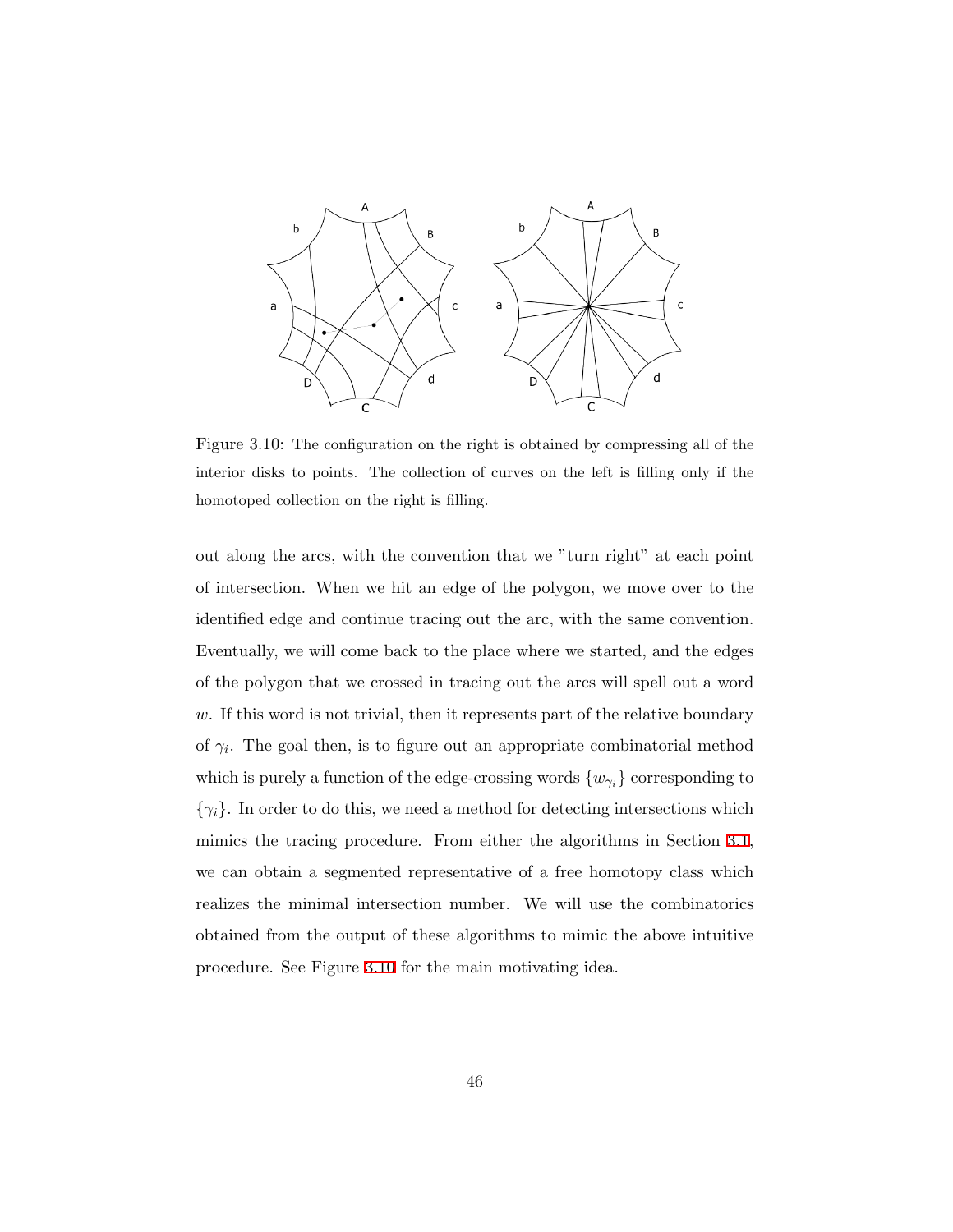Figure 3.10: The configuration on the right is obtained by compressing all of the interior disks to points. The collection of curves on the left is filling only if the homotoped collection on the right is filling.

out along the arcs, with the convention that we "turn right" at each point of intersection. When we hit an edge of the polygon, we move over to the identified edge and continue tracing out the arc, with the same convention. Eventually, we will come back to the place where we started, and the edges of the polygon that we crossed in tracing out the arcs will spell out a word $w$. If this word is not trivial, then it represents part of the relative boundary of $\gamma_i$. The goal then, is to figure out an appropriate combinatorial method which is purely a function of the edge-crossing words $\{w_{\gamma_i}\}$ corresponding to $\{\gamma_i\}$. In order to do this, we need a method for detecting intersections which mimics the tracing procedure. From either the algorithms in Section 3.1, we can obtain a segmented representative of a free homotopy class which realizes the minimal intersection number. We will use the combinatorics obtained from the output of these algorithms to mimic the above intuitive procedure. See Figure 3.10 for the main motivating idea.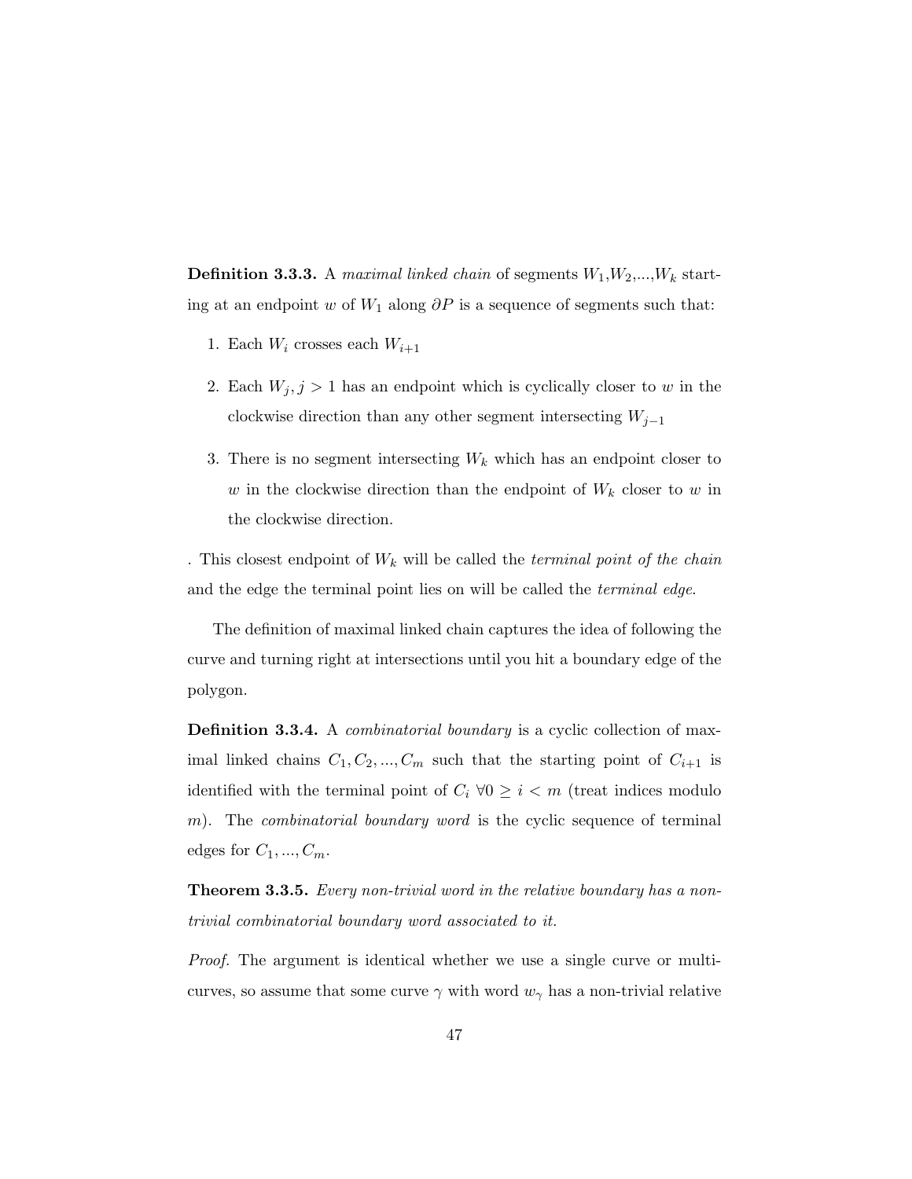**Definition 3.3.3.** A *maximal linked chain* of segments $W_1$,$W_2$,...,$W_k$ starting at an endpoint $w$ of $W_1$ along $\partial P$ is a sequence of segments such that:

1. Each $W_i$ crosses each $W_{i+1}$
2. Each $W_j, j > 1$ has an endpoint which is cyclically closer to $w$ in the clockwise direction than any other segment intersecting $W_{j-1}$
3. There is no segment intersecting $W_k$ which has an endpoint closer to $w$ in the clockwise direction than the endpoint of $W_k$ closer to $w$ in the clockwise direction.

. This closest endpoint of $W_k$ will be called the *terminal point of the chain* and the edge the terminal point lies on will be called the *terminal edge*.

The definition of maximal linked chain captures the idea of following the curve and turning right at intersections until you hit a boundary edge of the polygon.

**Definition 3.3.4.** A *combinatorial boundary* is a cyclic collection of maximal linked chains $C_1, C_2, ..., C_m$ such that the starting point of $C_{i+1}$ is identified with the terminal point of $C_i$ $\forall 0 \geq i < m$ (treat indices modulo $m$). The *combinatorial boundary word* is the cyclic sequence of terminal edges for $C_1, ..., C_m$.

**Theorem 3.3.5.** *Every non-trivial word in the relative boundary has a non-trivial combinatorial boundary word associated to it.*

*Proof.* The argument is identical whether we use a single curve or multi-curves, so assume that some curve $\gamma$ with word $w_\gamma$ has a non-trivial relative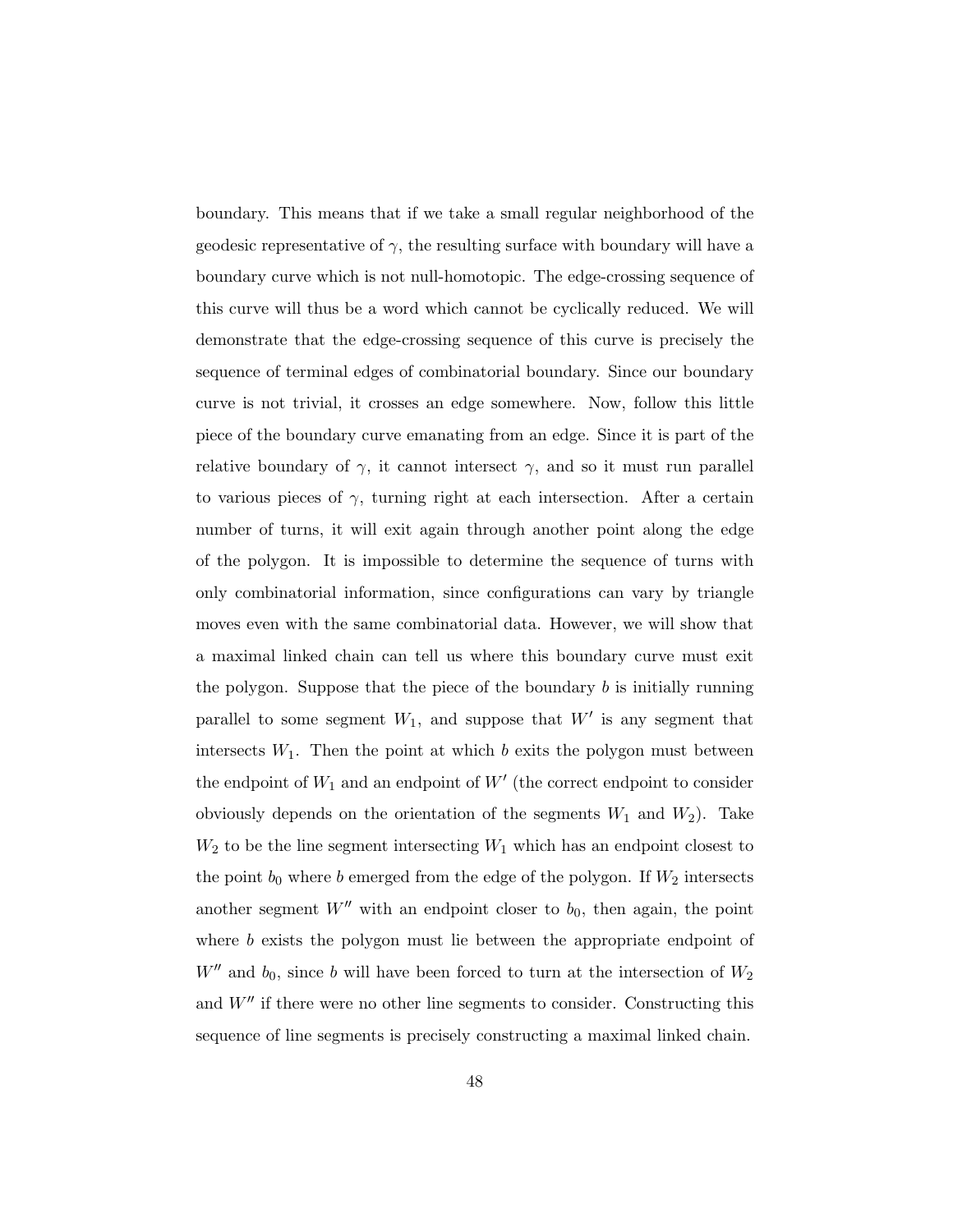boundary. This means that if we take a small regular neighborhood of the geodesic representative of $\gamma$, the resulting surface with boundary will have a boundary curve which is not null-homotopic. The edge-crossing sequence of this curve will thus be a word which cannot be cyclically reduced. We will demonstrate that the edge-crossing sequence of this curve is precisely the sequence of terminal edges of combinatorial boundary. Since our boundary curve is not trivial, it crosses an edge somewhere. Now, follow this little piece of the boundary curve emanating from an edge. Since it is part of the relative boundary of $\gamma$, it cannot intersect $\gamma$, and so it must run parallel to various pieces of $\gamma$, turning right at each intersection. After a certain number of turns, it will exit again through another point along the edge of the polygon. It is impossible to determine the sequence of turns with only combinatorial information, since configurations can vary by triangle moves even with the same combinatorial data. However, we will show that a maximal linked chain can tell us where this boundary curve must exit the polygon. Suppose that the piece of the boundary $b$ is initially running parallel to some segment $W_1$, and suppose that $W'$ is any segment that intersects $W_1$. Then the point at which $b$ exits the polygon must between the endpoint of $W_1$ and an endpoint of $W'$ (the correct endpoint to consider obviously depends on the orientation of the segments $W_1$ and $W_2$). Take $W_2$ to be the line segment intersecting $W_1$ which has an endpoint closest to the point $b_0$ where $b$ emerged from the edge of the polygon. If $W_2$ intersects another segment $W''$ with an endpoint closer to $b_0$, then again, the point where $b$ exists the polygon must lie between the appropriate endpoint of $W''$ and $b_0$, since $b$ will have been forced to turn at the intersection of $W_2$ and $W''$ if there were no other line segments to consider. Constructing this sequence of line segments is precisely constructing a maximal linked chain.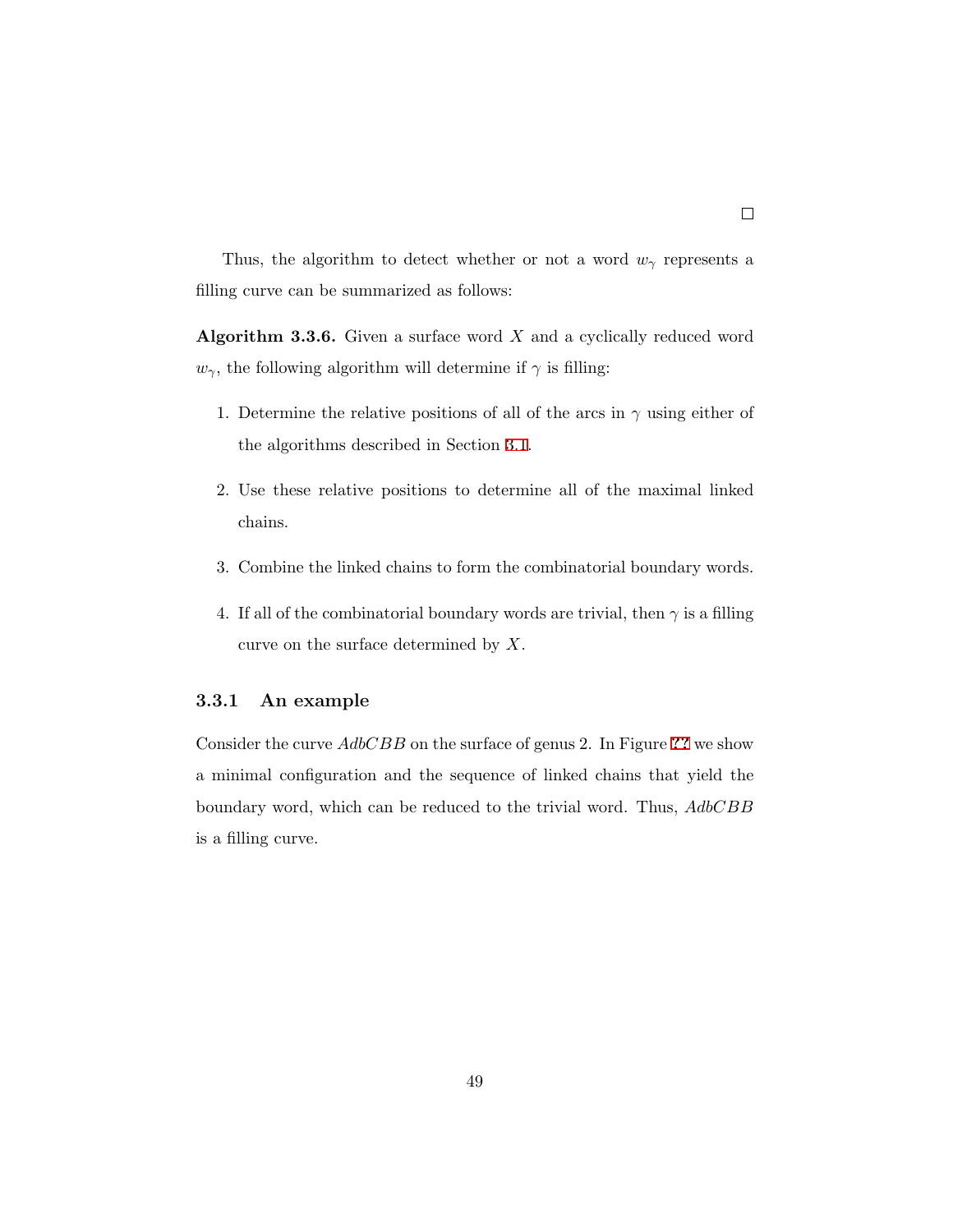□

Thus, the algorithm to detect whether or not a word $w_\gamma$ represents a filling curve can be summarized as follows:

**Algorithm 3.3.6.** Given a surface word $X$ and a cyclically reduced word $w_\gamma$, the following algorithm will determine if $\gamma$ is filling:

1. Determine the relative positions of all of the arcs in $\gamma$ using either of the algorithms described in Section 3.1.
2. Use these relative positions to determine all of the maximal linked chains.
3. Combine the linked chains to form the combinatorial boundary words.
4. If all of the combinatorial boundary words are trivial, then $\gamma$ is a filling curve on the surface determined by $X$.

### 3.3.1 An example

Consider the curve $AdbCBB$ on the surface of genus 2. In Figure ?? we show a minimal configuration and the sequence of linked chains that yield the boundary word, which can be reduced to the trivial word. Thus, $AdbCBB$ is a filling curve.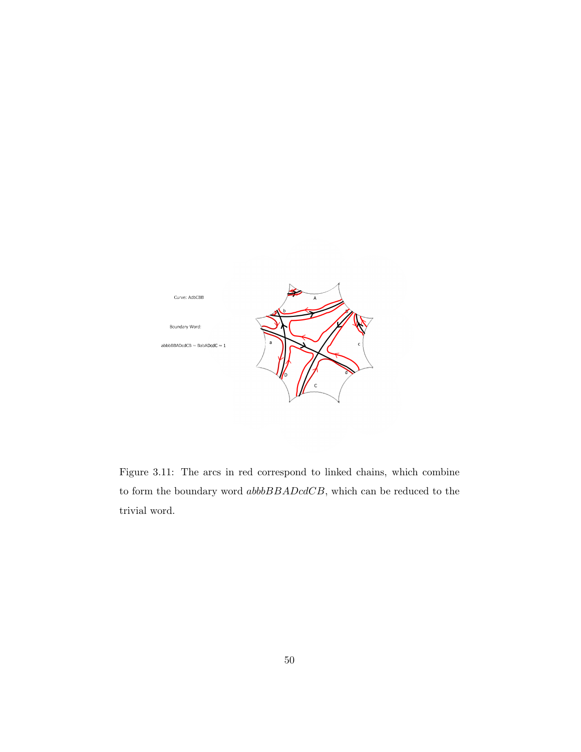Curve: AdbCBB

Boundary Word:

abbbBBADcdCB ~ BabADcdC ~ 1

Figure 3.11: The arcs in red correspond to linked chains, which combine to form the boundary word $abbbBBADcdCB$, which can be reduced to the trivial word.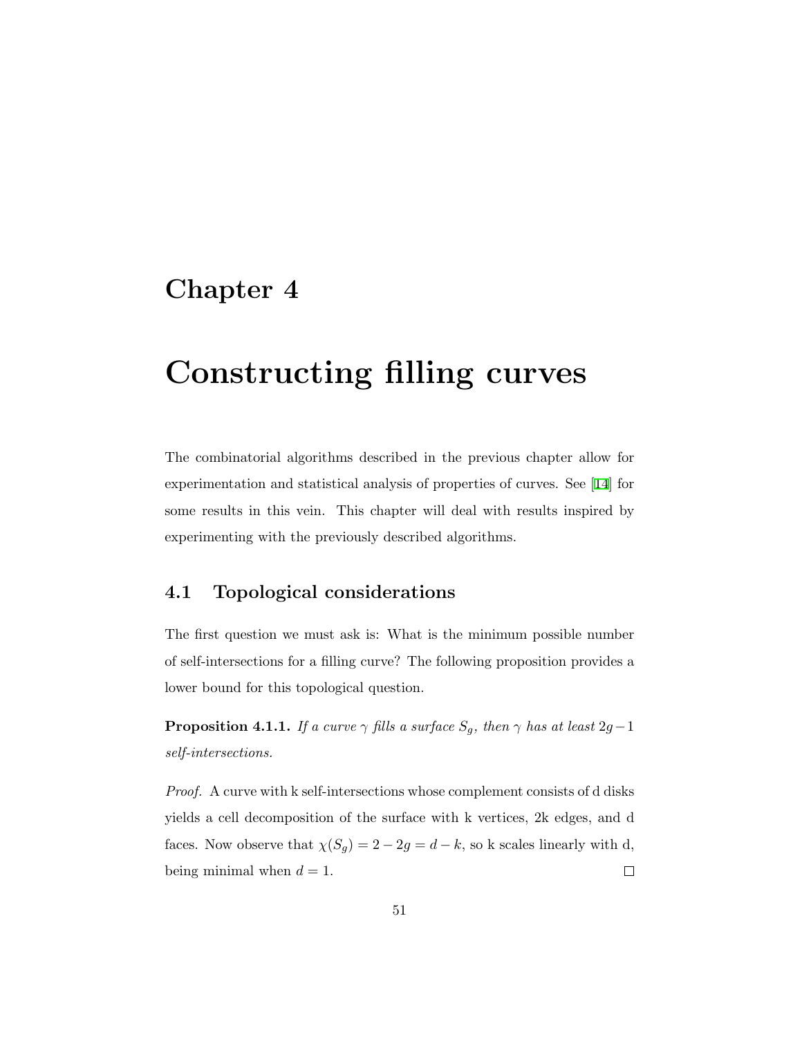# Chapter 4

# Constructing filling curves

The combinatorial algorithms described in the previous chapter allow for experimentation and statistical analysis of properties of curves. See [14] for some results in this vein. This chapter will deal with results inspired by experimenting with the previously described algorithms.

## 4.1 Topological considerations

The first question we must ask is: What is the minimum possible number of self-intersections for a filling curve? The following proposition provides a lower bound for this topological question.

**Proposition 4.1.1.** *If a curve $\gamma$ fills a surface $S_g$, then $\gamma$ has at least $2g-1$ self-intersections.*

*Proof.* A curve with k self-intersections whose complement consists of d disks yields a cell decomposition of the surface with k vertices, 2k edges, and d faces. Now observe that $\chi(S_g) = 2 - 2g = d - k$, so k scales linearly with d, being minimal when $d = 1$. □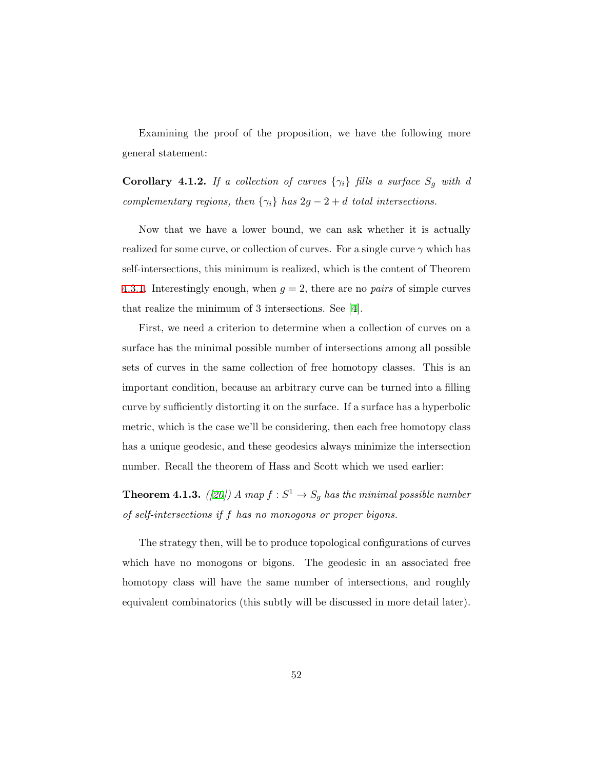Examining the proof of the proposition, we have the following more general statement:

**Corollary 4.1.2.** *If a collection of curves $\{\gamma_i\}$ fills a surface $S_g$ with $d$ complementary regions, then $\{\gamma_i\}$ has $2g - 2 + d$ total intersections.*

Now that we have a lower bound, we can ask whether it is actually realized for some curve, or collection of curves. For a single curve $\gamma$ which has self-intersections, this minimum is realized, which is the content of Theorem 4.3.1. Interestingly enough, when $g = 2$, there are no *pairs* of simple curves that realize the minimum of 3 intersections. See [4].

First, we need a criterion to determine when a collection of curves on a surface has the minimal possible number of intersections among all possible sets of curves in the same collection of free homotopy classes. This is an important condition, because an arbitrary curve can be turned into a filling curve by sufficiently distorting it on the surface. If a surface has a hyperbolic metric, which is the case we'll be considering, then each free homotopy class has a unique geodesic, and these geodesics always minimize the intersection number. Recall the theorem of Hass and Scott which we used earlier:

**Theorem 4.1.3.** *([20]) A map $f : S^1 \to S_g$ has the minimal possible number of self-intersections if $f$ has no monogons or proper bigons.*

The strategy then, will be to produce topological configurations of curves which have no monogons or bigons. The geodesic in an associated free homotopy class will have the same number of intersections, and roughly equivalent combinatorics (this subtly will be discussed in more detail later).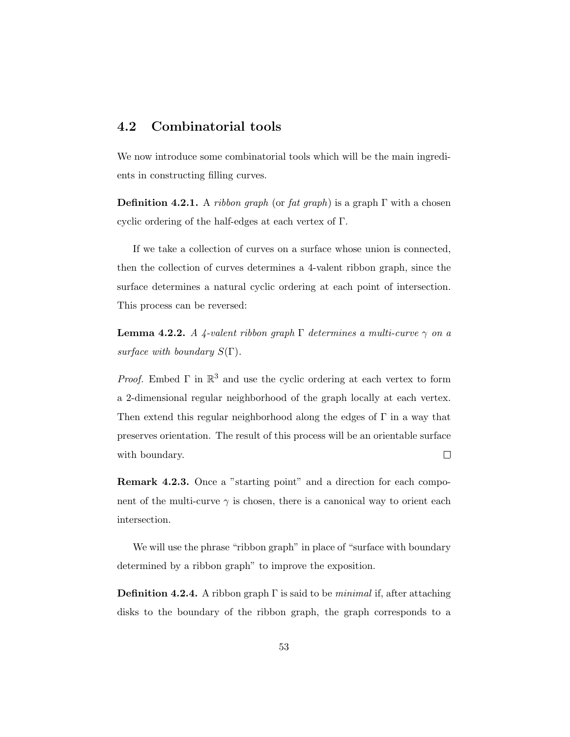## 4.2 Combinatorial tools

We now introduce some combinatorial tools which will be the main ingredients in constructing filling curves.

**Definition 4.2.1.** A *ribbon graph* (or *fat graph*) is a graph $\Gamma$ with a chosen cyclic ordering of the half-edges at each vertex of $\Gamma$.

If we take a collection of curves on a surface whose union is connected, then the collection of curves determines a 4-valent ribbon graph, since the surface determines a natural cyclic ordering at each point of intersection. This process can be reversed:

**Lemma 4.2.2.** *A 4-valent ribbon graph $\Gamma$ determines a multi-curve $\gamma$ on a surface with boundary $S(\Gamma)$.*

*Proof.* Embed $\Gamma$ in $\mathbb{R}^3$ and use the cyclic ordering at each vertex to form a 2-dimensional regular neighborhood of the graph locally at each vertex. Then extend this regular neighborhood along the edges of $\Gamma$ in a way that preserves orientation. The result of this process will be an orientable surface with boundary. $\square$

**Remark 4.2.3.** Once a "starting point" and a direction for each component of the multi-curve $\gamma$ is chosen, there is a canonical way to orient each intersection.

We will use the phrase "ribbon graph" in place of "surface with boundary determined by a ribbon graph" to improve the exposition.

**Definition 4.2.4.** A ribbon graph $\Gamma$ is said to be *minimal* if, after attaching disks to the boundary of the ribbon graph, the graph corresponds to a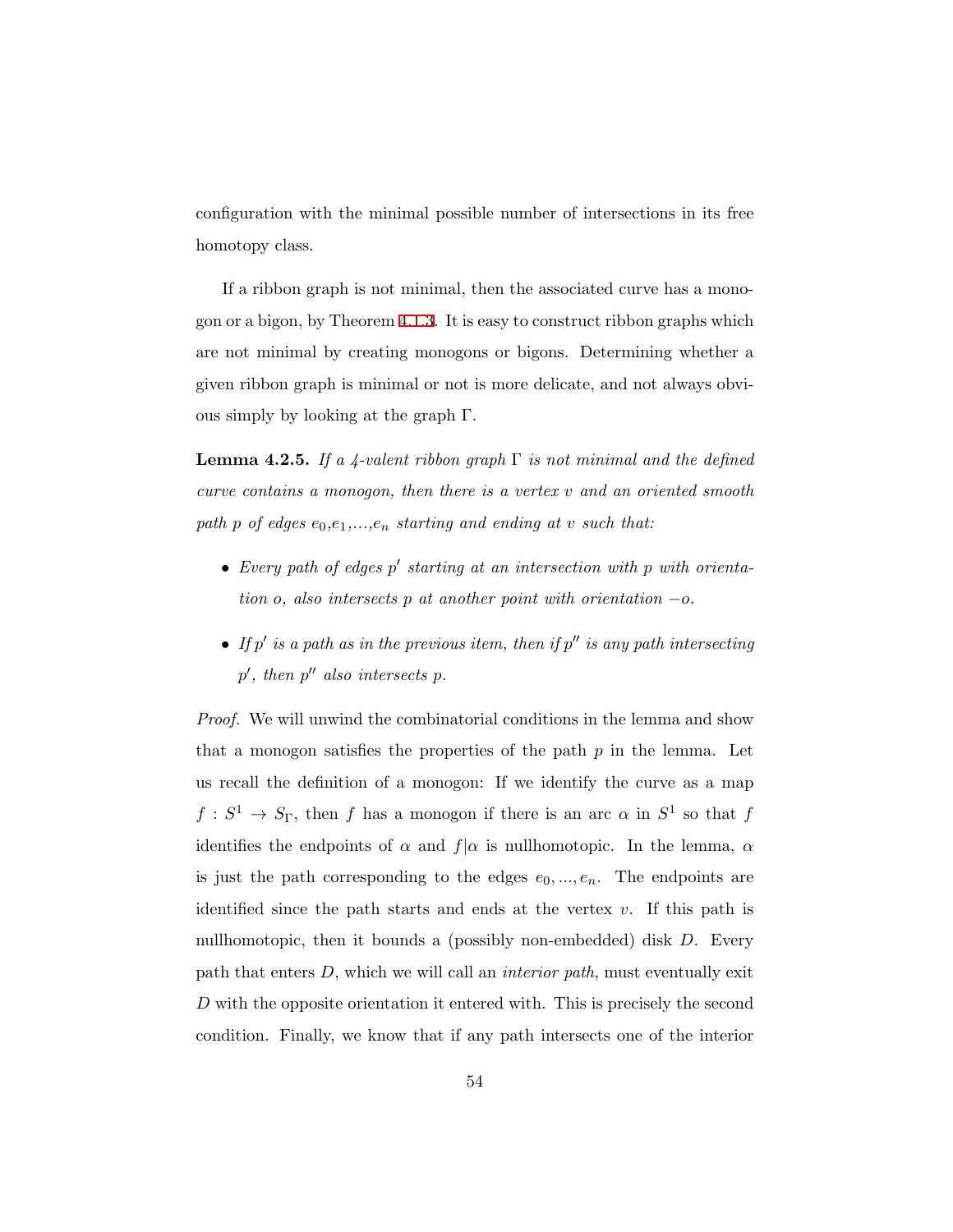configuration with the minimal possible number of intersections in its free homotopy class.

If a ribbon graph is not minimal, then the associated curve has a monogon or a bigon, by Theorem 4.1.3. It is easy to construct ribbon graphs which are not minimal by creating monogons or bigons. Determining whether a given ribbon graph is minimal or not is more delicate, and not always obvious simply by looking at the graph $\Gamma$.

**Lemma 4.2.5.** *If a 4-valent ribbon graph $\Gamma$ is not minimal and the defined curve contains a monogon, then there is a vertex $v$ and an oriented smooth path $p$ of edges $e_0$,$e_1$,...,$e_n$ starting and ending at $v$ such that:*

- *Every path of edges $p'$ starting at an intersection with $p$ with orientation $o$, also intersects $p$ at another point with orientation $-o$.*
- *If $p'$ is a path as in the previous item, then if $p''$ is any path intersecting $p'$, then $p''$ also intersects $p$.*

*Proof.* We will unwind the combinatorial conditions in the lemma and show that a monogon satisfies the properties of the path $p$ in the lemma. Let us recall the definition of a monogon: If we identify the curve as a map $f : S^1 \to S_\Gamma$, then $f$ has a monogon if there is an arc $\alpha$ in $S^1$ so that $f$ identifies the endpoints of $\alpha$ and $f|\alpha$ is nullhomotopic. In the lemma, $\alpha$ is just the path corresponding to the edges $e_0, ..., e_n$. The endpoints are identified since the path starts and ends at the vertex $v$. If this path is nullhomotopic, then it bounds a (possibly non-embedded) disk $D$. Every path that enters $D$, which we will call an *interior path*, must eventually exit $D$ with the opposite orientation it entered with. This is precisely the second condition. Finally, we know that if any path intersects one of the interior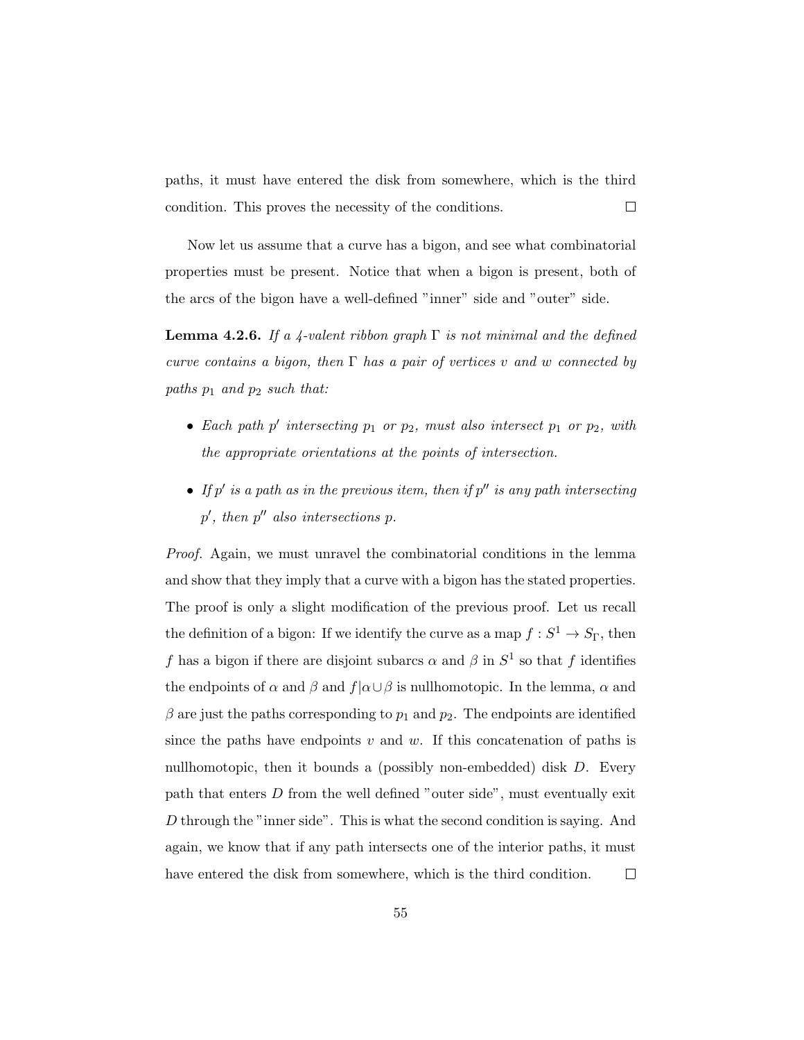paths, it must have entered the disk from somewhere, which is the third condition. This proves the necessity of the conditions. □

Now let us assume that a curve has a bigon, and see what combinatorial properties must be present. Notice that when a bigon is present, both of the arcs of the bigon have a well-defined "inner" side and "outer" side.

**Lemma 4.2.6.** *If a 4-valent ribbon graph $\Gamma$ is not minimal and the defined curve contains a bigon, then $\Gamma$ has a pair of vertices $v$ and $w$ connected by paths $p_1$ and $p_2$ such that:*

- *Each path $p'$ intersecting $p_1$ or $p_2$, must also intersect $p_1$ or $p_2$, with the appropriate orientations at the points of intersection.*
- *If $p'$ is a path as in the previous item, then if $p''$ is any path intersecting $p'$, then $p''$ also intersections $p$.*

*Proof.* Again, we must unravel the combinatorial conditions in the lemma and show that they imply that a curve with a bigon has the stated properties. The proof is only a slight modification of the previous proof. Let us recall the definition of a bigon: If we identify the curve as a map $f : S^1 \to S_\Gamma$, then $f$ has a bigon if there are disjoint subarcs $\alpha$ and $\beta$ in $S^1$ so that $f$ identifies the endpoints of $\alpha$ and $\beta$ and $f|\alpha \cup \beta$ is nullhomotopic. In the lemma, $\alpha$ and $\beta$ are just the paths corresponding to $p_1$ and $p_2$. The endpoints are identified since the paths have endpoints $v$ and $w$. If this concatenation of paths is nullhomotopic, then it bounds a (possibly non-embedded) disk $D$. Every path that enters $D$ from the well defined "outer side", must eventually exit $D$ through the "inner side". This is what the second condition is saying. And again, we know that if any path intersects one of the interior paths, it must have entered the disk from somewhere, which is the third condition. □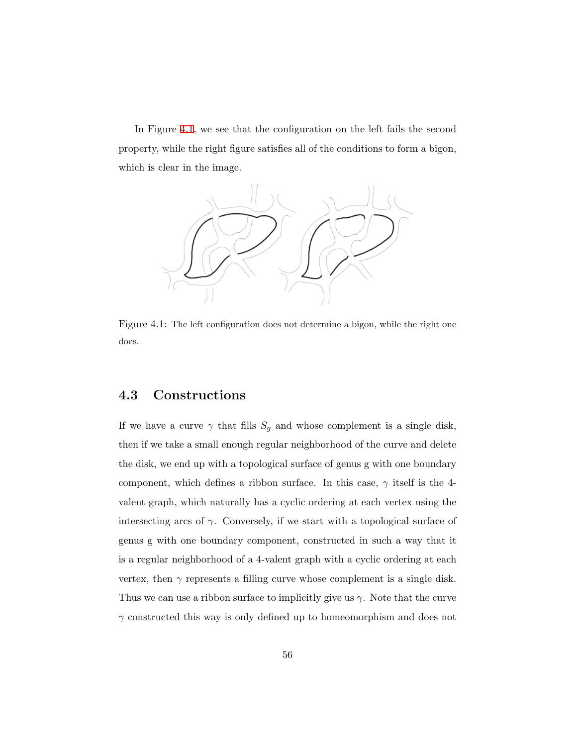In Figure 4.1, we see that the configuration on the left fails the second property, while the right figure satisfies all of the conditions to form a bigon, which is clear in the image.

Figure 4.1: The left configuration does not determine a bigon, while the right one does.

## 4.3 Constructions

If we have a curve $\gamma$ that fills $S_g$ and whose complement is a single disk, then if we take a small enough regular neighborhood of the curve and delete the disk, we end up with a topological surface of genus g with one boundary component, which defines a ribbon surface. In this case, $\gamma$ itself is the 4-valent graph, which naturally has a cyclic ordering at each vertex using the intersecting arcs of $\gamma$. Conversely, if we start with a topological surface of genus g with one boundary component, constructed in such a way that it is a regular neighborhood of a 4-valent graph with a cyclic ordering at each vertex, then $\gamma$ represents a filling curve whose complement is a single disk. Thus we can use a ribbon surface to implicitly give us $\gamma$. Note that the curve $\gamma$ constructed this way is only defined up to homeomorphism and does not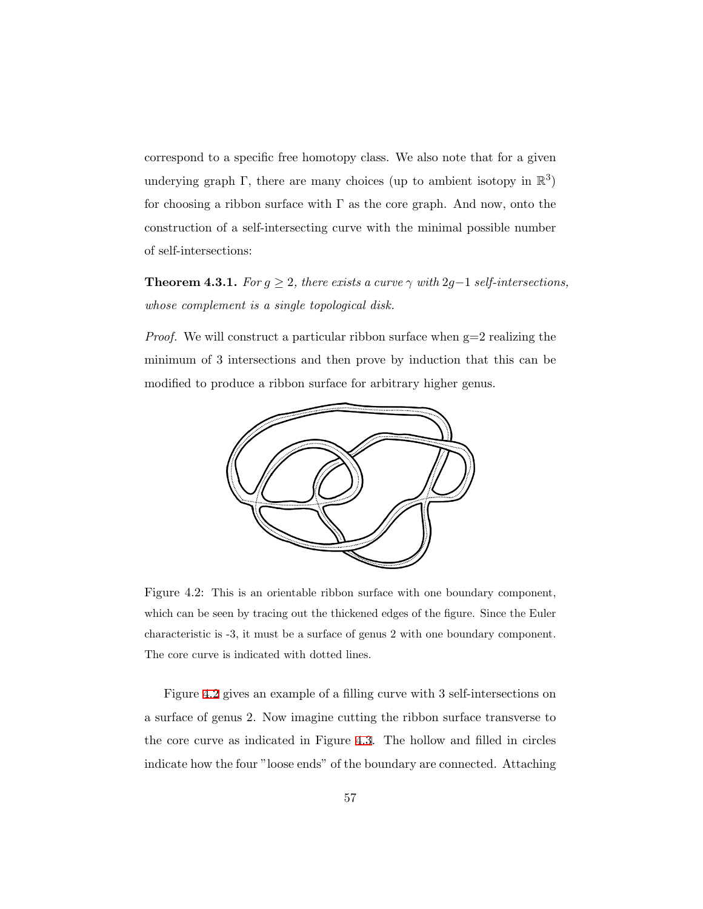correspond to a specific free homotopy class. We also note that for a given underying graph $\Gamma$, there are many choices (up to ambient isotopy in $\mathbb{R}^3$) for choosing a ribbon surface with $\Gamma$ as the core graph. And now, onto the construction of a self-intersecting curve with the minimal possible number of self-intersections:

**Theorem 4.3.1.** *For $g \geq 2$, there exists a curve $\gamma$ with $2g-1$ self-intersections, whose complement is a single topological disk.*

*Proof.* We will construct a particular ribbon surface when g=2 realizing the minimum of 3 intersections and then prove by induction that this can be modified to produce a ribbon surface for arbitrary higher genus.

Figure 4.2: This is an orientable ribbon surface with one boundary component, which can be seen by tracing out the thickened edges of the figure. Since the Euler characteristic is -3, it must be a surface of genus 2 with one boundary component. The core curve is indicated with dotted lines.

Figure 4.2 gives an example of a filling curve with 3 self-intersections on a surface of genus 2. Now imagine cutting the ribbon surface transverse to the core curve as indicated in Figure 4.3. The hollow and filled in circles indicate how the four "loose ends" of the boundary are connected. Attaching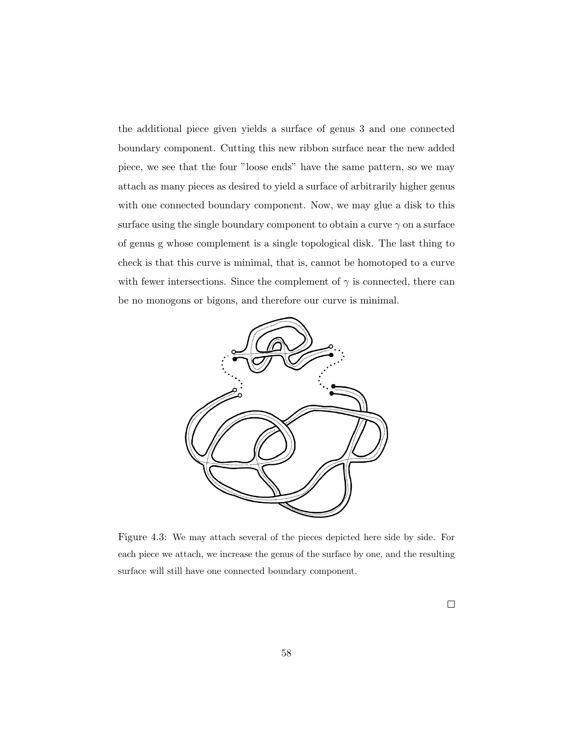the additional piece given yields a surface of genus 3 and one connected boundary component. Cutting this new ribbon surface near the new added piece, we see that the four "loose ends" have the same pattern, so we may attach as many pieces as desired to yield a surface of arbitrarily higher genus with one connected boundary component. Now, we may glue a disk to this surface using the single boundary component to obtain a curve $\gamma$ on a surface of genus g whose complement is a single topological disk. The last thing to check is that this curve is minimal, that is, cannot be homotoped to a curve with fewer intersections. Since the complement of $\gamma$ is connected, there can be no monogons or bigons, and therefore our curve is minimal.

Figure 4.3: We may attach several of the pieces depicted here side by side. For each piece we attach, we increase the genus of the surface by one, and the resulting surface will still have one connected boundary component.

□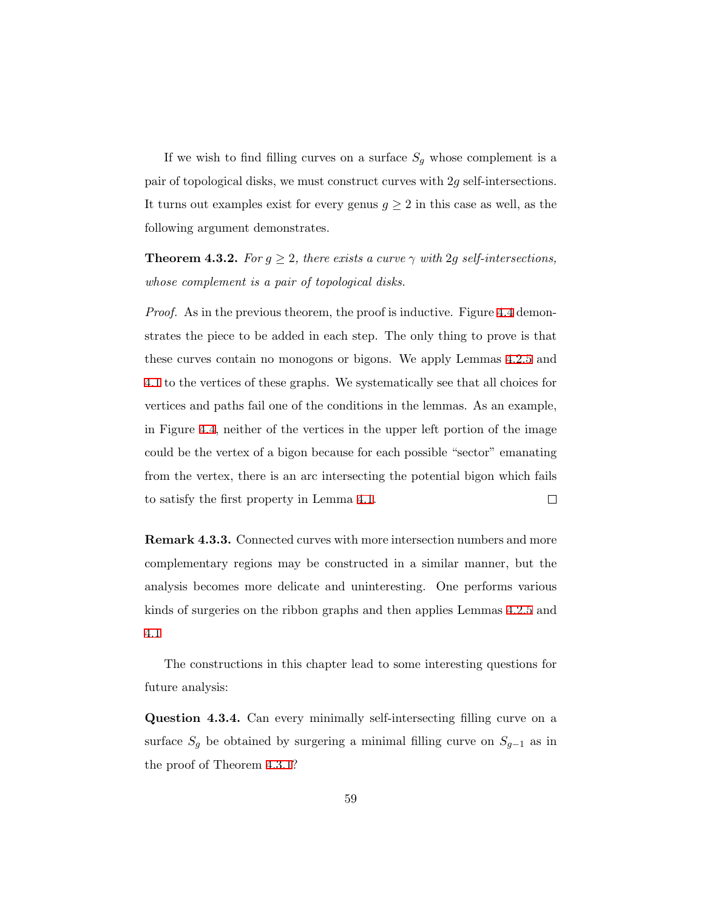If we wish to find filling curves on a surface $S_g$ whose complement is a pair of topological disks, we must construct curves with $2g$ self-intersections. It turns out examples exist for every genus $g \geq 2$ in this case as well, as the following argument demonstrates.

**Theorem 4.3.2.** *For $g \geq 2$, there exists a curve $\gamma$ with $2g$ self-intersections, whose complement is a pair of topological disks.*

*Proof.* As in the previous theorem, the proof is inductive. Figure 4.4 demonstrates the piece to be added in each step. The only thing to prove is that these curves contain no monogons or bigons. We apply Lemmas 4.2.5 and 4.1 to the vertices of these graphs. We systematically see that all choices for vertices and paths fail one of the conditions in the lemmas. As an example, in Figure 4.4, neither of the vertices in the upper left portion of the image could be the vertex of a bigon because for each possible "sector" emanating from the vertex, there is an arc intersecting the potential bigon which fails to satisfy the first property in Lemma 4.1. □

**Remark 4.3.3.** Connected curves with more intersection numbers and more complementary regions may be constructed in a similar manner, but the analysis becomes more delicate and uninteresting. One performs various kinds of surgeries on the ribbon graphs and then applies Lemmas 4.2.5 and 4.1

The constructions in this chapter lead to some interesting questions for future analysis:

**Question 4.3.4.** Can every minimally self-intersecting filling curve on a surface $S_g$ be obtained by surgering a minimal filling curve on $S_{g-1}$ as in the proof of Theorem 4.3.1?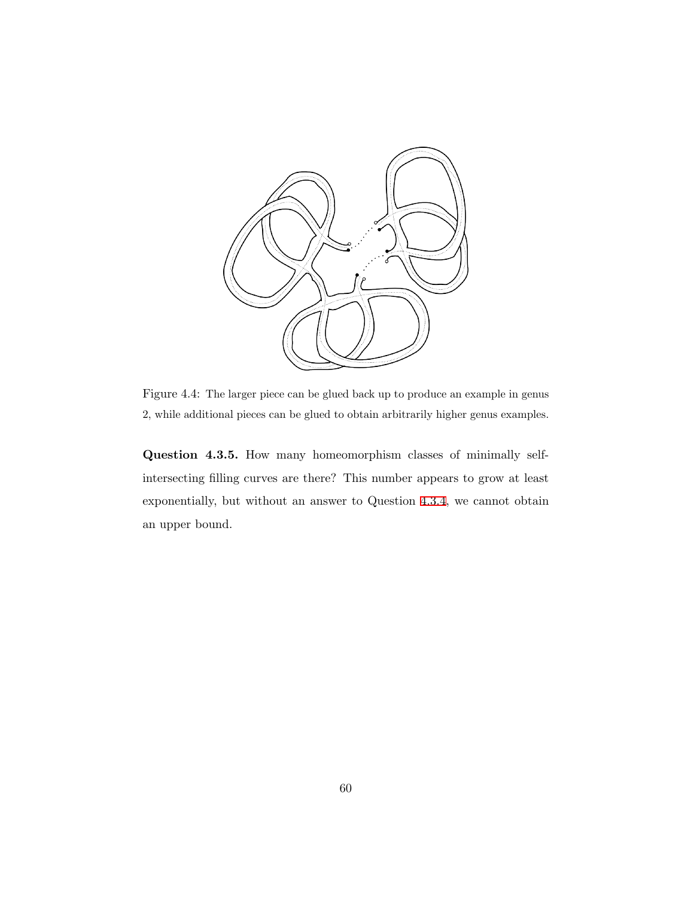Figure 4.4: The larger piece can be glued back up to produce an example in genus 2, while additional pieces can be glued to obtain arbitrarily higher genus examples.

**Question 4.3.5.** How many homeomorphism classes of minimally self-intersecting filling curves are there? This number appears to grow at least exponentially, but without an answer to Question 4.3.4, we cannot obtain an upper bound.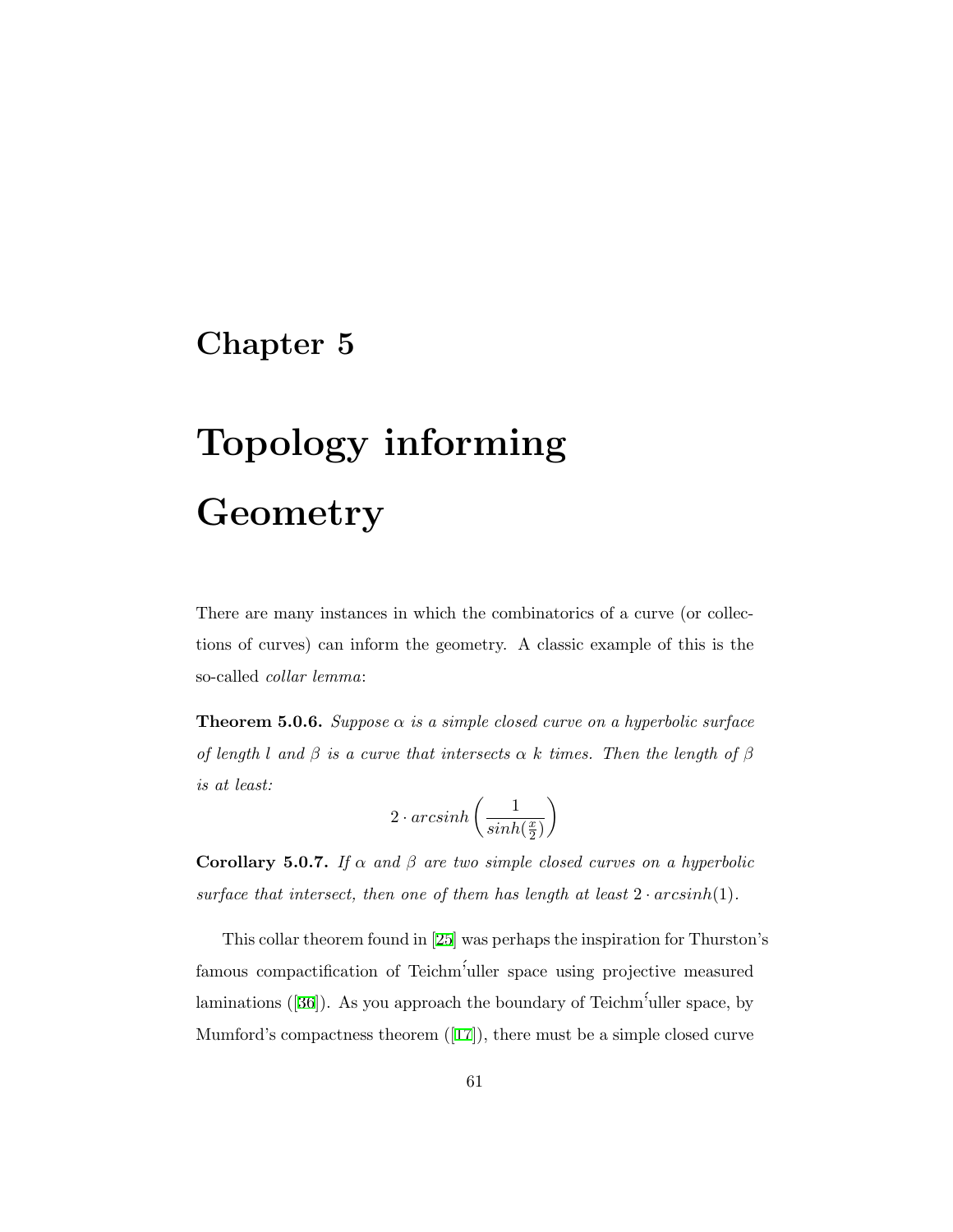# Chapter 5

# Topology informing Geometry

There are many instances in which the combinatorics of a curve (or collections of curves) can inform the geometry. A classic example of this is the so-called *collar lemma*:

**Theorem 5.0.6.** *Suppose $\alpha$ is a simple closed curve on a hyperbolic surface of length $l$ and $\beta$ is a curve that intersects $\alpha$ $k$ times. Then the length of $\beta$ is at least:*

$$2 \cdot arcsinh\left(\frac{1}{sinh(\frac{x}{2})}\right)$$

**Corollary 5.0.7.** *If $\alpha$ and $\beta$ are two simple closed curves on a hyperbolic surface that intersect, then one of them has length at least $2 \cdot arcsinh(1)$.*

This collar theorem found in [25] was perhaps the inspiration for Thurston's famous compactification of Teichmüller space using projective measured laminations ([36]). As you approach the boundary of Teichmüller space, by Mumford's compactness theorem ([17]), there must be a simple closed curve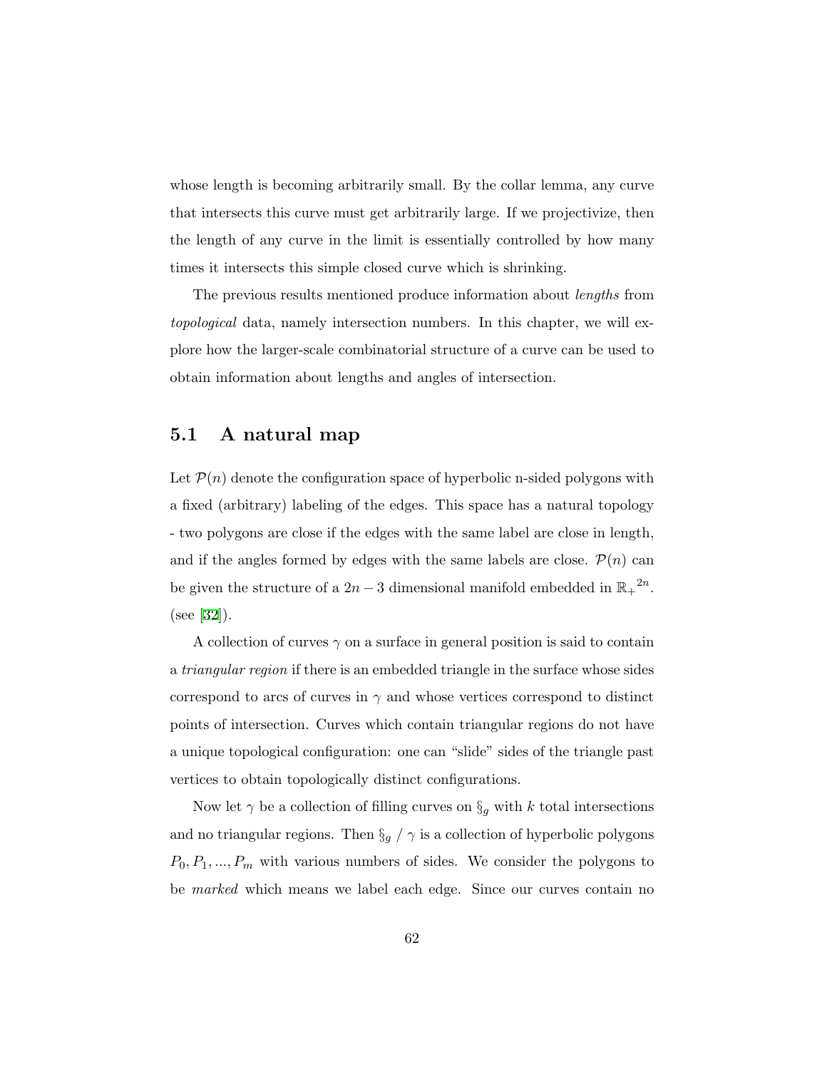whose length is becoming arbitrarily small. By the collar lemma, any curve that intersects this curve must get arbitrarily large. If we projectivize, then the length of any curve in the limit is essentially controlled by how many times it intersects this simple closed curve which is shrinking.

The previous results mentioned produce information about *lengths* from *topological* data, namely intersection numbers. In this chapter, we will explore how the larger-scale combinatorial structure of a curve can be used to obtain information about lengths and angles of intersection.

## 5.1 A natural map

Let $\mathcal{P}(n)$ denote the configuration space of hyperbolic n-sided polygons with a fixed (arbitrary) labeling of the edges. This space has a natural topology - two polygons are close if the edges with the same label are close in length, and if the angles formed by edges with the same labels are close. $\mathcal{P}(n)$ can be given the structure of a $2n-3$ dimensional manifold embedded in ${\mathbb{R}_+}^{2n}$. (see [32]).

A collection of curves $\gamma$ on a surface in general position is said to contain a *triangular region* if there is an embedded triangle in the surface whose sides correspond to arcs of curves in $\gamma$ and whose vertices correspond to distinct points of intersection. Curves which contain triangular regions do not have a unique topological configuration: one can "slide" sides of the triangle past vertices to obtain topologically distinct configurations.

Now let $\gamma$ be a collection of filling curves on $\S_g$ with $k$ total intersections and no triangular regions. Then $\S_g$ / $\gamma$ is a collection of hyperbolic polygons $P_0, P_1, ..., P_m$ with various numbers of sides. We consider the polygons to be *marked* which means we label each edge. Since our curves contain no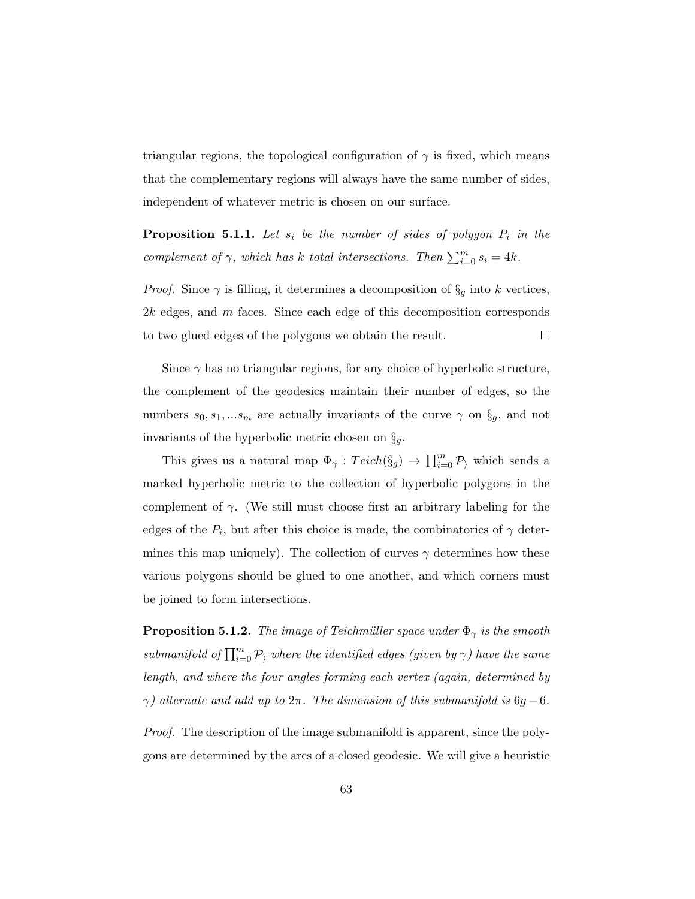triangular regions, the topological configuration of $\gamma$ is fixed, which means that the complementary regions will always have the same number of sides, independent of whatever metric is chosen on our surface.

**Proposition 5.1.1.** *Let $s_i$ be the number of sides of polygon $P_i$ in the complement of $\gamma$, which has $k$ total intersections. Then $\sum_{i=0}^{m} s_i = 4k$.*

*Proof.* Since $\gamma$ is filling, it determines a decomposition of $\S_g$ into $k$ vertices, $2k$ edges, and $m$ faces. Since each edge of this decomposition corresponds to two glued edges of the polygons we obtain the result. $\square$

Since $\gamma$ has no triangular regions, for any choice of hyperbolic structure, the complement of the geodesics maintain their number of edges, so the numbers $s_0, s_1, ...s_m$ are actually invariants of the curve $\gamma$ on $\S_g$, and not invariants of the hyperbolic metric chosen on $\S_g$.

This gives us a natural map $\Phi_\gamma : Teich(\S_g) \to \prod_{i=0}^{m} \mathcal{P}_\rangle$ which sends a marked hyperbolic metric to the collection of hyperbolic polygons in the complement of $\gamma$. (We still must choose first an arbitrary labeling for the edges of the $P_i$, but after this choice is made, the combinatorics of $\gamma$ determines this map uniquely). The collection of curves $\gamma$ determines how these various polygons should be glued to one another, and which corners must be joined to form intersections.

**Proposition 5.1.2.** *The image of Teichmüller space under $\Phi_\gamma$ is the smooth submanifold of $\prod_{i=0}^{m} \mathcal{P}_\rangle$ where the identified edges (given by $\gamma$) have the same length, and where the four angles forming each vertex (again, determined by $\gamma$) alternate and add up to $2\pi$. The dimension of this submanifold is $6g - 6$.*

*Proof.* The description of the image submanifold is apparent, since the polygons are determined by the arcs of a closed geodesic. We will give a heuristic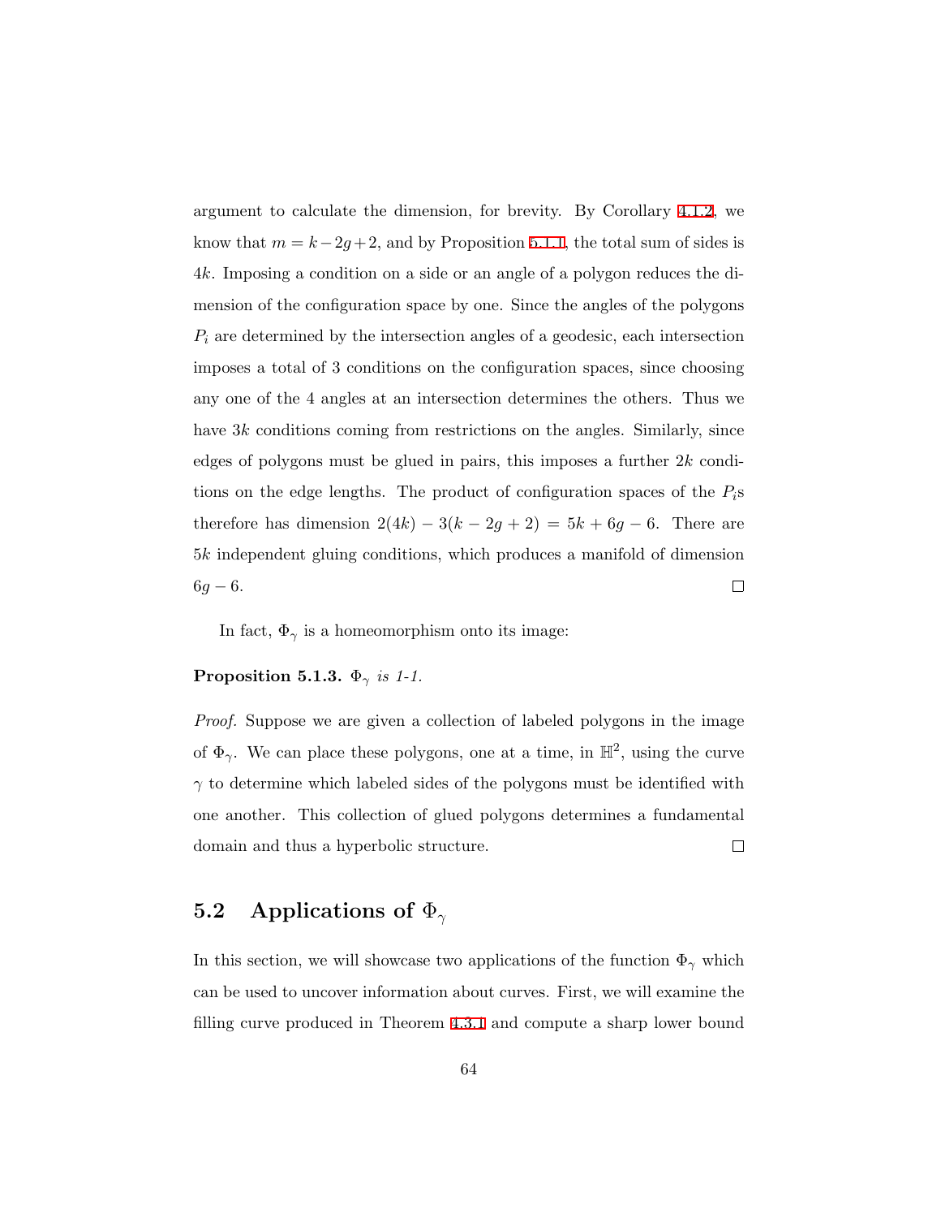argument to calculate the dimension, for brevity. By Corollary 4.1.2, we know that $m = k - 2g + 2$, and by Proposition 5.1.1, the total sum of sides is $4k$. Imposing a condition on a side or an angle of a polygon reduces the dimension of the configuration space by one. Since the angles of the polygons $P_i$ are determined by the intersection angles of a geodesic, each intersection imposes a total of 3 conditions on the configuration spaces, since choosing any one of the 4 angles at an intersection determines the others. Thus we have $3k$ conditions coming from restrictions on the angles. Similarly, since edges of polygons must be glued in pairs, this imposes a further $2k$ conditions on the edge lengths. The product of configuration spaces of the $P_i$s therefore has dimension $2(4k) - 3(k - 2g + 2) = 5k + 6g - 6$. There are $5k$ independent gluing conditions, which produces a manifold of dimension $6g - 6$. $\square$

In fact, $\Phi_\gamma$ is a homeomorphism onto its image:

**Proposition 5.1.3.** *$\Phi_\gamma$ is 1-1.*

*Proof.* Suppose we are given a collection of labeled polygons in the image of $\Phi_\gamma$. We can place these polygons, one at a time, in $\mathbb{H}^2$, using the curve $\gamma$ to determine which labeled sides of the polygons must be identified with one another. This collection of glued polygons determines a fundamental domain and thus a hyperbolic structure. $\square$

## 5.2 Applications of $\Phi_\gamma$

In this section, we will showcase two applications of the function $\Phi_\gamma$ which can be used to uncover information about curves. First, we will examine the filling curve produced in Theorem 4.3.1 and compute a sharp lower bound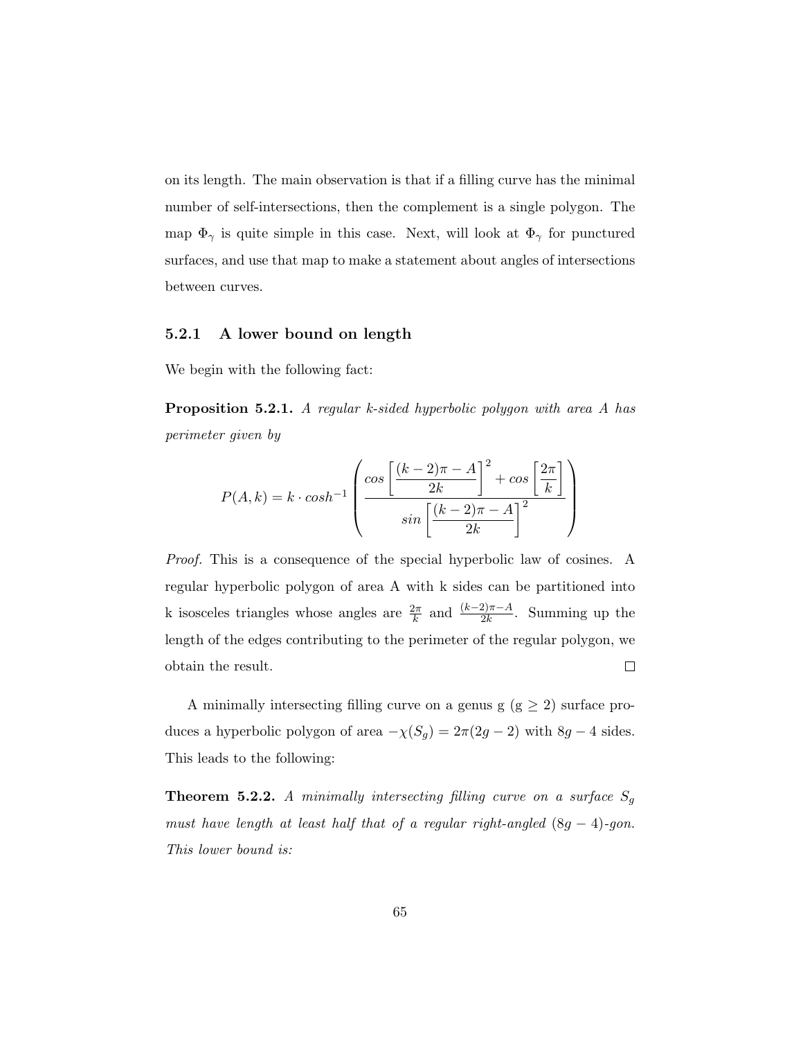on its length. The main observation is that if a filling curve has the minimal number of self-intersections, then the complement is a single polygon. The map $\Phi_\gamma$ is quite simple in this case. Next, will look at $\Phi_\gamma$ for punctured surfaces, and use that map to make a statement about angles of intersections between curves.

### 5.2.1 A lower bound on length

We begin with the following fact:

**Proposition 5.2.1.** *A regular k-sided hyperbolic polygon with area A has perimeter given by*

$$P(A,k) = k \cdot cosh^{-1}\left(\frac{cos\left[\dfrac{(k-2)\pi - A}{2k}\right]^2 + cos\left[\dfrac{2\pi}{k}\right]}{sin\left[\dfrac{(k-2)\pi - A}{2k}\right]^2}\right)$$

*Proof.* This is a consequence of the special hyperbolic law of cosines. A regular hyperbolic polygon of area A with k sides can be partitioned into k isosceles triangles whose angles are $\frac{2\pi}{k}$ and $\frac{(k-2)\pi - A}{2k}$. Summing up the length of the edges contributing to the perimeter of the regular polygon, we obtain the result. □

A minimally intersecting filling curve on a genus g (g $\geq$ 2) surface produces a hyperbolic polygon of area $-\chi(S_g) = 2\pi(2g-2)$ with $8g-4$ sides. This leads to the following:

**Theorem 5.2.2.** *A minimally intersecting filling curve on a surface $S_g$ must have length at least half that of a regular right-angled $(8g-4)$-gon. This lower bound is:*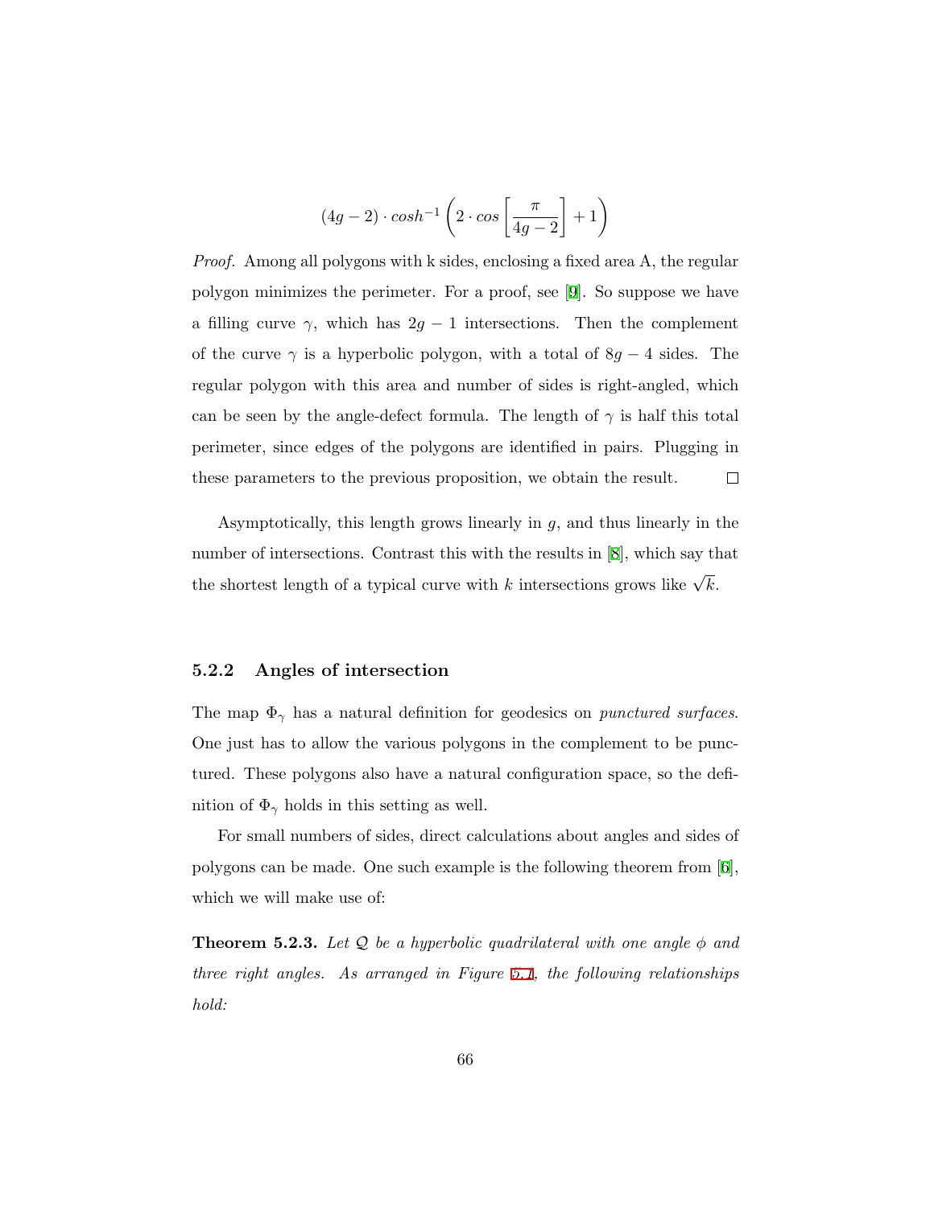$$(4g-2) \cdot cosh^{-1}\left(2 \cdot cos\left[\frac{\pi}{4g-2}\right]+1\right)$$

*Proof.* Among all polygons with k sides, enclosing a fixed area A, the regular polygon minimizes the perimeter. For a proof, see [9]. So suppose we have a filling curve $\gamma$, which has $2g-1$ intersections. Then the complement of the curve $\gamma$ is a hyperbolic polygon, with a total of $8g-4$ sides. The regular polygon with this area and number of sides is right-angled, which can be seen by the angle-defect formula. The length of $\gamma$ is half this total perimeter, since edges of the polygons are identified in pairs. Plugging in these parameters to the previous proposition, we obtain the result. $\square$

Asymptotically, this length grows linearly in $g$, and thus linearly in the number of intersections. Contrast this with the results in [8], which say that the shortest length of a typical curve with $k$ intersections grows like $\sqrt{k}$.

### 5.2.2 Angles of intersection

The map $\Phi_\gamma$ has a natural definition for geodesics on *punctured surfaces*. One just has to allow the various polygons in the complement to be punctured. These polygons also have a natural configuration space, so the definition of $\Phi_\gamma$ holds in this setting as well.

For small numbers of sides, direct calculations about angles and sides of polygons can be made. One such example is the following theorem from [6], which we will make use of:

**Theorem 5.2.3.** *Let $\mathcal{Q}$ be a hyperbolic quadrilateral with one angle $\phi$ and three right angles. As arranged in Figure 5.1, the following relationships hold:*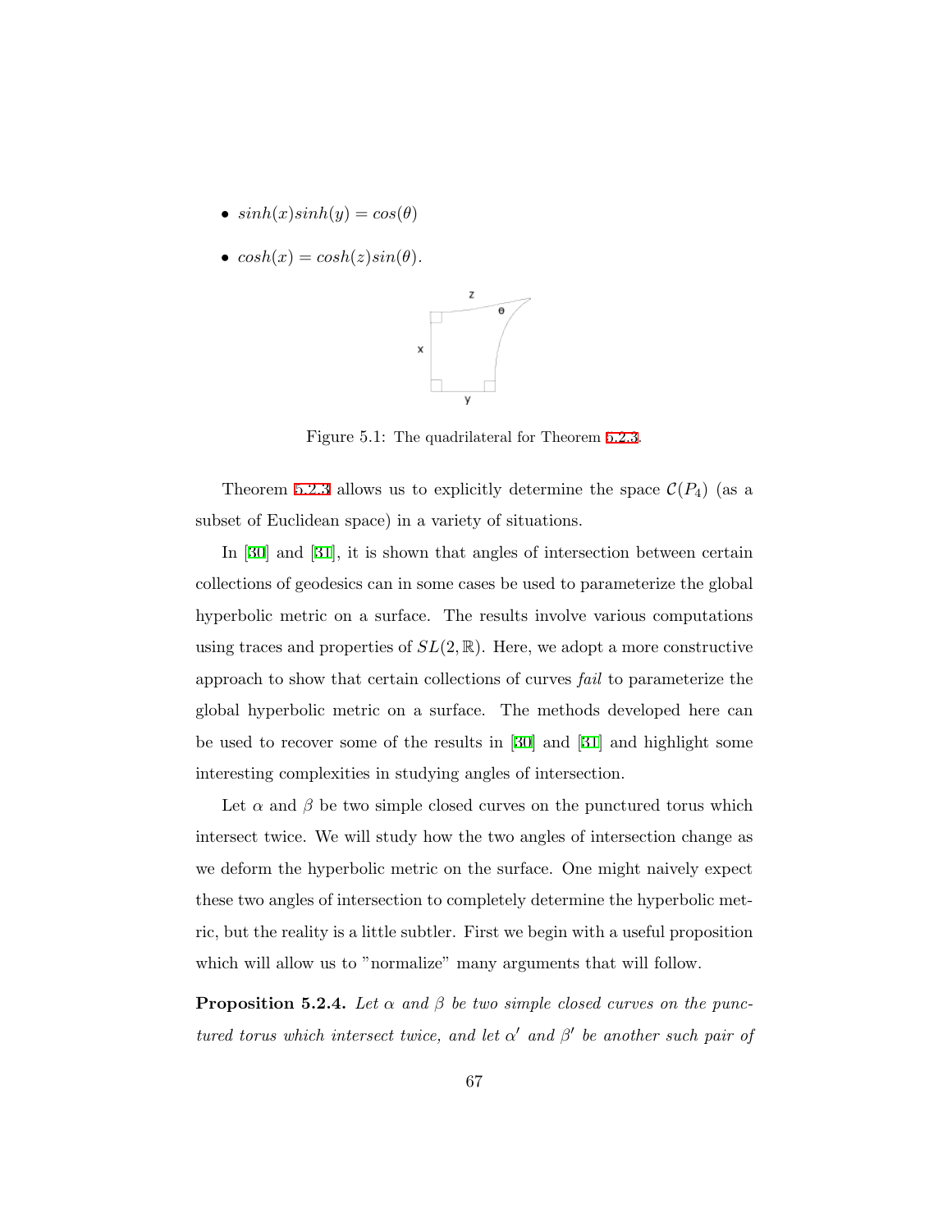- $sinh(x)sinh(y) = cos(\theta)$
- $cosh(x) = cosh(z)sin(\theta)$.

Figure 5.1: The quadrilateral for Theorem 5.2.3.

Theorem 5.2.3 allows us to explicitly determine the space $\mathcal{C}(P_4)$ (as a subset of Euclidean space) in a variety of situations.

In [30] and [31], it is shown that angles of intersection between certain collections of geodesics can in some cases be used to parameterize the global hyperbolic metric on a surface. The results involve various computations using traces and properties of $SL(2, \mathbb{R})$. Here, we adopt a more constructive approach to show that certain collections of curves *fail* to parameterize the global hyperbolic metric on a surface. The methods developed here can be used to recover some of the results in [30] and [31] and highlight some interesting complexities in studying angles of intersection.

Let $\alpha$ and $\beta$ be two simple closed curves on the punctured torus which intersect twice. We will study how the two angles of intersection change as we deform the hyperbolic metric on the surface. One might naively expect these two angles of intersection to completely determine the hyperbolic metric, but the reality is a little subtler. First we begin with a useful proposition which will allow us to "normalize" many arguments that will follow.

**Proposition 5.2.4.** *Let $\alpha$ and $\beta$ be two simple closed curves on the punctured torus which intersect twice, and let $\alpha'$ and $\beta'$ be another such pair of*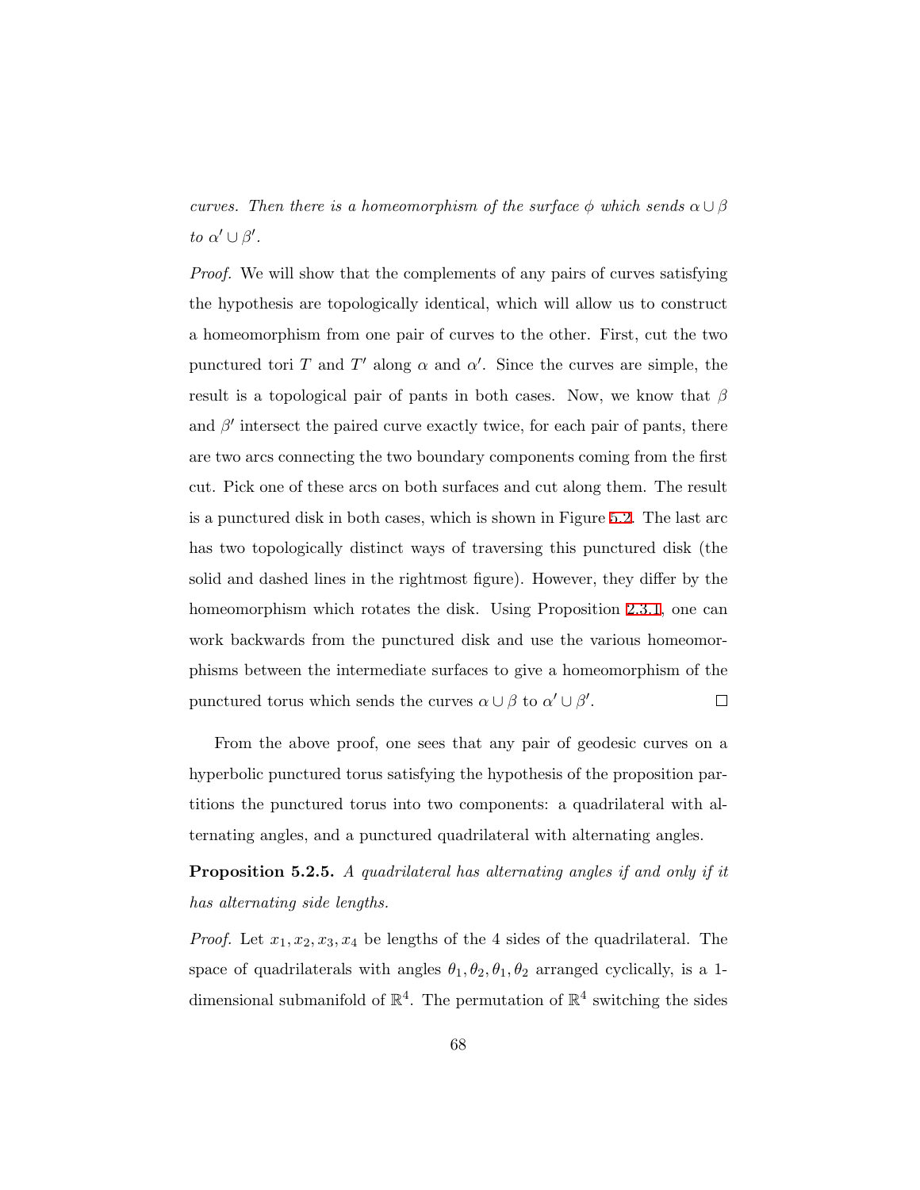*curves. Then there is a homeomorphism of the surface $\phi$ which sends $\alpha \cup \beta$ to $\alpha' \cup \beta'$.*

*Proof.* We will show that the complements of any pairs of curves satisfying the hypothesis are topologically identical, which will allow us to construct a homeomorphism from one pair of curves to the other. First, cut the two punctured tori $T$ and $T'$ along $\alpha$ and $\alpha'$. Since the curves are simple, the result is a topological pair of pants in both cases. Now, we know that $\beta$ and $\beta'$ intersect the paired curve exactly twice, for each pair of pants, there are two arcs connecting the two boundary components coming from the first cut. Pick one of these arcs on both surfaces and cut along them. The result is a punctured disk in both cases, which is shown in Figure 5.2. The last arc has two topologically distinct ways of traversing this punctured disk (the solid and dashed lines in the rightmost figure). However, they differ by the homeomorphism which rotates the disk. Using Proposition 2.3.1, one can work backwards from the punctured disk and use the various homeomorphisms between the intermediate surfaces to give a homeomorphism of the punctured torus which sends the curves $\alpha \cup \beta$ to $\alpha' \cup \beta'$. □

From the above proof, one sees that any pair of geodesic curves on a hyperbolic punctured torus satisfying the hypothesis of the proposition partitions the punctured torus into two components: a quadrilateral with alternating angles, and a punctured quadrilateral with alternating angles.

**Proposition 5.2.5.** *A quadrilateral has alternating angles if and only if it has alternating side lengths.*

*Proof.* Let $x_1, x_2, x_3, x_4$ be lengths of the 4 sides of the quadrilateral. The space of quadrilaterals with angles $\theta_1, \theta_2, \theta_1, \theta_2$ arranged cyclically, is a 1-dimensional submanifold of $\mathbb{R}^4$. The permutation of $\mathbb{R}^4$ switching the sides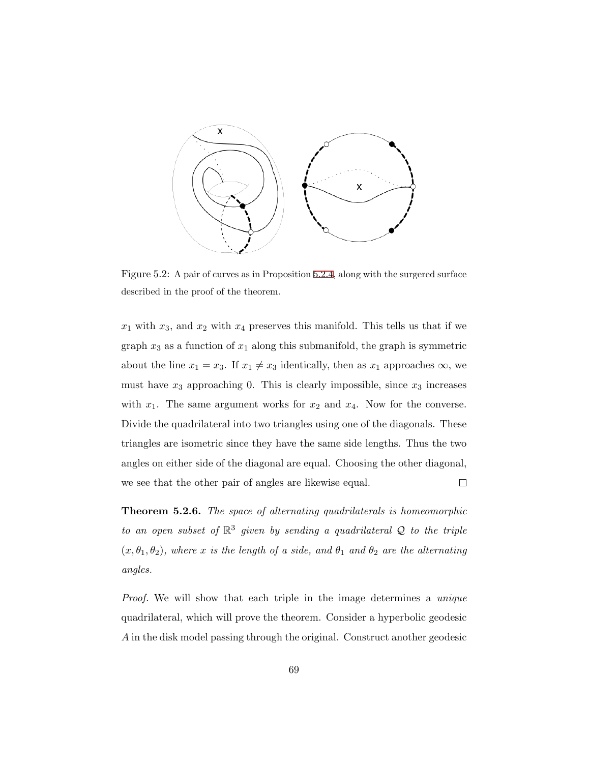Figure 5.2: A pair of curves as in Proposition 5.2.4, along with the surgered surface described in the proof of the theorem.

$x_1$ with $x_3$, and $x_2$ with $x_4$ preserves this manifold. This tells us that if we graph $x_3$ as a function of $x_1$ along this submanifold, the graph is symmetric about the line $x_1 = x_3$. If $x_1 \neq x_3$ identically, then as $x_1$ approaches $\infty$, we must have $x_3$ approaching 0. This is clearly impossible, since $x_3$ increases with $x_1$. The same argument works for $x_2$ and $x_4$. Now for the converse. Divide the quadrilateral into two triangles using one of the diagonals. These triangles are isometric since they have the same side lengths. Thus the two angles on either side of the diagonal are equal. Choosing the other diagonal, we see that the other pair of angles are likewise equal. □

**Theorem 5.2.6.** *The space of alternating quadrilaterals is homeomorphic to an open subset of $\mathbb{R}^3$ given by sending a quadrilateral $\mathcal{Q}$ to the triple $(x, \theta_1, \theta_2)$, where $x$ is the length of a side, and $\theta_1$ and $\theta_2$ are the alternating angles.*

*Proof.* We will show that each triple in the image determines a *unique* quadrilateral, which will prove the theorem. Consider a hyperbolic geodesic $A$ in the disk model passing through the original. Construct another geodesic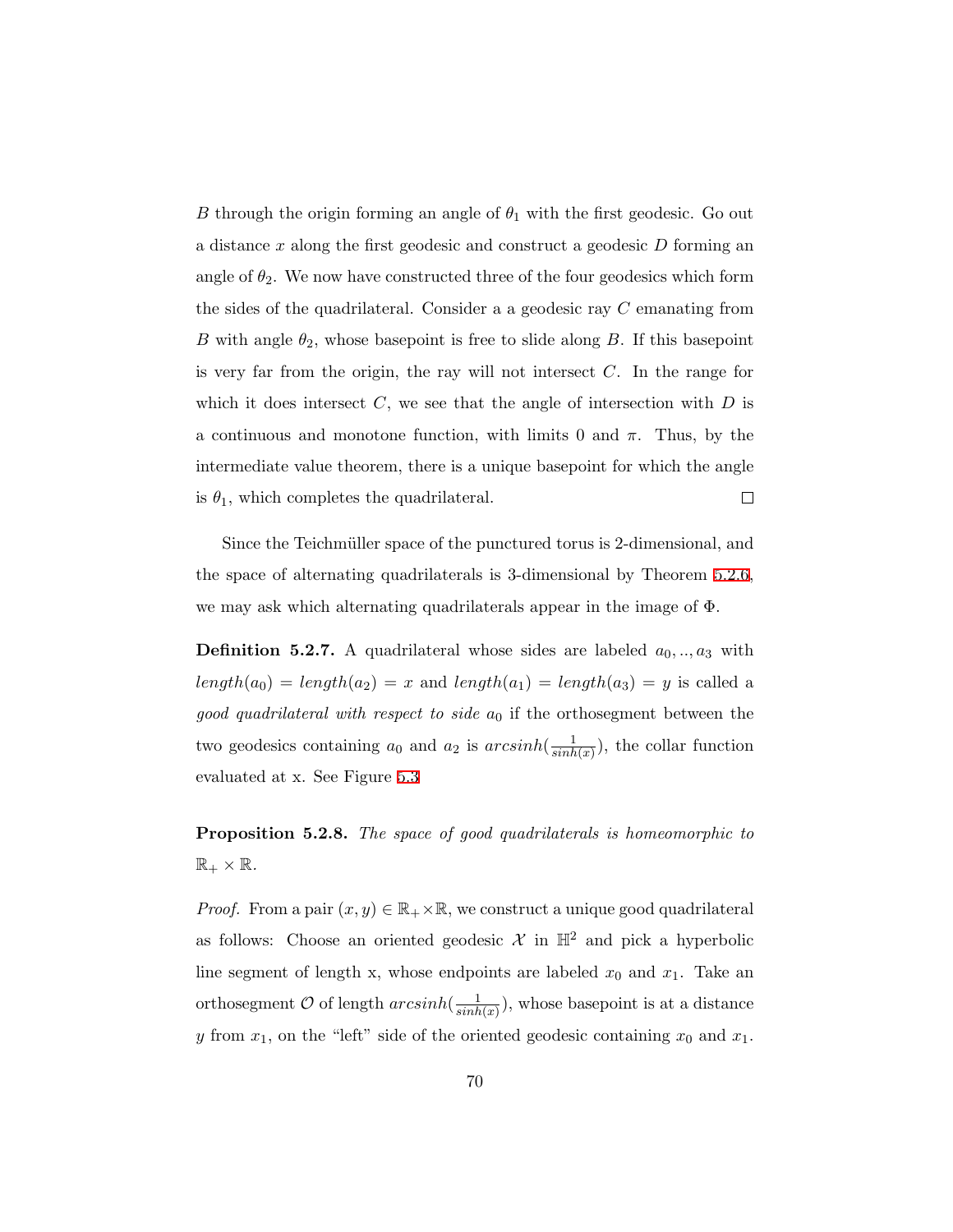$B$ through the origin forming an angle of $\theta_1$ with the first geodesic. Go out a distance $x$ along the first geodesic and construct a geodesic $D$ forming an angle of $\theta_2$. We now have constructed three of the four geodesics which form the sides of the quadrilateral. Consider a a geodesic ray $C$ emanating from $B$ with angle $\theta_2$, whose basepoint is free to slide along $B$. If this basepoint is very far from the origin, the ray will not intersect $C$. In the range for which it does intersect $C$, we see that the angle of intersection with $D$ is a continuous and monotone function, with limits 0 and $\pi$. Thus, by the intermediate value theorem, there is a unique basepoint for which the angle is $\theta_1$, which completes the quadrilateral. $\square$

Since the Teichmüller space of the punctured torus is 2-dimensional, and the space of alternating quadrilaterals is 3-dimensional by Theorem 5.2.6, we may ask which alternating quadrilaterals appear in the image of $\Phi$.

**Definition 5.2.7.** A quadrilateral whose sides are labeled $a_0, .., a_3$ with $length(a_0) = length(a_2) = x$ and $length(a_1) = length(a_3) = y$ is called a *good quadrilateral with respect to side* $a_0$ if the orthosegment between the two geodesics containing $a_0$ and $a_2$ is $arcsinh(\frac{1}{sinh(x)})$, the collar function evaluated at x. See Figure 5.3

**Proposition 5.2.8.** *The space of good quadrilaterals is homeomorphic to* $\mathbb{R}_+ \times \mathbb{R}$.

*Proof.* From a pair $(x, y) \in \mathbb{R}_+ \times \mathbb{R}$, we construct a unique good quadrilateral as follows: Choose an oriented geodesic $\mathcal{X}$ in $\mathbb{H}^2$ and pick a hyperbolic line segment of length x, whose endpoints are labeled $x_0$ and $x_1$. Take an orthosegment $\mathcal{O}$ of length $arcsinh(\frac{1}{sinh(x)})$, whose basepoint is at a distance $y$ from $x_1$, on the "left" side of the oriented geodesic containing $x_0$ and $x_1$.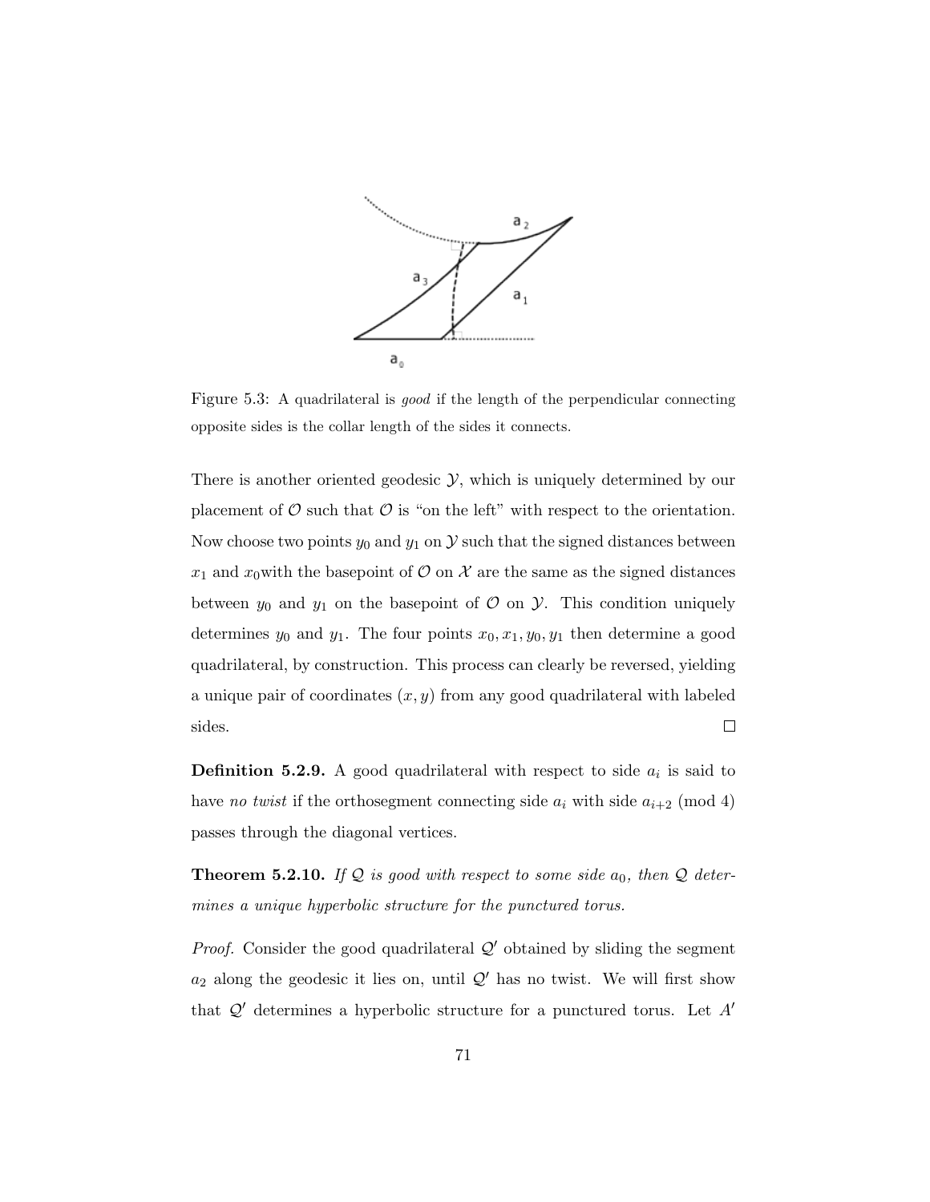Figure 5.3: A quadrilateral is *good* if the length of the perpendicular connecting opposite sides is the collar length of the sides it connects.

There is another oriented geodesic $\mathcal{Y}$, which is uniquely determined by our placement of $\mathcal{O}$ such that $\mathcal{O}$ is "on the left" with respect to the orientation. Now choose two points $y_0$ and $y_1$ on $\mathcal{Y}$ such that the signed distances between $x_1$ and $x_0$with the basepoint of $\mathcal{O}$ on $\mathcal{X}$ are the same as the signed distances between $y_0$ and $y_1$ on the basepoint of $\mathcal{O}$ on $\mathcal{Y}$. This condition uniquely determines $y_0$ and $y_1$. The four points $x_0, x_1, y_0, y_1$ then determine a good quadrilateral, by construction. This process can clearly be reversed, yielding a unique pair of coordinates $(x, y)$ from any good quadrilateral with labeled sides. $\square$

**Definition 5.2.9.** A good quadrilateral with respect to side $a_i$ is said to have *no twist* if the orthosegment connecting side $a_i$ with side $a_{i+2}$ (mod 4) passes through the diagonal vertices.

**Theorem 5.2.10.** *If $\mathcal{Q}$ is good with respect to some side $a_0$, then $\mathcal{Q}$ determines a unique hyperbolic structure for the punctured torus.*

*Proof.* Consider the good quadrilateral $\mathcal{Q}'$ obtained by sliding the segment $a_2$ along the geodesic it lies on, until $\mathcal{Q}'$ has no twist. We will first show that $\mathcal{Q}'$ determines a hyperbolic structure for a punctured torus. Let $A'$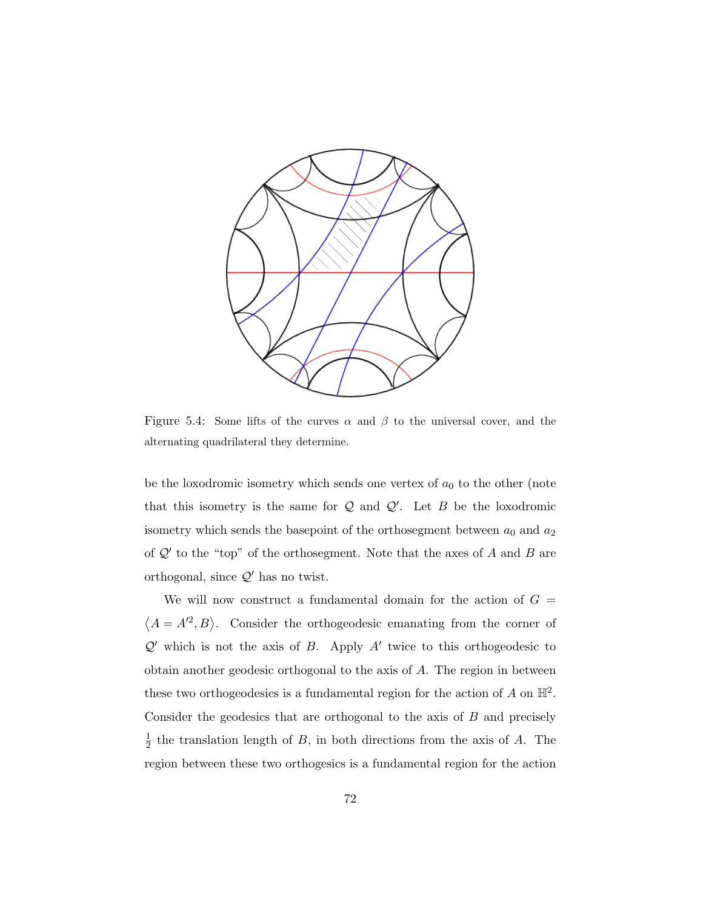Figure 5.4: Some lifts of the curves $\alpha$ and $\beta$ to the universal cover, and the alternating quadrilateral they determine.

be the loxodromic isometry which sends one vertex of $a_0$ to the other (note that this isometry is the same for $\mathcal{Q}$ and $\mathcal{Q}'$. Let $B$ be the loxodromic isometry which sends the basepoint of the orthosegment between $a_0$ and $a_2$ of $\mathcal{Q}'$ to the "top" of the orthosegment. Note that the axes of $A$ and $B$ are orthogonal, since $\mathcal{Q}'$ has no twist.

We will now construct a fundamental domain for the action of $G = \langle A = A'^2, B \rangle$. Consider the orthogeodesic emanating from the corner of $\mathcal{Q}'$ which is not the axis of $B$. Apply $A'$ twice to this orthogeodesic to obtain another geodesic orthogonal to the axis of $A$. The region in between these two orthogeodesics is a fundamental region for the action of $A$ on $\mathbb{H}^2$. Consider the geodesics that are orthogonal to the axis of $B$ and precisely $\frac{1}{2}$ the translation length of $B$, in both directions from the axis of $A$. The region between these two orthogesics is a fundamental region for the action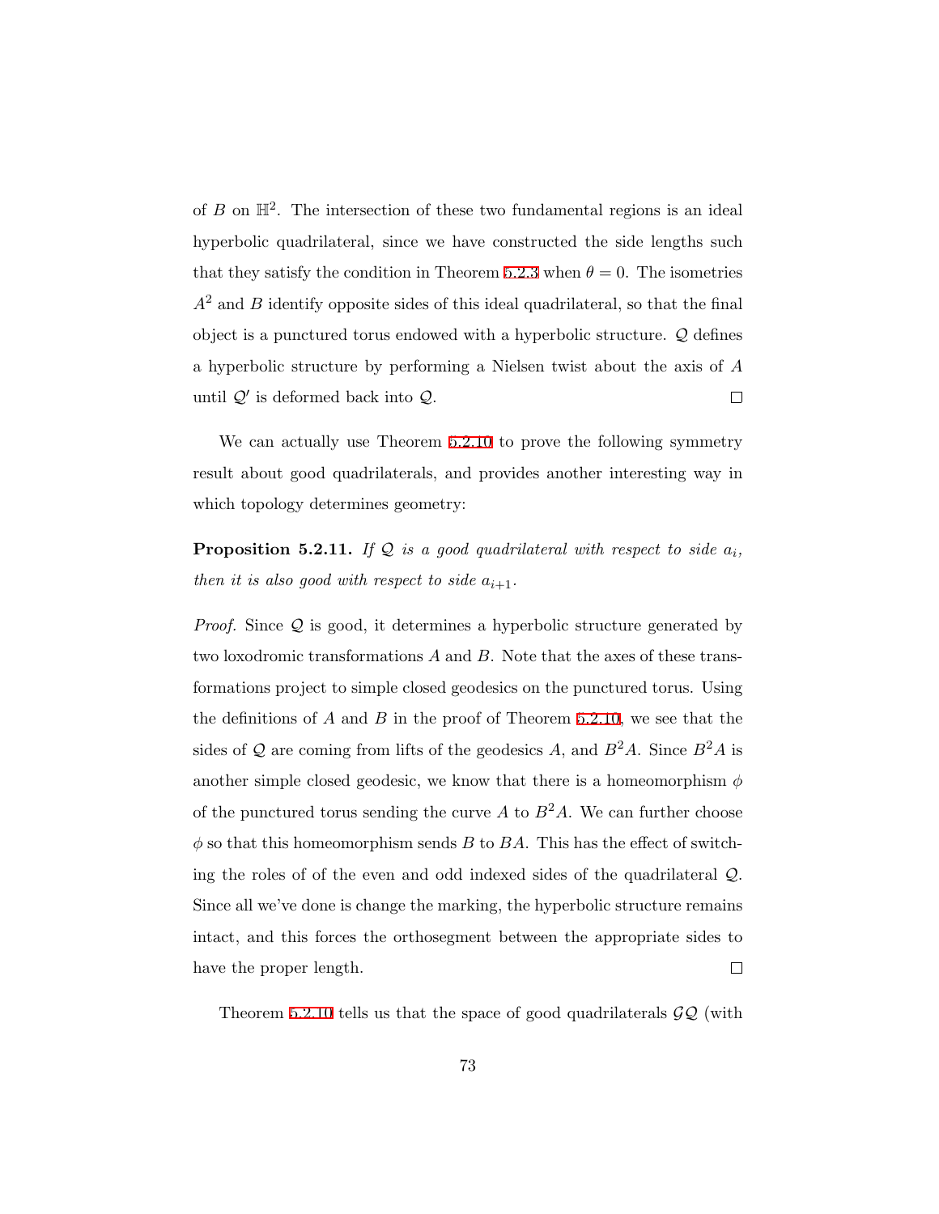of $B$ on $\mathbb{H}^2$. The intersection of these two fundamental regions is an ideal hyperbolic quadrilateral, since we have constructed the side lengths such that they satisfy the condition in Theorem 5.2.3 when $\theta = 0$. The isometries $A^2$ and $B$ identify opposite sides of this ideal quadrilateral, so that the final object is a punctured torus endowed with a hyperbolic structure. $\mathcal{Q}$ defines a hyperbolic structure by performing a Nielsen twist about the axis of $A$ until $\mathcal{Q}'$ is deformed back into $\mathcal{Q}$. □

We can actually use Theorem 5.2.10 to prove the following symmetry result about good quadrilaterals, and provides another interesting way in which topology determines geometry:

**Proposition 5.2.11.** *If $\mathcal{Q}$ is a good quadrilateral with respect to side $a_i$, then it is also good with respect to side $a_{i+1}$.*

*Proof.* Since $\mathcal{Q}$ is good, it determines a hyperbolic structure generated by two loxodromic transformations $A$ and $B$. Note that the axes of these transformations project to simple closed geodesics on the punctured torus. Using the definitions of $A$ and $B$ in the proof of Theorem 5.2.10, we see that the sides of $\mathcal{Q}$ are coming from lifts of the geodesics $A$, and $B^2A$. Since $B^2A$ is another simple closed geodesic, we know that there is a homeomorphism $\phi$ of the punctured torus sending the curve $A$ to $B^2A$. We can further choose $\phi$ so that this homeomorphism sends $B$ to $BA$. This has the effect of switching the roles of of the even and odd indexed sides of the quadrilateral $\mathcal{Q}$. Since all we've done is change the marking, the hyperbolic structure remains intact, and this forces the orthosegment between the appropriate sides to have the proper length. □

Theorem 5.2.10 tells us that the space of good quadrilaterals $\mathcal{GQ}$ (with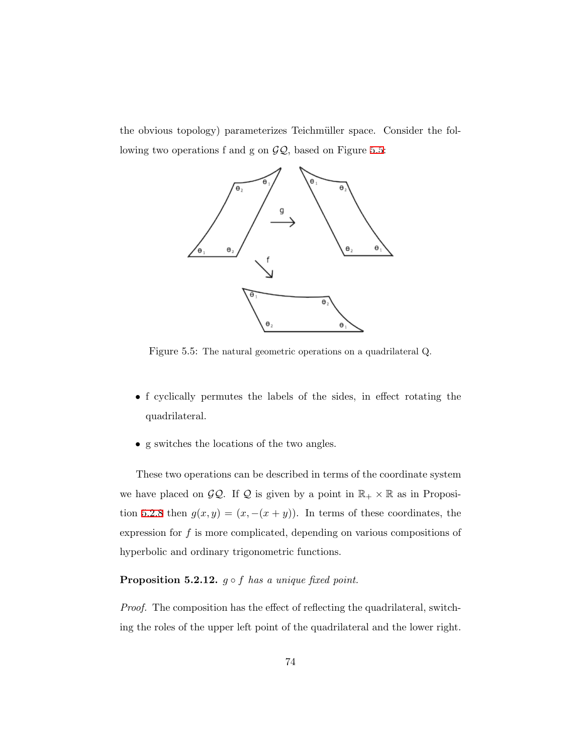the obvious topology) parameterizes Teichmüller space. Consider the following two operations f and g on $\mathcal{GQ}$, based on Figure 5.5:

Figure 5.5: The natural geometric operations on a quadrilateral Q.

- f cyclically permutes the labels of the sides, in effect rotating the quadrilateral.
- g switches the locations of the two angles.

These two operations can be described in terms of the coordinate system we have placed on $\mathcal{GQ}$. If $\mathcal{Q}$ is given by a point in $\mathbb{R}_+ \times \mathbb{R}$ as in Proposition 5.2.8 then $g(x, y) = (x, -(x + y))$. In terms of these coordinates, the expression for $f$ is more complicated, depending on various compositions of hyperbolic and ordinary trigonometric functions.

**Proposition 5.2.12.** *$g \circ f$ has a unique fixed point.*

*Proof.* The composition has the effect of reflecting the quadrilateral, switching the roles of the upper left point of the quadrilateral and the lower right.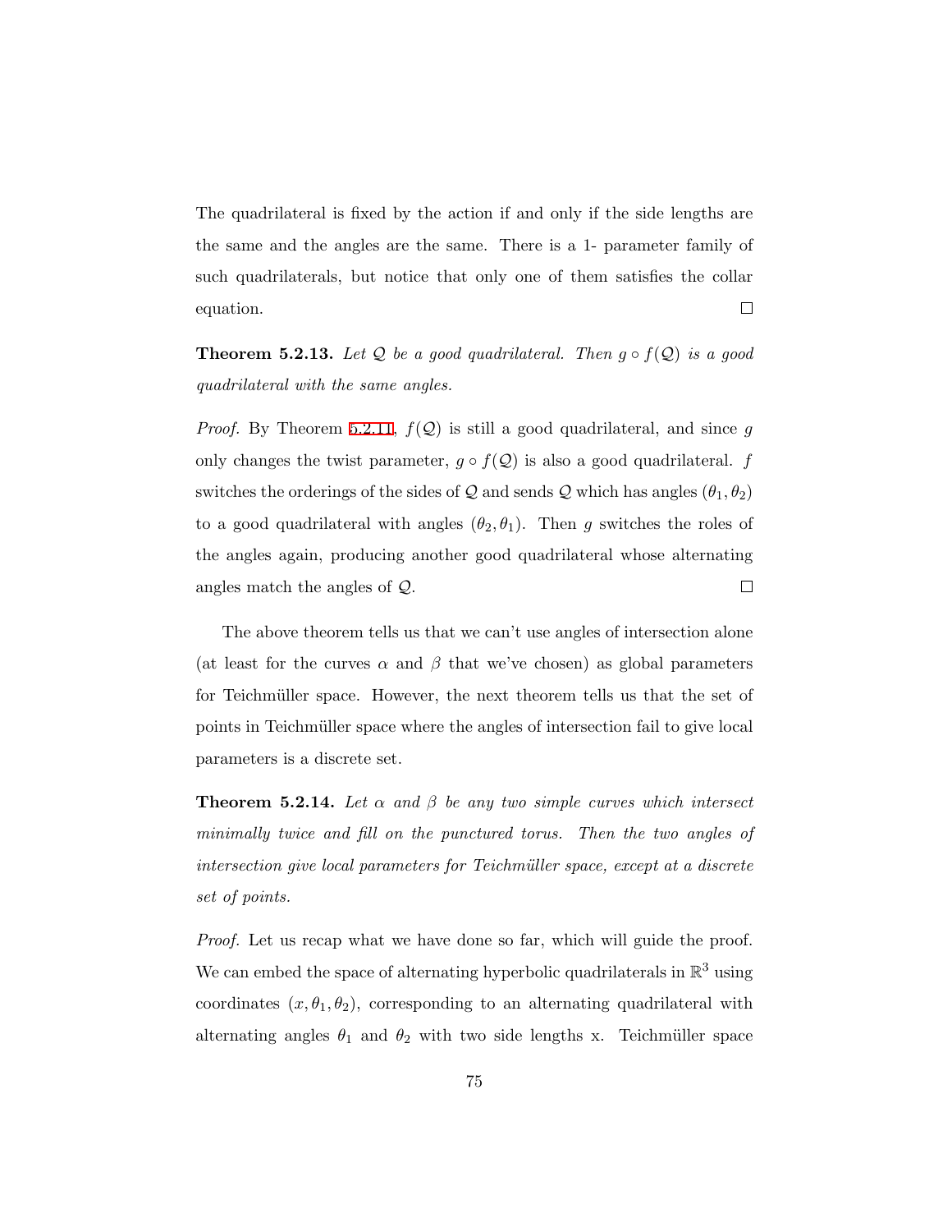The quadrilateral is fixed by the action if and only if the side lengths are the same and the angles are the same. There is a 1- parameter family of such quadrilaterals, but notice that only one of them satisfies the collar equation. □

**Theorem 5.2.13.** *Let $\mathcal{Q}$ be a good quadrilateral. Then $g \circ f(\mathcal{Q})$ is a good quadrilateral with the same angles.*

*Proof.* By Theorem 5.2.11, $f(\mathcal{Q})$ is still a good quadrilateral, and since $g$ only changes the twist parameter, $g \circ f(\mathcal{Q})$ is also a good quadrilateral. $f$ switches the orderings of the sides of $\mathcal{Q}$ and sends $\mathcal{Q}$ which has angles $(\theta_1, \theta_2)$ to a good quadrilateral with angles $(\theta_2, \theta_1)$. Then $g$ switches the roles of the angles again, producing another good quadrilateral whose alternating angles match the angles of $\mathcal{Q}$. □

The above theorem tells us that we can't use angles of intersection alone (at least for the curves $\alpha$ and $\beta$ that we've chosen) as global parameters for Teichmüller space. However, the next theorem tells us that the set of points in Teichmüller space where the angles of intersection fail to give local parameters is a discrete set.

**Theorem 5.2.14.** *Let $\alpha$ and $\beta$ be any two simple curves which intersect minimally twice and fill on the punctured torus. Then the two angles of intersection give local parameters for Teichmüller space, except at a discrete set of points.*

*Proof.* Let us recap what we have done so far, which will guide the proof. We can embed the space of alternating hyperbolic quadrilaterals in $\mathbb{R}^3$ using coordinates $(x, \theta_1, \theta_2)$, corresponding to an alternating quadrilateral with alternating angles $\theta_1$ and $\theta_2$ with two side lengths x. Teichmüller space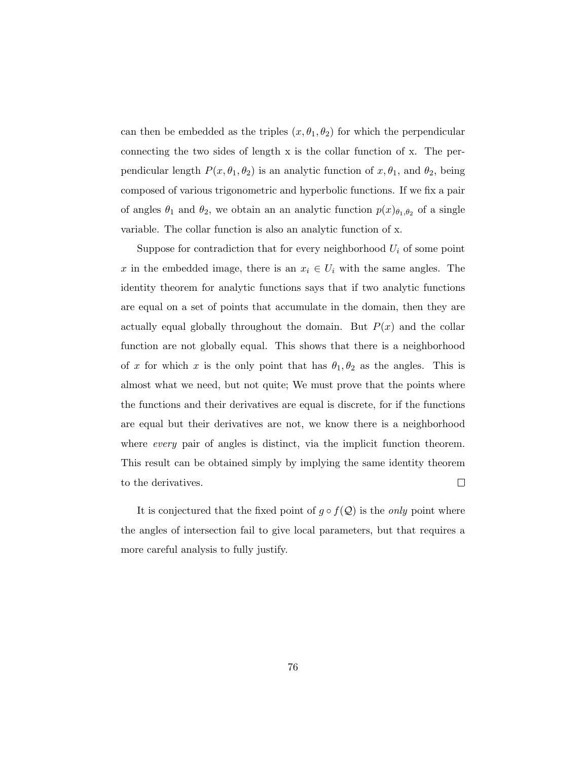can then be embedded as the triples $(x, \theta_1, \theta_2)$ for which the perpendicular connecting the two sides of length x is the collar function of x. The perpendicular length $P(x, \theta_1, \theta_2)$ is an analytic function of $x, \theta_1$, and $\theta_2$, being composed of various trigonometric and hyperbolic functions. If we fix a pair of angles $\theta_1$ and $\theta_2$, we obtain an an analytic function $p(x)_{\theta_1,\theta_2}$ of a single variable. The collar function is also an analytic function of x.

Suppose for contradiction that for every neighborhood $U_i$ of some point $x$ in the embedded image, there is an $x_i \in U_i$ with the same angles. The identity theorem for analytic functions says that if two analytic functions are equal on a set of points that accumulate in the domain, then they are actually equal globally throughout the domain. But $P(x)$ and the collar function are not globally equal. This shows that there is a neighborhood of $x$ for which $x$ is the only point that has $\theta_1, \theta_2$ as the angles. This is almost what we need, but not quite; We must prove that the points where the functions and their derivatives are equal is discrete, for if the functions are equal but their derivatives are not, we know there is a neighborhood where *every* pair of angles is distinct, via the implicit function theorem. This result can be obtained simply by implying the same identity theorem to the derivatives. □

It is conjectured that the fixed point of $g \circ f(\mathcal{Q})$ is the *only* point where the angles of intersection fail to give local parameters, but that requires a more careful analysis to fully justify.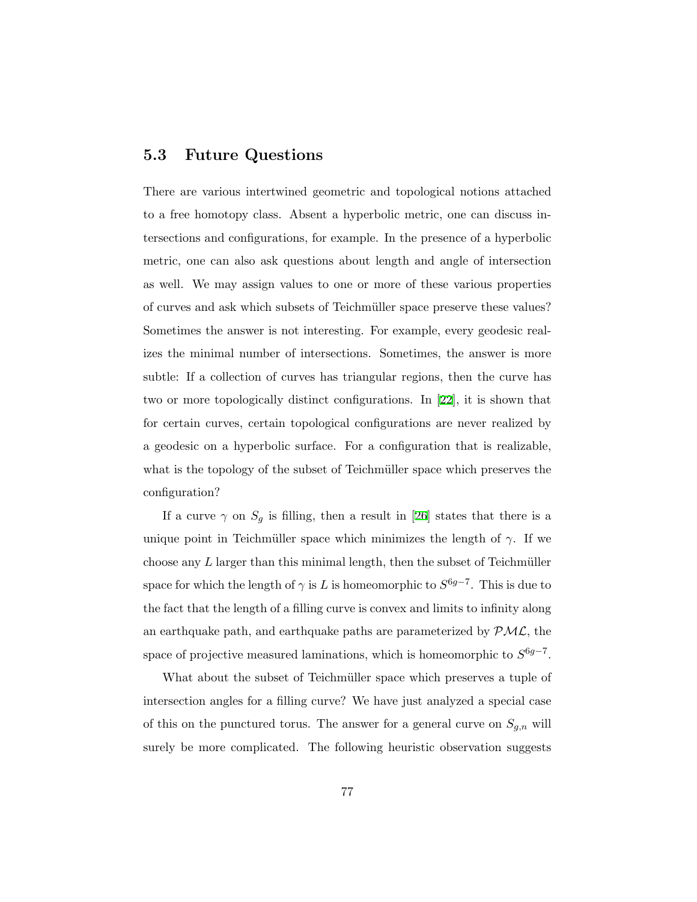## 5.3 Future Questions

There are various intertwined geometric and topological notions attached to a free homotopy class. Absent a hyperbolic metric, one can discuss intersections and configurations, for example. In the presence of a hyperbolic metric, one can also ask questions about length and angle of intersection as well. We may assign values to one or more of these various properties of curves and ask which subsets of Teichmüller space preserve these values? Sometimes the answer is not interesting. For example, every geodesic realizes the minimal number of intersections. Sometimes, the answer is more subtle: If a collection of curves has triangular regions, then the curve has two or more topologically distinct configurations. In [22], it is shown that for certain curves, certain topological configurations are never realized by a geodesic on a hyperbolic surface. For a configuration that is realizable, what is the topology of the subset of Teichmüller space which preserves the configuration?

If a curve $\gamma$ on $S_g$ is filling, then a result in [26] states that there is a unique point in Teichmüller space which minimizes the length of $\gamma$. If we choose any $L$ larger than this minimal length, then the subset of Teichmüller space for which the length of $\gamma$ is $L$ is homeomorphic to $S^{6g-7}$. This is due to the fact that the length of a filling curve is convex and limits to infinity along an earthquake path, and earthquake paths are parameterized by $\mathcal{PML}$, the space of projective measured laminations, which is homeomorphic to $S^{6g-7}$.

What about the subset of Teichmüller space which preserves a tuple of intersection angles for a filling curve? We have just analyzed a special case of this on the punctured torus. The answer for a general curve on $S_{g,n}$ will surely be more complicated. The following heuristic observation suggests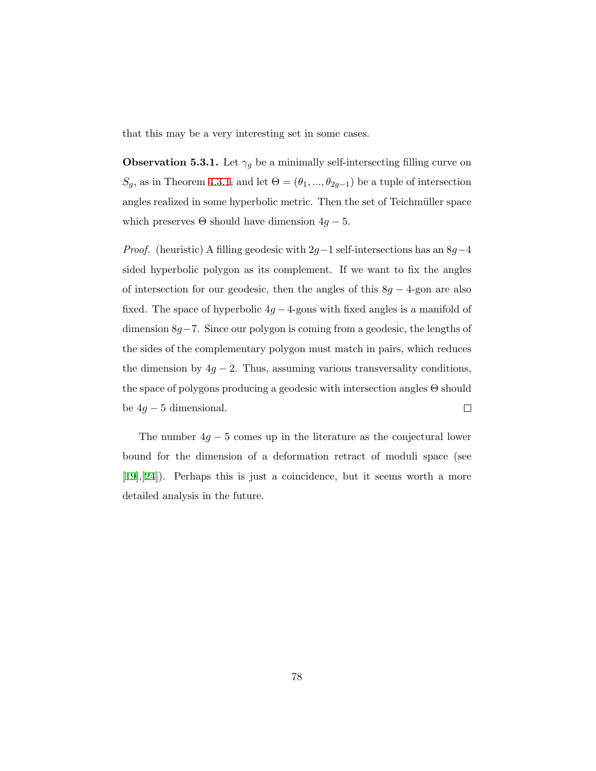that this may be a very interesting set in some cases.

**Observation 5.3.1.** Let $\gamma_g$ be a minimally self-intersecting filling curve on $S_g$, as in Theorem 4.3.1, and let $\Theta = (\theta_1, ..., \theta_{2g-1})$ be a tuple of intersection angles realized in some hyperbolic metric. Then the set of Teichmüller space which preserves $\Theta$ should have dimension $4g-5$.

*Proof.* (heuristic) A filling geodesic with $2g-1$ self-intersections has an $8g-4$ sided hyperbolic polygon as its complement. If we want to fix the angles of intersection for our geodesic, then the angles of this $8g-4$-gon are also fixed. The space of hyperbolic $4g-4$-gons with fixed angles is a manifold of dimension $8g-7$. Since our polygon is coming from a geodesic, the lengths of the sides of the complementary polygon must match in pairs, which reduces the dimension by $4g-2$. Thus, assuming various transversality conditions, the space of polygons producing a geodesic with intersection angles $\Theta$ should be $4g-5$ dimensional. $\square$

The number $4g-5$ comes up in the literature as the conjectural lower bound for the dimension of a deformation retract of moduli space (see [19],[24]). Perhaps this is just a coincidence, but it seems worth a more detailed analysis in the future.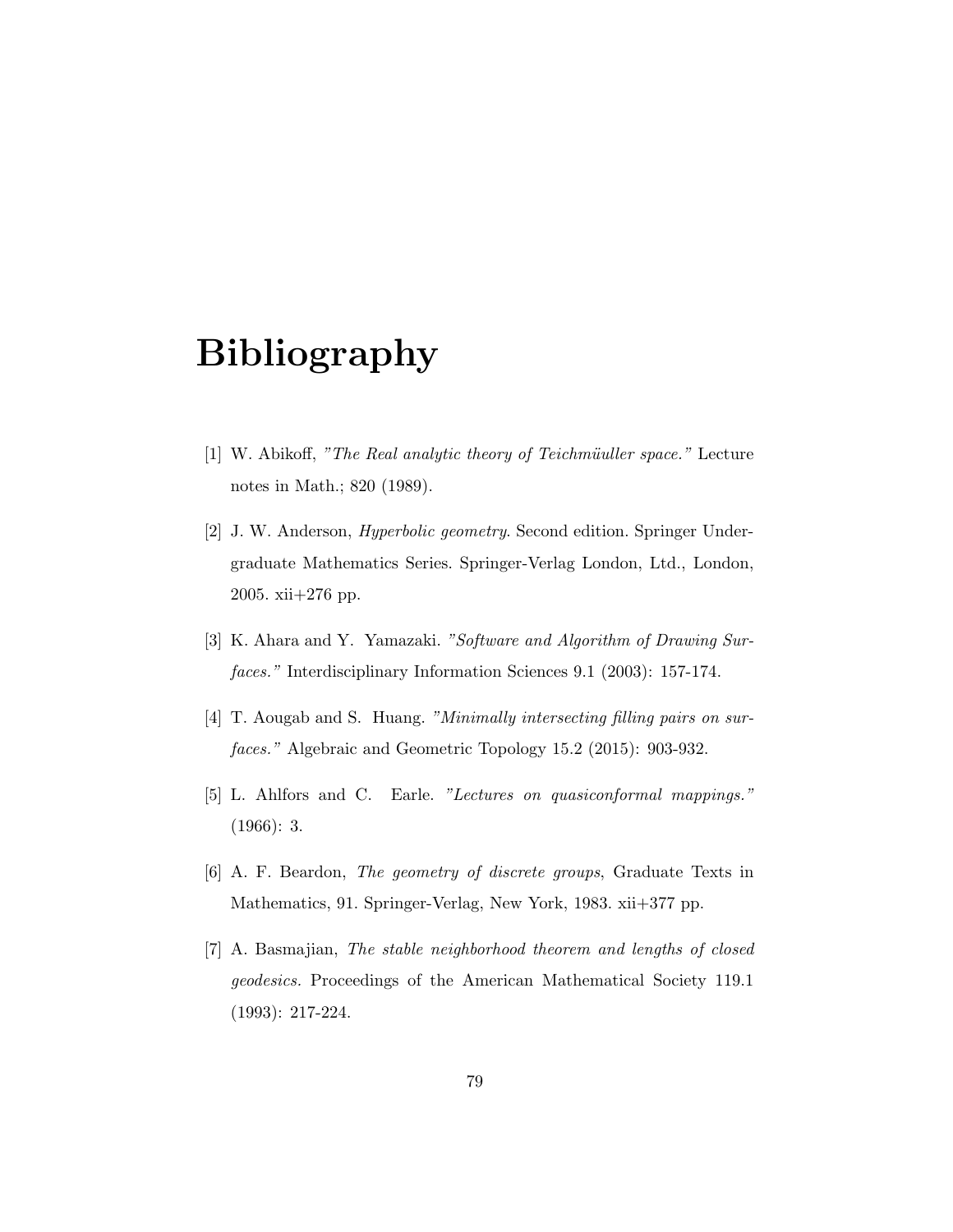# Bibliography

[1] W. Abikoff, *"The Real analytic theory of Teichmüuller space."* Lecture notes in Math.; 820 (1989).

[2] J. W. Anderson, *Hyperbolic geometry*. Second edition. Springer Undergraduate Mathematics Series. Springer-Verlag London, Ltd., London, 2005. xii+276 pp.

[3] K. Ahara and Y. Yamazaki. *"Software and Algorithm of Drawing Surfaces."* Interdisciplinary Information Sciences 9.1 (2003): 157-174.

[4] T. Aougab and S. Huang. *"Minimally intersecting filling pairs on surfaces."* Algebraic and Geometric Topology 15.2 (2015): 903-932.

[5] L. Ahlfors and C. Earle. *"Lectures on quasiconformal mappings."* (1966): 3.

[6] A. F. Beardon, *The geometry of discrete groups*, Graduate Texts in Mathematics, 91. Springer-Verlag, New York, 1983. xii+377 pp.

[7] A. Basmajian, *The stable neighborhood theorem and lengths of closed geodesics.* Proceedings of the American Mathematical Society 119.1 (1993): 217-224.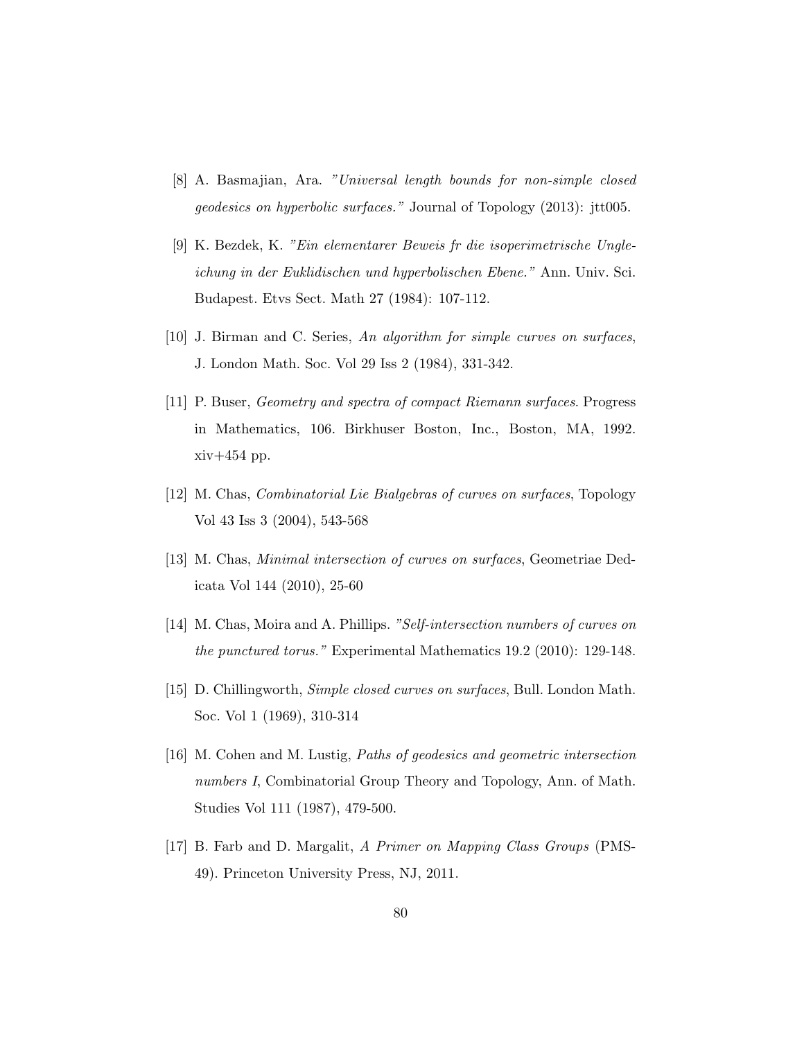[8] A. Basmajian, Ara. *"Universal length bounds for non-simple closed geodesics on hyperbolic surfaces."* Journal of Topology (2013): jtt005.

[9] K. Bezdek, K. *"Ein elementarer Beweis fr die isoperimetrische Ungleichung in der Euklidischen und hyperbolischen Ebene."* Ann. Univ. Sci. Budapest. Etvs Sect. Math 27 (1984): 107-112.

[10] J. Birman and C. Series, *An algorithm for simple curves on surfaces*, J. London Math. Soc. Vol 29 Iss 2 (1984), 331-342.

[11] P. Buser, *Geometry and spectra of compact Riemann surfaces*. Progress in Mathematics, 106. Birkhuser Boston, Inc., Boston, MA, 1992. xiv+454 pp.

[12] M. Chas, *Combinatorial Lie Bialgebras of curves on surfaces*, Topology Vol 43 Iss 3 (2004), 543-568

[13] M. Chas, *Minimal intersection of curves on surfaces*, Geometriae Dedicata Vol 144 (2010), 25-60

[14] M. Chas, Moira and A. Phillips. *"Self-intersection numbers of curves on the punctured torus."* Experimental Mathematics 19.2 (2010): 129-148.

[15] D. Chillingworth, *Simple closed curves on surfaces*, Bull. London Math. Soc. Vol 1 (1969), 310-314

[16] M. Cohen and M. Lustig, *Paths of geodesics and geometric intersection numbers I*, Combinatorial Group Theory and Topology, Ann. of Math. Studies Vol 111 (1987), 479-500.

[17] B. Farb and D. Margalit, *A Primer on Mapping Class Groups* (PMS-49). Princeton University Press, NJ, 2011.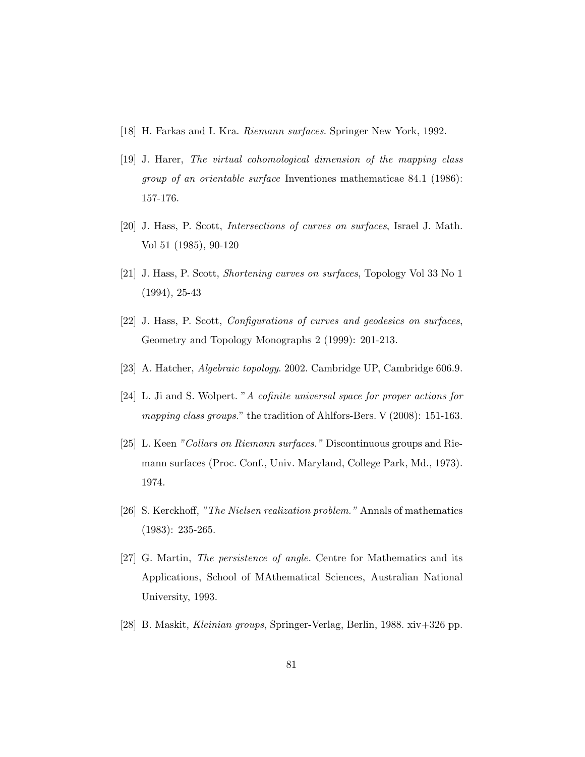[18] H. Farkas and I. Kra. *Riemann surfaces*. Springer New York, 1992.

[19] J. Harer, *The virtual cohomological dimension of the mapping class group of an orientable surface* Inventiones mathematicae 84.1 (1986): 157-176.

[20] J. Hass, P. Scott, *Intersections of curves on surfaces*, Israel J. Math. Vol 51 (1985), 90-120

[21] J. Hass, P. Scott, *Shortening curves on surfaces*, Topology Vol 33 No 1 (1994), 25-43

[22] J. Hass, P. Scott, *Configurations of curves and geodesics on surfaces*, Geometry and Topology Monographs 2 (1999): 201-213.

[23] A. Hatcher, *Algebraic topology*. 2002. Cambridge UP, Cambridge 606.9.

[24] L. Ji and S. Wolpert. "*A cofinite universal space for proper actions for mapping class groups.*" the tradition of Ahlfors-Bers. V (2008): 151-163.

[25] L. Keen *"Collars on Riemann surfaces."* Discontinuous groups and Riemann surfaces (Proc. Conf., Univ. Maryland, College Park, Md., 1973). 1974.

[26] S. Kerckhoff, *"The Nielsen realization problem."* Annals of mathematics (1983): 235-265.

[27] G. Martin, *The persistence of angle.* Centre for Mathematics and its Applications, School of MAthematical Sciences, Australian National University, 1993.

[28] B. Maskit, *Kleinian groups*, Springer-Verlag, Berlin, 1988. xiv+326 pp.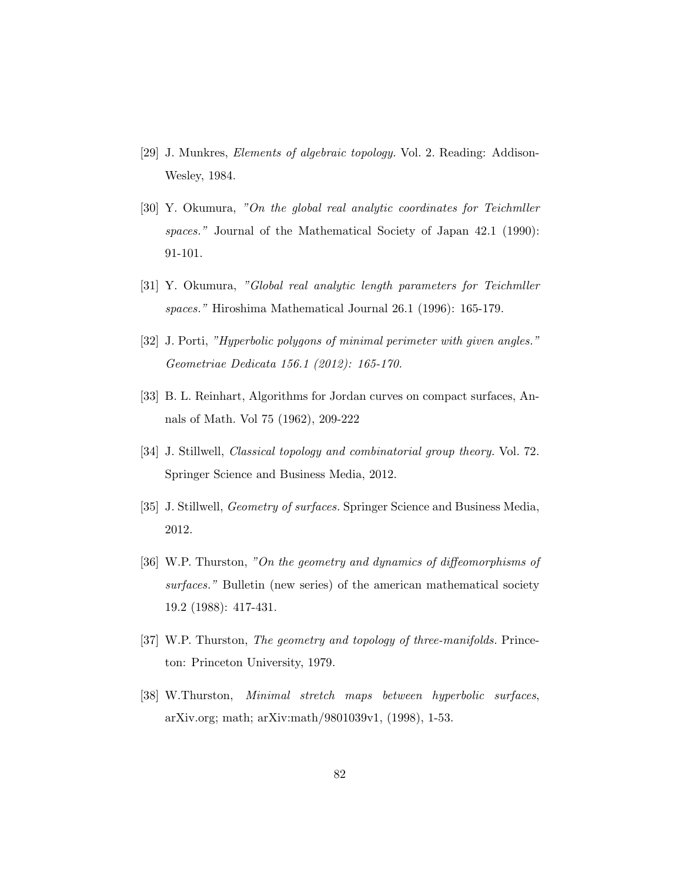[29] J. Munkres, *Elements of algebraic topology.* Vol. 2. Reading: Addison-Wesley, 1984.

[30] Y. Okumura, *"On the global real analytic coordinates for Teichmller spaces."* Journal of the Mathematical Society of Japan 42.1 (1990): 91-101.

[31] Y. Okumura, *"Global real analytic length parameters for Teichmller spaces."* Hiroshima Mathematical Journal 26.1 (1996): 165-179.

[32] J. Porti, *"Hyperbolic polygons of minimal perimeter with given angles." Geometriae Dedicata 156.1 (2012): 165-170.*

[33] B. L. Reinhart, Algorithms for Jordan curves on compact surfaces, Annals of Math. Vol 75 (1962), 209-222

[34] J. Stillwell, *Classical topology and combinatorial group theory.* Vol. 72. Springer Science and Business Media, 2012.

[35] J. Stillwell, *Geometry of surfaces.* Springer Science and Business Media, 2012.

[36] W.P. Thurston, *"On the geometry and dynamics of diffeomorphisms of surfaces."* Bulletin (new series) of the american mathematical society 19.2 (1988): 417-431.

[37] W.P. Thurston, *The geometry and topology of three-manifolds.* Princeton: Princeton University, 1979.

[38] W.Thurston, *Minimal stretch maps between hyperbolic surfaces*, arXiv.org; math; arXiv:math/9801039v1, (1998), 1-53.